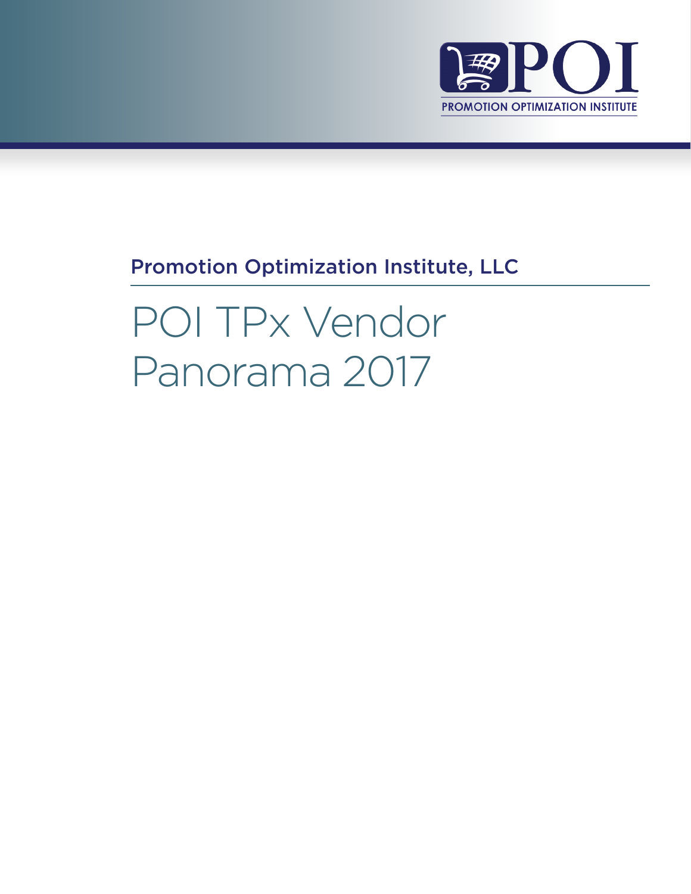POI

PROMOTION OPTIMIZATION INSTITUTE

Promotion Optimization Institute, LLC

# POI TPx Vendor Panorama 2017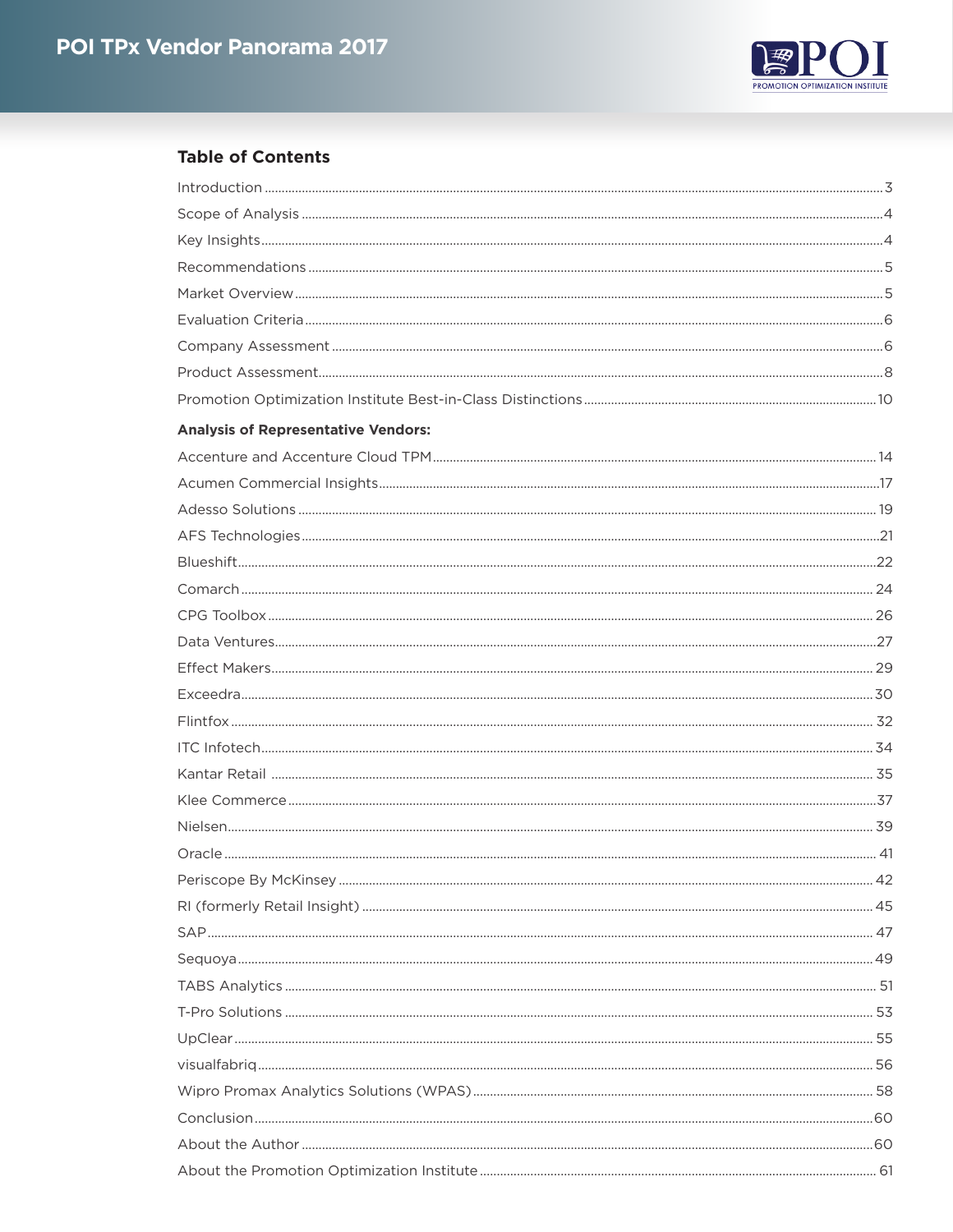## Table of Contents

| Section | Page |
|---|---|
| Introduction | 3 |
| Scope of Analysis | 4 |
| Key Insights | 4 |
| Recommendations | 5 |
| Market Overview | 5 |
| Evaluation Criteria | 6 |
| Company Assessment | 6 |
| Product Assessment | 8 |
| Promotion Optimization Institute Best-in-Class Distinctions | 10 |

**Analysis of Representative Vendors:**

| Vendor | Page |
|---|---|
| Accenture and Accenture Cloud TPM | 14 |
| Acumen Commercial Insights | 17 |
| Adesso Solutions | 19 |
| AFS Technologies | 21 |
| Blueshift | 22 |
| Comarch | 24 |
| CPG Toolbox | 26 |
| Data Ventures | 27 |
| Effect Makers | 29 |
| Exceedra | 30 |
| Flintfox | 32 |
| ITC Infotech | 34 |
| Kantar Retail | 35 |
| Klee Commerce | 37 |
| Nielsen | 39 |
| Oracle | 41 |
| Periscope By McKinsey | 42 |
| RI (formerly Retail Insight) | 45 |
| SAP | 47 |
| Sequoya | 49 |
| TABS Analytics | 51 |
| T-Pro Solutions | 53 |
| UpClear | 55 |
| visualfabriq | 56 |
| Wipro Promax Analytics Solutions (WPAS) | 58 |
| Conclusion | 60 |
| About the Author | 60 |
| About the Promotion Optimization Institute | 61 |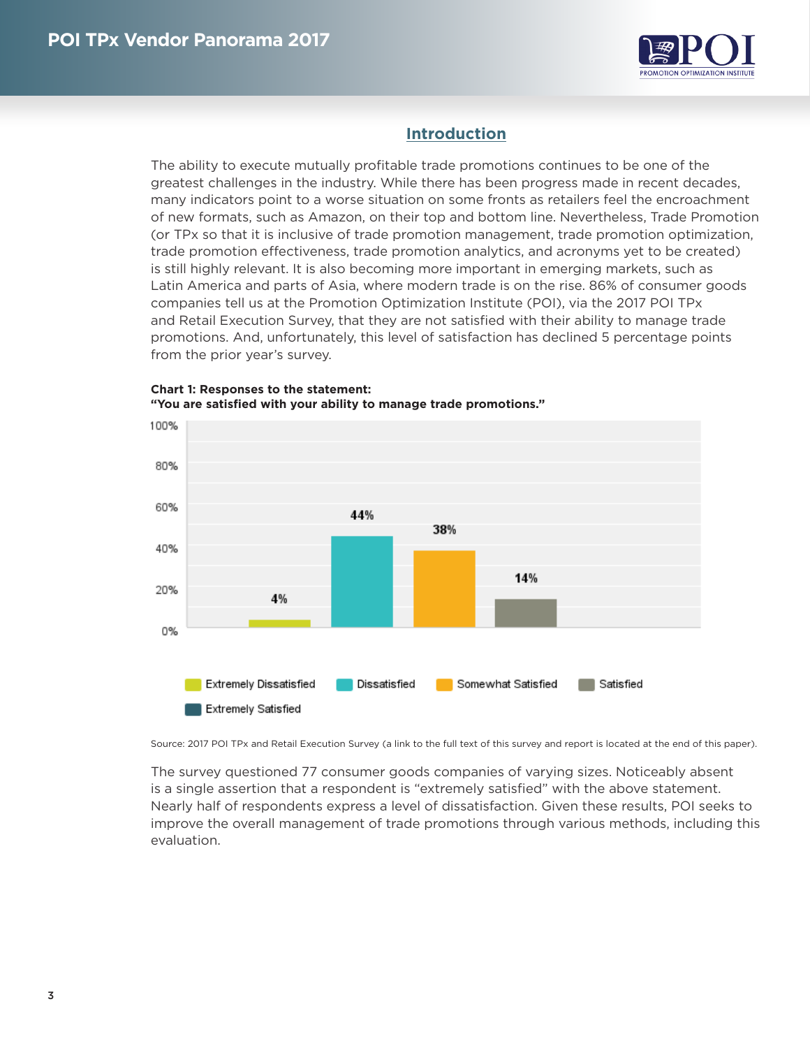## Introduction

The ability to execute mutually profitable trade promotions continues to be one of the greatest challenges in the industry. While there has been progress made in recent decades, many indicators point to a worse situation on some fronts as retailers feel the encroachment of new formats, such as Amazon, on their top and bottom line. Nevertheless, Trade Promotion (or TPx so that it is inclusive of trade promotion management, trade promotion optimization, trade promotion effectiveness, trade promotion analytics, and acronyms yet to be created) is still highly relevant. It is also becoming more important in emerging markets, such as Latin America and parts of Asia, where modern trade is on the rise. 86% of consumer goods companies tell us at the Promotion Optimization Institute (POI), via the 2017 POI TPx and Retail Execution Survey, that they are not satisfied with their ability to manage trade promotions. And, unfortunately, this level of satisfaction has declined 5 percentage points from the prior year's survey.

**Chart 1: Responses to the statement:**
**"You are satisfied with your ability to manage trade promotions."**

| Response | Percentage |
|---|---|
| Extremely Dissatisfied | 4% |
| Dissatisfied | 44% |
| Somewhat Satisfied | 38% |
| Satisfied | 14% |
| Extremely Satisfied | |

Source: 2017 POI TPx and Retail Execution Survey (a link to the full text of this survey and report is located at the end of this paper).

The survey questioned 77 consumer goods companies of varying sizes. Noticeably absent is a single assertion that a respondent is "extremely satisfied" with the above statement. Nearly half of respondents express a level of dissatisfaction. Given these results, POI seeks to improve the overall management of trade promotions through various methods, including this evaluation.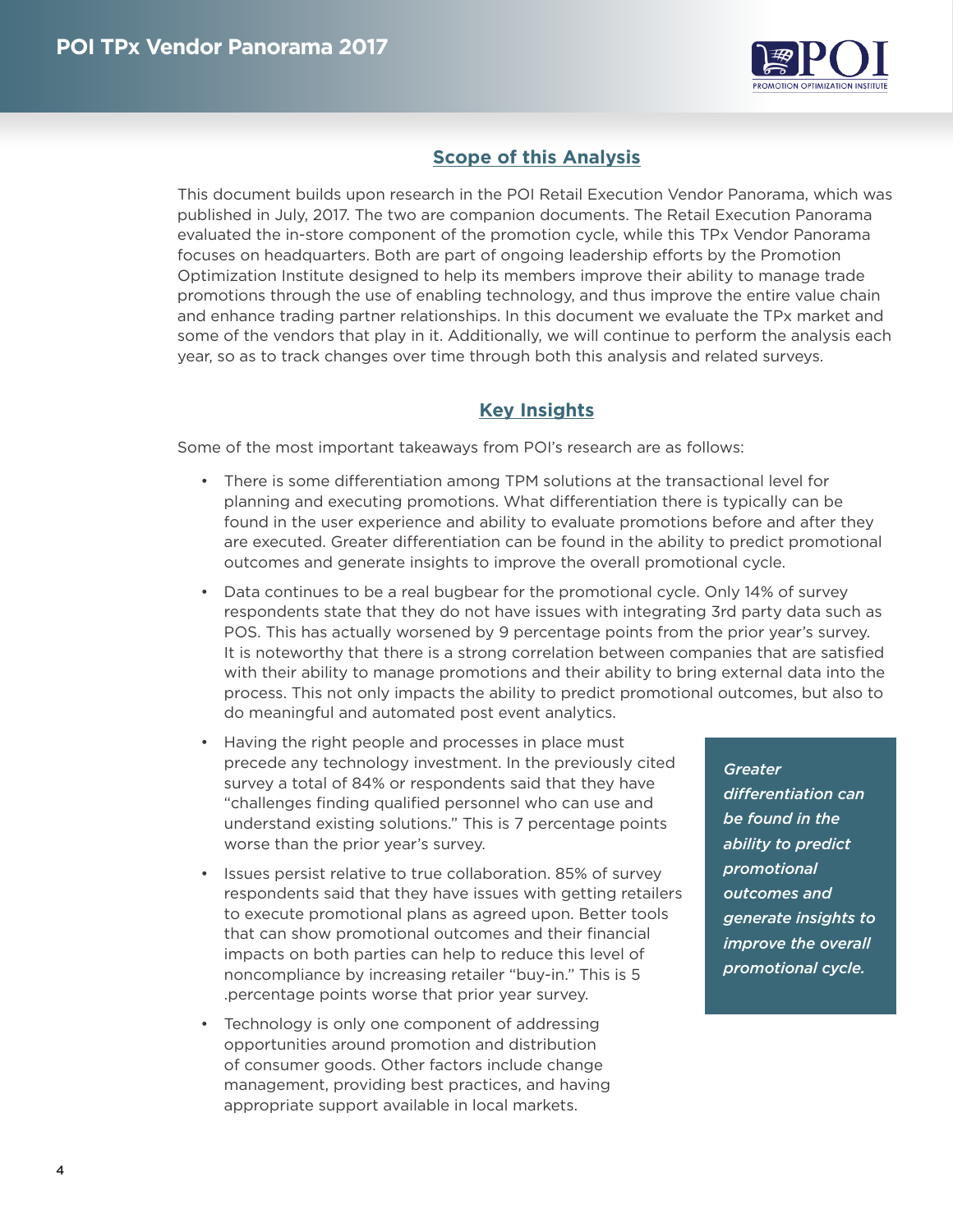## Scope of this Analysis

This document builds upon research in the POI Retail Execution Vendor Panorama, which was published in July, 2017. The two are companion documents. The Retail Execution Panorama evaluated the in-store component of the promotion cycle, while this TPx Vendor Panorama focuses on headquarters. Both are part of ongoing leadership efforts by the Promotion Optimization Institute designed to help its members improve their ability to manage trade promotions through the use of enabling technology, and thus improve the entire value chain and enhance trading partner relationships. In this document we evaluate the TPx market and some of the vendors that play in it. Additionally, we will continue to perform the analysis each year, so as to track changes over time through both this analysis and related surveys.

## Key Insights

Some of the most important takeaways from POI's research are as follows:

- There is some differentiation among TPM solutions at the transactional level for planning and executing promotions. What differentiation there is typically can be found in the user experience and ability to evaluate promotions before and after they are executed. Greater differentiation can be found in the ability to predict promotional outcomes and generate insights to improve the overall promotional cycle.
- Data continues to be a real bugbear for the promotional cycle. Only 14% of survey respondents state that they do not have issues with integrating 3rd party data such as POS. This has actually worsened by 9 percentage points from the prior year's survey. It is noteworthy that there is a strong correlation between companies that are satisfied with their ability to manage promotions and their ability to bring external data into the process. This not only impacts the ability to predict promotional outcomes, but also to do meaningful and automated post event analytics.
- Having the right people and processes in place must precede any technology investment. In the previously cited survey a total of 84% or respondents said that they have "challenges finding qualified personnel who can use and understand existing solutions." This is 7 percentage points worse than the prior year's survey.
- Issues persist relative to true collaboration. 85% of survey respondents said that they have issues with getting retailers to execute promotional plans as agreed upon. Better tools that can show promotional outcomes and their financial impacts on both parties can help to reduce this level of noncompliance by increasing retailer "buy-in." This is 5 .percentage points worse that prior year survey.
- Technology is only one component of addressing opportunities around promotion and distribution of consumer goods. Other factors include change management, providing best practices, and having appropriate support available in local markets.

> *Greater differentiation can be found in the ability to predict promotional outcomes and generate insights to improve the overall promotional cycle.*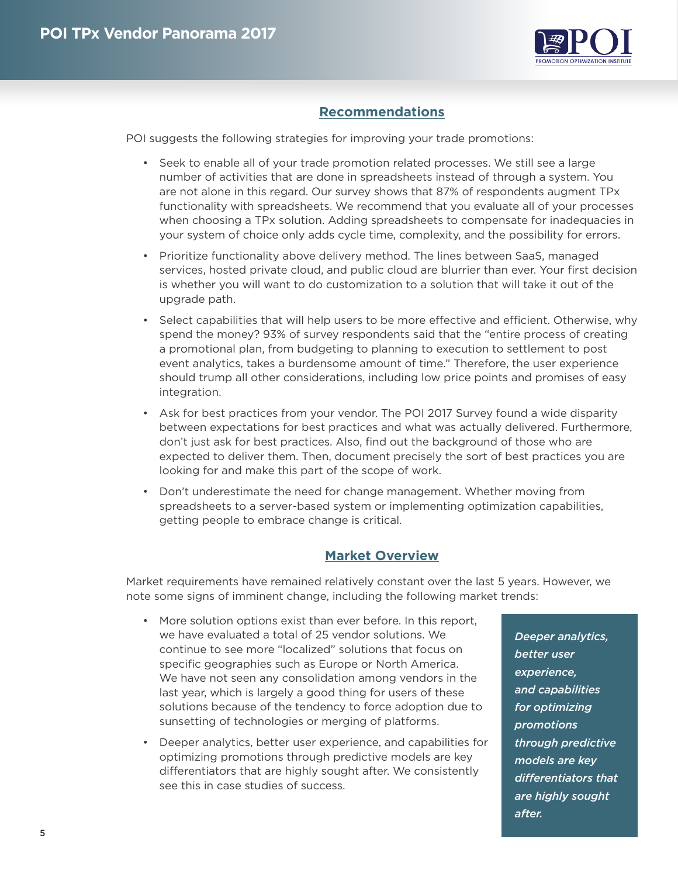## Recommendations

POI suggests the following strategies for improving your trade promotions:

- Seek to enable all of your trade promotion related processes. We still see a large number of activities that are done in spreadsheets instead of through a system. You are not alone in this regard. Our survey shows that 87% of respondents augment TPx functionality with spreadsheets. We recommend that you evaluate all of your processes when choosing a TPx solution. Adding spreadsheets to compensate for inadequacies in your system of choice only adds cycle time, complexity, and the possibility for errors.
- Prioritize functionality above delivery method. The lines between SaaS, managed services, hosted private cloud, and public cloud are blurrier than ever. Your first decision is whether you will want to do customization to a solution that will take it out of the upgrade path.
- Select capabilities that will help users to be more effective and efficient. Otherwise, why spend the money? 93% of survey respondents said that the "entire process of creating a promotional plan, from budgeting to planning to execution to settlement to post event analytics, takes a burdensome amount of time." Therefore, the user experience should trump all other considerations, including low price points and promises of easy integration.
- Ask for best practices from your vendor. The POI 2017 Survey found a wide disparity between expectations for best practices and what was actually delivered. Furthermore, don't just ask for best practices. Also, find out the background of those who are expected to deliver them. Then, document precisely the sort of best practices you are looking for and make this part of the scope of work.
- Don't underestimate the need for change management. Whether moving from spreadsheets to a server-based system or implementing optimization capabilities, getting people to embrace change is critical.

## Market Overview

Market requirements have remained relatively constant over the last 5 years. However, we note some signs of imminent change, including the following market trends:

- More solution options exist than ever before. In this report, we have evaluated a total of 25 vendor solutions. We continue to see more "localized" solutions that focus on specific geographies such as Europe or North America. We have not seen any consolidation among vendors in the last year, which is largely a good thing for users of these solutions because of the tendency to force adoption due to sunsetting of technologies or merging of platforms.
- Deeper analytics, better user experience, and capabilities for optimizing promotions through predictive models are key differentiators that are highly sought after. We consistently see this in case studies of success.

*Deeper analytics, better user experience, and capabilities for optimizing promotions through predictive models are key differentiators that are highly sought after.*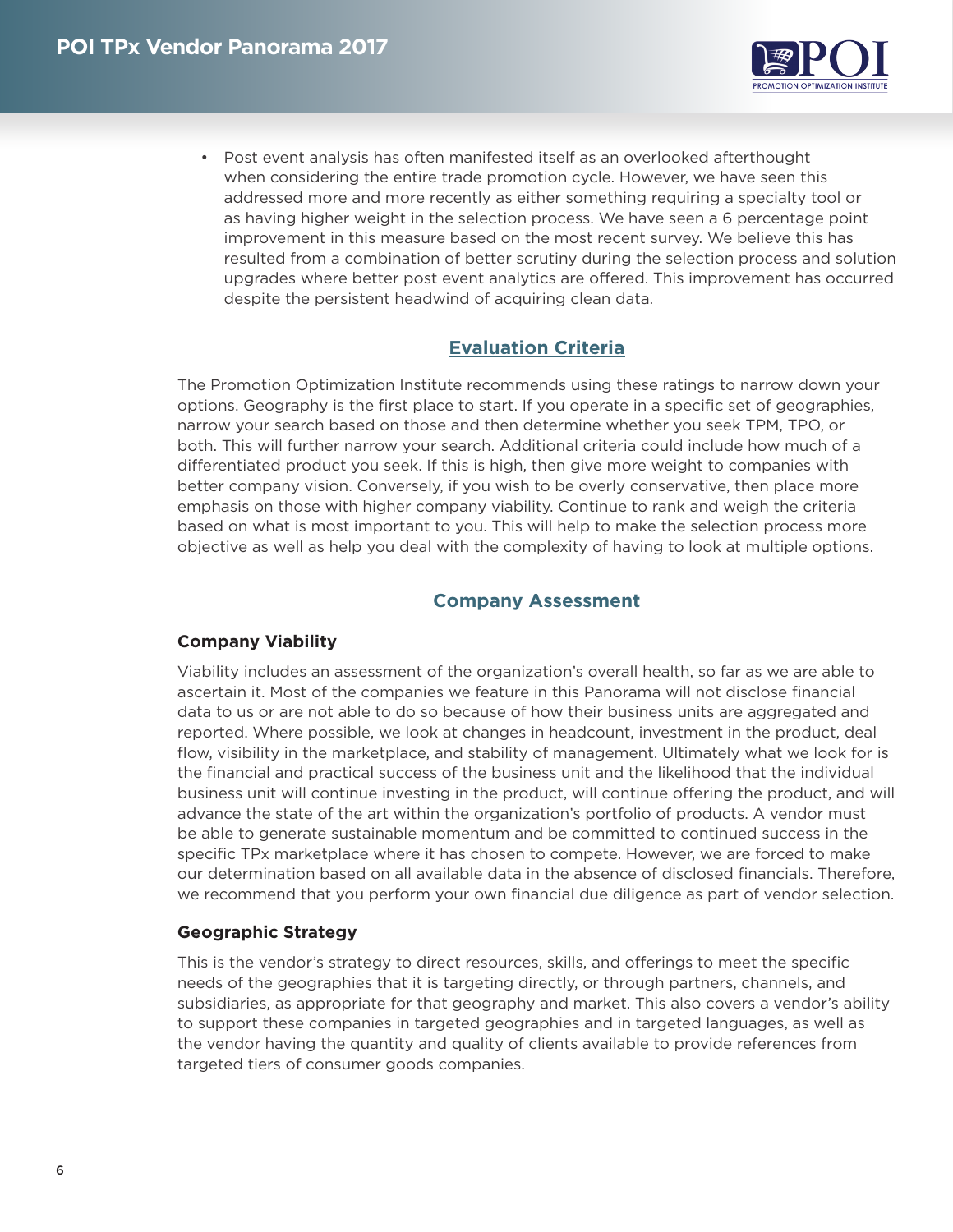- Post event analysis has often manifested itself as an overlooked afterthought when considering the entire trade promotion cycle. However, we have seen this addressed more and more recently as either something requiring a specialty tool or as having higher weight in the selection process. We have seen a 6 percentage point improvement in this measure based on the most recent survey. We believe this has resulted from a combination of better scrutiny during the selection process and solution upgrades where better post event analytics are offered. This improvement has occurred despite the persistent headwind of acquiring clean data.

## Evaluation Criteria

The Promotion Optimization Institute recommends using these ratings to narrow down your options. Geography is the first place to start. If you operate in a specific set of geographies, narrow your search based on those and then determine whether you seek TPM, TPO, or both. This will further narrow your search. Additional criteria could include how much of a differentiated product you seek. If this is high, then give more weight to companies with better company vision. Conversely, if you wish to be overly conservative, then place more emphasis on those with higher company viability. Continue to rank and weigh the criteria based on what is most important to you. This will help to make the selection process more objective as well as help you deal with the complexity of having to look at multiple options.

## Company Assessment

### Company Viability

Viability includes an assessment of the organization's overall health, so far as we are able to ascertain it. Most of the companies we feature in this Panorama will not disclose financial data to us or are not able to do so because of how their business units are aggregated and reported. Where possible, we look at changes in headcount, investment in the product, deal flow, visibility in the marketplace, and stability of management. Ultimately what we look for is the financial and practical success of the business unit and the likelihood that the individual business unit will continue investing in the product, will continue offering the product, and will advance the state of the art within the organization's portfolio of products. A vendor must be able to generate sustainable momentum and be committed to continued success in the specific TPx marketplace where it has chosen to compete. However, we are forced to make our determination based on all available data in the absence of disclosed financials. Therefore, we recommend that you perform your own financial due diligence as part of vendor selection.

### Geographic Strategy

This is the vendor's strategy to direct resources, skills, and offerings to meet the specific needs of the geographies that it is targeting directly, or through partners, channels, and subsidiaries, as appropriate for that geography and market. This also covers a vendor's ability to support these companies in targeted geographies and in targeted languages, as well as the vendor having the quantity and quality of clients available to provide references from targeted tiers of consumer goods companies.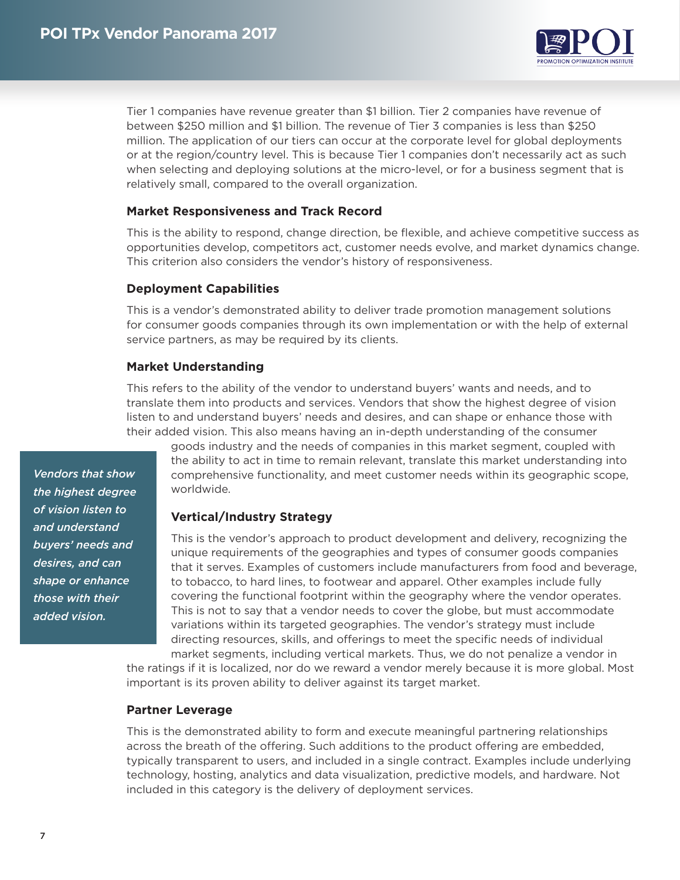Tier 1 companies have revenue greater than $1 billion. Tier 2 companies have revenue of between $250 million and $1 billion. The revenue of Tier 3 companies is less than $250 million. The application of our tiers can occur at the corporate level for global deployments or at the region/country level. This is because Tier 1 companies don't necessarily act as such when selecting and deploying solutions at the micro-level, or for a business segment that is relatively small, compared to the overall organization.

### Market Responsiveness and Track Record

This is the ability to respond, change direction, be flexible, and achieve competitive success as opportunities develop, competitors act, customer needs evolve, and market dynamics change. This criterion also considers the vendor's history of responsiveness.

### Deployment Capabilities

This is a vendor's demonstrated ability to deliver trade promotion management solutions for consumer goods companies through its own implementation or with the help of external service partners, as may be required by its clients.

### Market Understanding

This refers to the ability of the vendor to understand buyers' wants and needs, and to translate them into products and services. Vendors that show the highest degree of vision listen to and understand buyers' needs and desires, and can shape or enhance those with their added vision. This also means having an in-depth understanding of the consumer goods industry and the needs of companies in this market segment, coupled with the ability to act in time to remain relevant, translate this market understanding into comprehensive functionality, and meet customer needs within its geographic scope, worldwide.

> *Vendors that show the highest degree of vision listen to and understand buyers' needs and desires, and can shape or enhance those with their added vision.*

### Vertical/Industry Strategy

This is the vendor's approach to product development and delivery, recognizing the unique requirements of the geographies and types of consumer goods companies that it serves. Examples of customers include manufacturers from food and beverage, to tobacco, to hard lines, to footwear and apparel. Other examples include fully covering the functional footprint within the geography where the vendor operates. This is not to say that a vendor needs to cover the globe, but must accommodate variations within its targeted geographies. The vendor's strategy must include directing resources, skills, and offerings to meet the specific needs of individual market segments, including vertical markets. Thus, we do not penalize a vendor in the ratings if it is localized, nor do we reward a vendor merely because it is more global. Most important is its proven ability to deliver against its target market.

### Partner Leverage

This is the demonstrated ability to form and execute meaningful partnering relationships across the breath of the offering. Such additions to the product offering are embedded, typically transparent to users, and included in a single contract. Examples include underlying technology, hosting, analytics and data visualization, predictive models, and hardware. Not included in this category is the delivery of deployment services.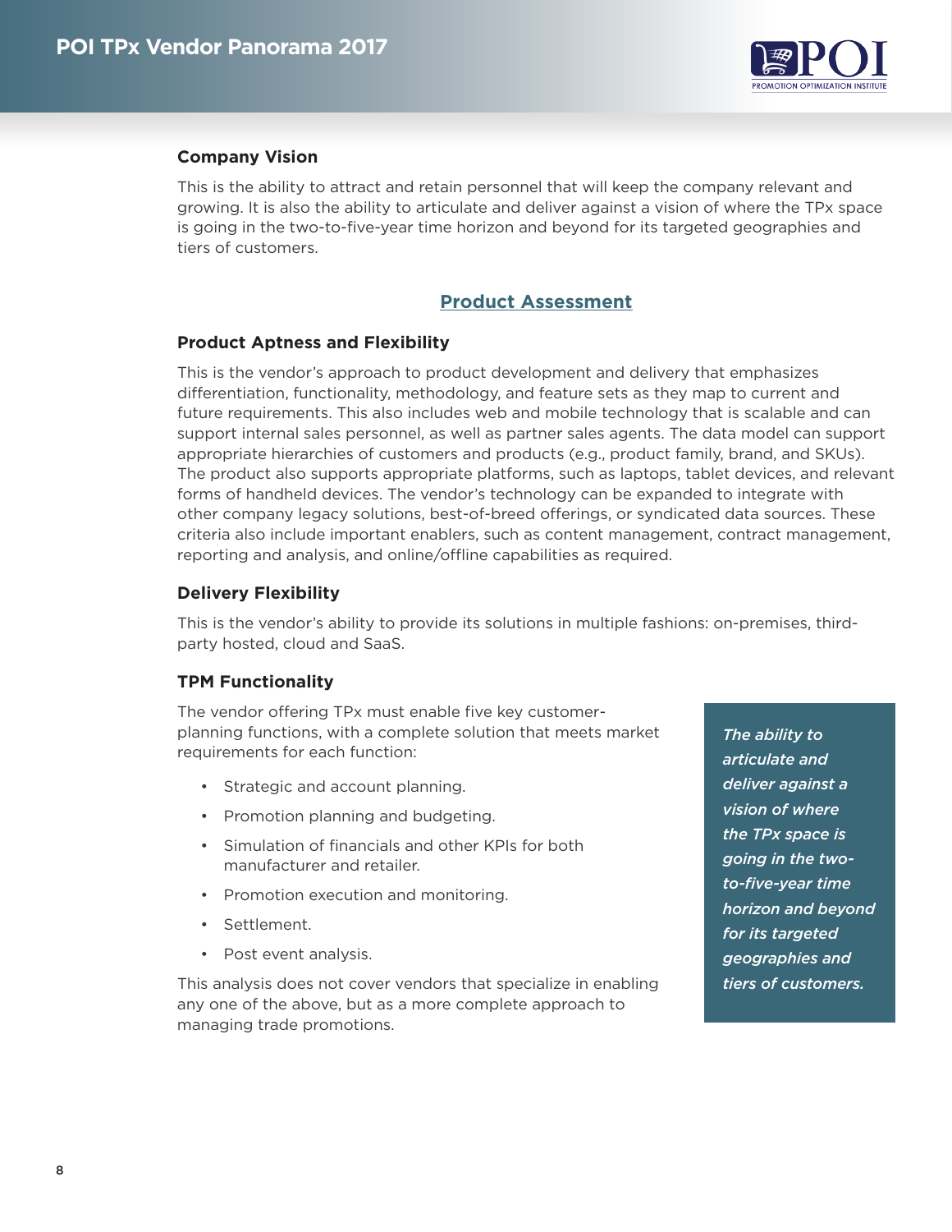### Company Vision

This is the ability to attract and retain personnel that will keep the company relevant and growing. It is also the ability to articulate and deliver against a vision of where the TPx space is going in the two-to-five-year time horizon and beyond for its targeted geographies and tiers of customers.

## Product Assessment

### Product Aptness and Flexibility

This is the vendor's approach to product development and delivery that emphasizes differentiation, functionality, methodology, and feature sets as they map to current and future requirements. This also includes web and mobile technology that is scalable and can support internal sales personnel, as well as partner sales agents. The data model can support appropriate hierarchies of customers and products (e.g., product family, brand, and SKUs). The product also supports appropriate platforms, such as laptops, tablet devices, and relevant forms of handheld devices. The vendor's technology can be expanded to integrate with other company legacy solutions, best-of-breed offerings, or syndicated data sources. These criteria also include important enablers, such as content management, contract management, reporting and analysis, and online/offline capabilities as required.

### Delivery Flexibility

This is the vendor's ability to provide its solutions in multiple fashions: on-premises, third-party hosted, cloud and SaaS.

### TPM Functionality

The vendor offering TPx must enable five key customer-planning functions, with a complete solution that meets market requirements for each function:

- Strategic and account planning.
- Promotion planning and budgeting.
- Simulation of financials and other KPIs for both manufacturer and retailer.
- Promotion execution and monitoring.
- Settlement.
- Post event analysis.

This analysis does not cover vendors that specialize in enabling any one of the above, but as a more complete approach to managing trade promotions.

> *The ability to articulate and deliver against a vision of where the TPx space is going in the two-to-five-year time horizon and beyond for its targeted geographies and tiers of customers.*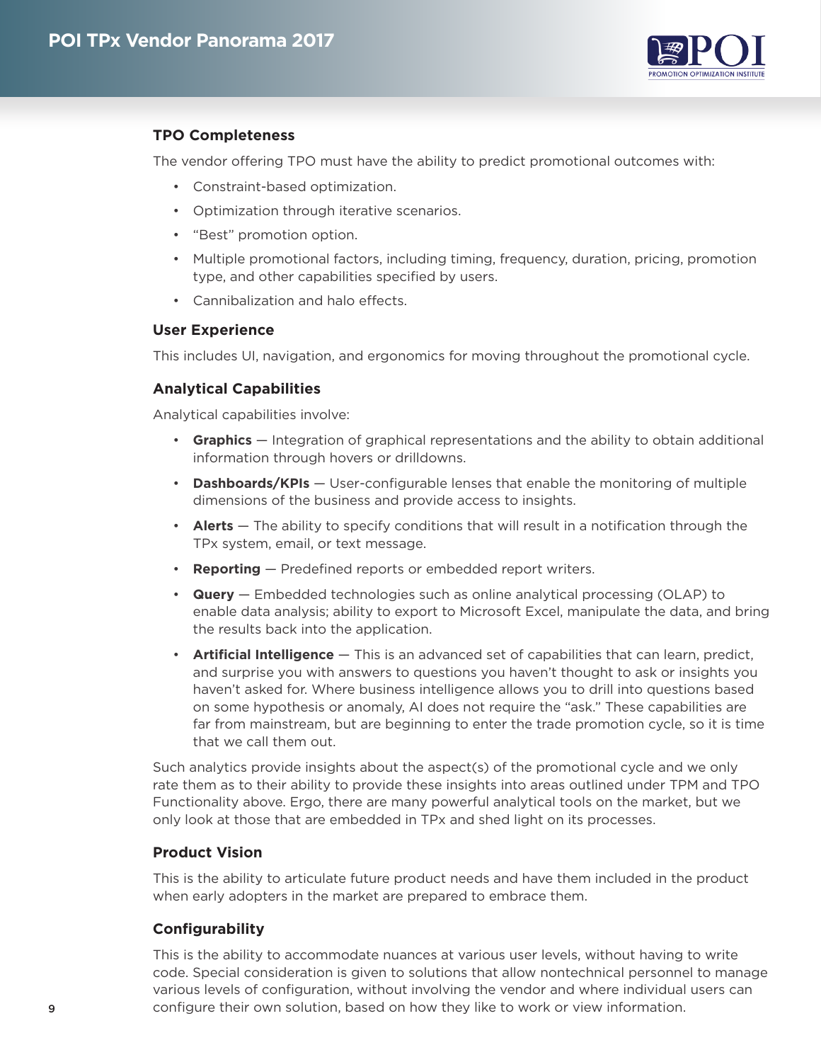### TPO Completeness

The vendor offering TPO must have the ability to predict promotional outcomes with:

- Constraint-based optimization.
- Optimization through iterative scenarios.
- "Best" promotion option.
- Multiple promotional factors, including timing, frequency, duration, pricing, promotion type, and other capabilities specified by users.
- Cannibalization and halo effects.

### User Experience

This includes UI, navigation, and ergonomics for moving throughout the promotional cycle.

### Analytical Capabilities

Analytical capabilities involve:

- **Graphics** — Integration of graphical representations and the ability to obtain additional information through hovers or drilldowns.
- **Dashboards/KPIs** — User-configurable lenses that enable the monitoring of multiple dimensions of the business and provide access to insights.
- **Alerts** — The ability to specify conditions that will result in a notification through the TPx system, email, or text message.
- **Reporting** — Predefined reports or embedded report writers.
- **Query** — Embedded technologies such as online analytical processing (OLAP) to enable data analysis; ability to export to Microsoft Excel, manipulate the data, and bring the results back into the application.
- **Artificial Intelligence** — This is an advanced set of capabilities that can learn, predict, and surprise you with answers to questions you haven't thought to ask or insights you haven't asked for. Where business intelligence allows you to drill into questions based on some hypothesis or anomaly, AI does not require the "ask." These capabilities are far from mainstream, but are beginning to enter the trade promotion cycle, so it is time that we call them out.

Such analytics provide insights about the aspect(s) of the promotional cycle and we only rate them as to their ability to provide these insights into areas outlined under TPM and TPO Functionality above. Ergo, there are many powerful analytical tools on the market, but we only look at those that are embedded in TPx and shed light on its processes.

### Product Vision

This is the ability to articulate future product needs and have them included in the product when early adopters in the market are prepared to embrace them.

### Configurability

This is the ability to accommodate nuances at various user levels, without having to write code. Special consideration is given to solutions that allow nontechnical personnel to manage various levels of configuration, without involving the vendor and where individual users can configure their own solution, based on how they like to work or view information.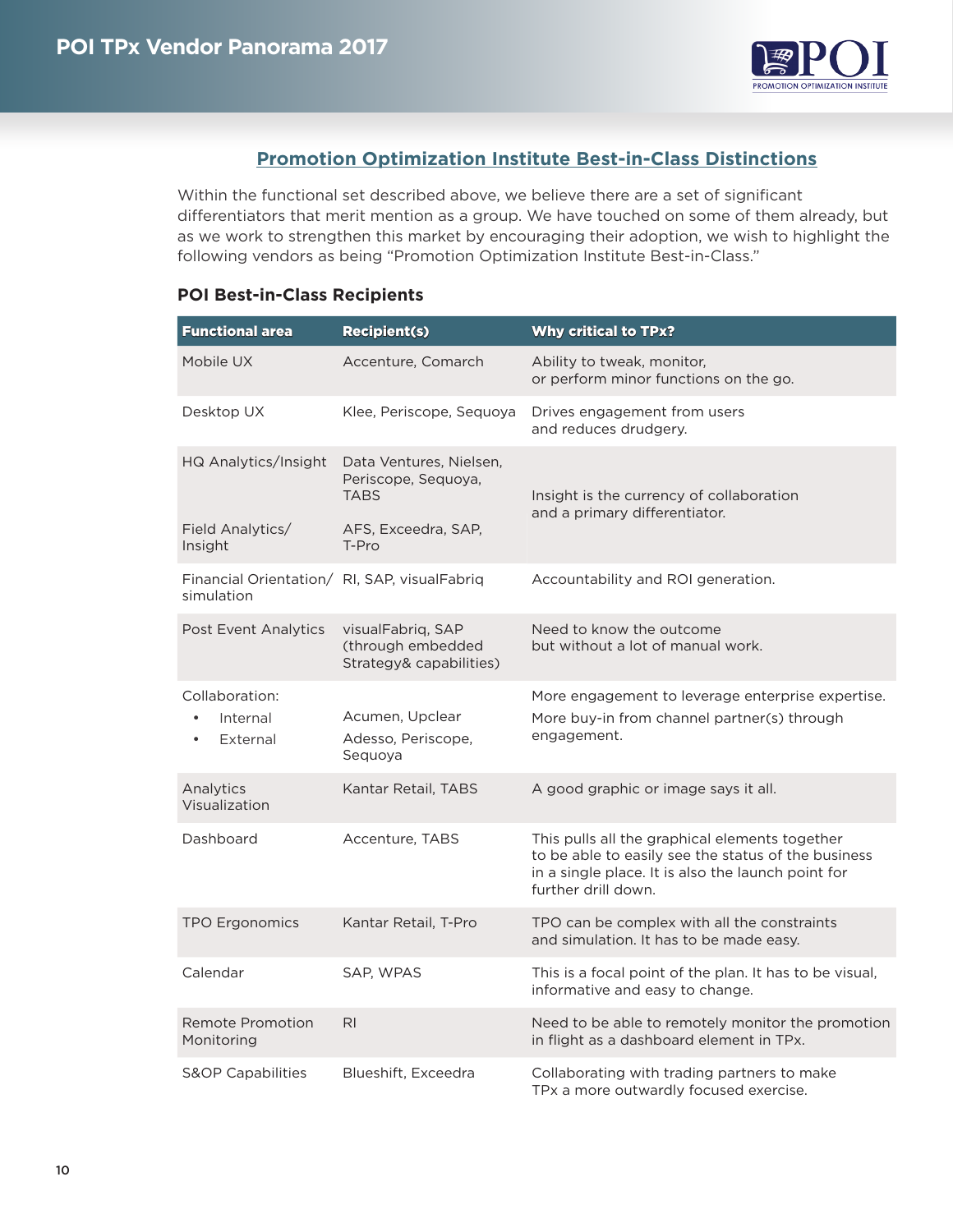## Promotion Optimization Institute Best-in-Class Distinctions

Within the functional set described above, we believe there are a set of significant differentiators that merit mention as a group. We have touched on some of them already, but as we work to strengthen this market by encouraging their adoption, we wish to highlight the following vendors as being "Promotion Optimization Institute Best-in-Class."

### POI Best-in-Class Recipients

| Functional area | Recipient(s) | Why critical to TPx? |
|---|---|---|
| Mobile UX | Accenture, Comarch | Ability to tweak, monitor, or perform minor functions on the go. |
| Desktop UX | Klee, Periscope, Sequoya | Drives engagement from users and reduces drudgery. |
| HQ Analytics/Insight | Data Ventures, Nielsen, Periscope, Sequoya, TABS | Insight is the currency of collaboration and a primary differentiator. |
| Field Analytics/ Insight | AFS, Exceedra, SAP, T-Pro | |
| Financial Orientation/ simulation | RI, SAP, visualFabriq | Accountability and ROI generation. |
| Post Event Analytics | visualFabriq, SAP (through embedded Strategy& capabilities) | Need to know the outcome but without a lot of manual work. |
| Collaboration: | | More engagement to leverage enterprise expertise. |
| • Internal | Acumen, Upclear | More buy-in from channel partner(s) through engagement. |
| • External | Adesso, Periscope, Sequoya | |
| Analytics Visualization | Kantar Retail, TABS | A good graphic or image says it all. |
| Dashboard | Accenture, TABS | This pulls all the graphical elements together to be able to easily see the status of the business in a single place. It is also the launch point for further drill down. |
| TPO Ergonomics | Kantar Retail, T-Pro | TPO can be complex with all the constraints and simulation. It has to be made easy. |
| Calendar | SAP, WPAS | This is a focal point of the plan. It has to be visual, informative and easy to change. |
| Remote Promotion Monitoring | RI | Need to be able to remotely monitor the promotion in flight as a dashboard element in TPx. |
| S&OP Capabilities | Blueshift, Exceedra | Collaborating with trading partners to make TPx a more outwardly focused exercise. |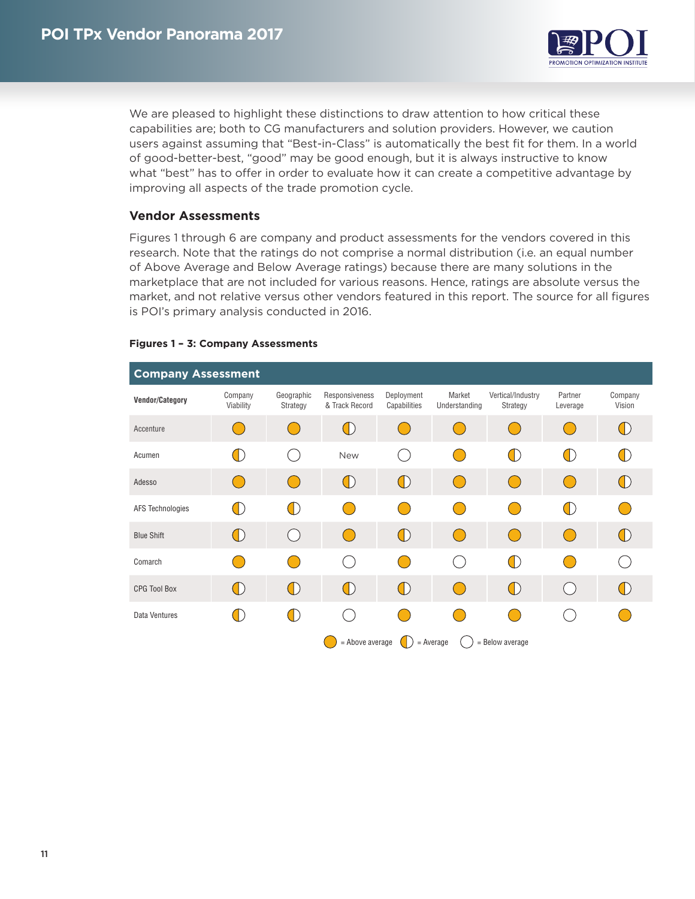We are pleased to highlight these distinctions to draw attention to how critical these capabilities are; both to CG manufacturers and solution providers. However, we caution users against assuming that "Best-in-Class" is automatically the best fit for them. In a world of good-better-best, "good" may be good enough, but it is always instructive to know what "best" has to offer in order to evaluate how it can create a competitive advantage by improving all aspects of the trade promotion cycle.

### Vendor Assessments

Figures 1 through 6 are company and product assessments for the vendors covered in this research. Note that the ratings do not comprise a normal distribution (i.e. an equal number of Above Average and Below Average ratings) because there are many solutions in the marketplace that are not included for various reasons. Hence, ratings are absolute versus the market, and not relative versus other vendors featured in this report. The source for all figures is POI's primary analysis conducted in 2016.

**Figures 1 – 3: Company Assessments**

**Company Assessment**

| Vendor/Category | Company Viability | Geographic Strategy | Responsiveness & Track Record | Deployment Capabilities | Market Understanding | Vertical/Industry Strategy | Partner Leverage | Company Vision |
|---|---|---|---|---|---|---|---|---|
| Accenture | Above average | Above average | Average | Above average | Above average | Above average | Above average | Average |
| Acumen | Average | Below average | New | Below average | Above average | Average | Average | Average |
| Adesso | Above average | Above average | Average | Average | Above average | Above average | Above average | Average |
| AFS Technologies | Average | Average | Above average | Above average | Above average | Above average | Average | Above average |
| Blue Shift | Average | Below average | Above average | Average | Above average | Above average | Above average | Average |
| Comarch | Above average | Above average | Below average | Above average | Below average | Average | Above average | Below average |
| CPG Tool Box | Average | Average | Average | Average | Above average | Average | Below average | Average |
| Data Ventures | Average | Average | Below average | Above average | Above average | Above average | Below average | Above average |

Legend: = Above average; = Average; = Below average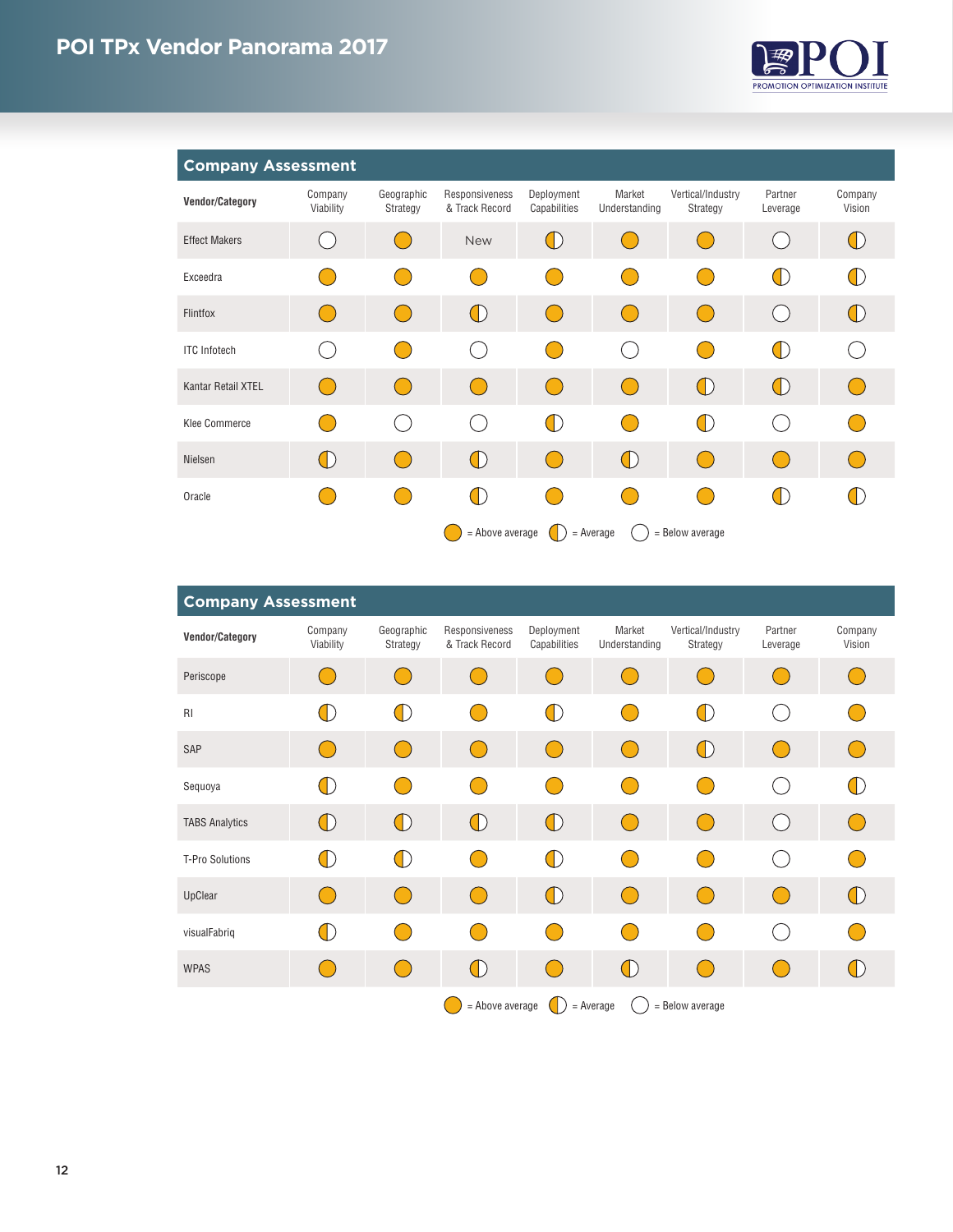## Company Assessment

| Vendor/Category | Company Viability | Geographic Strategy | Responsiveness & Track Record | Deployment Capabilities | Market Understanding | Vertical/Industry Strategy | Partner Leverage | Company Vision |
|---|---|---|---|---|---|---|---|---|
| Effect Makers | Below average | Above average | New | Average | Above average | Above average | Below average | Average |
| Exceedra | Above average | Above average | Above average | Above average | Above average | Above average | Average | Average |
| Flintfox | Above average | Above average | Average | Above average | Above average | Above average | Below average | Average |
| ITC Infotech | Below average | Above average | Below average | Above average | Below average | Above average | Average | Below average |
| Kantar Retail XTEL | Above average | Above average | Above average | Above average | Above average | Average | Average | Above average |
| Klee Commerce | Above average | Below average | Below average | Average | Above average | Average | Below average | Above average |
| Nielsen | Average | Above average | Average | Above average | Average | Above average | Above average | Above average |
| Oracle | Above average | Above average | Average | Above average | Above average | Above average | Average | Average |

= Above average = Average = Below average

## Company Assessment

| Vendor/Category | Company Viability | Geographic Strategy | Responsiveness & Track Record | Deployment Capabilities | Market Understanding | Vertical/Industry Strategy | Partner Leverage | Company Vision |
|---|---|---|---|---|---|---|---|---|
| Periscope | Above average | Above average | Above average | Above average | Above average | Above average | Above average | Above average |
| RI | Average | Average | Above average | Average | Above average | Average | Below average | Above average |
| SAP | Above average | Above average | Above average | Above average | Above average | Average | Above average | Above average |
| Sequoya | Average | Above average | Above average | Above average | Above average | Above average | Below average | Average |
| TABS Analytics | Average | Average | Average | Average | Above average | Above average | Below average | Above average |
| T-Pro Solutions | Average | Average | Above average | Average | Above average | Above average | Below average | Above average |
| UpClear | Above average | Above average | Above average | Average | Above average | Above average | Above average | Average |
| visualFabriq | Average | Above average | Above average | Above average | Above average | Above average | Below average | Above average |
| WPAS | Above average | Above average | Average | Above average | Average | Above average | Above average | Average |

= Above average = Average = Below average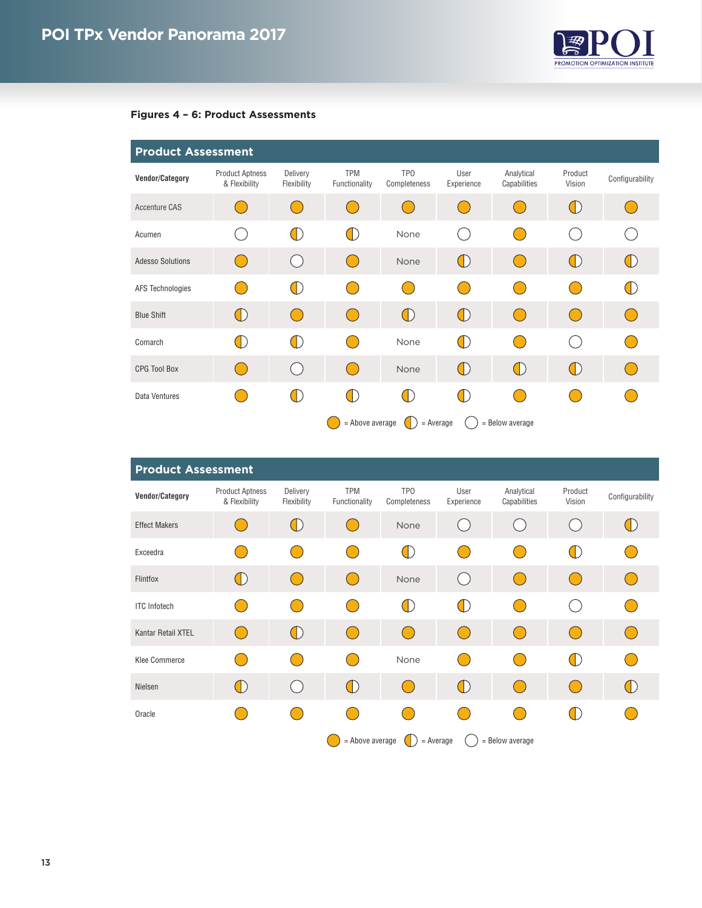### Figures 4 – 6: Product Assessments

**Product Assessment**

| Vendor/Category | Product Aptness & Flexibility | Delivery Flexibility | TPM Functionality | TPO Completeness | User Experience | Analytical Capabilities | Product Vision | Configurability |
|---|---|---|---|---|---|---|---|---|
| Accenture CAS | Above average | Above average | Above average | Above average | Above average | Above average | Average | Above average |
| Acumen | Below average | Average | Average | None | Below average | Above average | Below average | Below average |
| Adesso Solutions | Above average | Below average | Above average | None | Average | Above average | Average | Average |
| AFS Technologies | Above average | Average | Above average | Above average | Above average | Above average | Above average | Average |
| Blue Shift | Average | Above average | Above average | Average | Average | Above average | Above average | Above average |
| Comarch | Average | Average | Above average | None | Average | Above average | Below average | Above average |
| CPG Tool Box | Above average | Below average | Above average | None | Average | Average | Average | Above average |
| Data Ventures | Above average | Average | Average | Average | Average | Above average | Above average | Above average |

= Above average = Average = Below average

**Product Assessment**

| Vendor/Category | Product Aptness & Flexibility | Delivery Flexibility | TPM Functionality | TPO Completeness | User Experience | Analytical Capabilities | Product Vision | Configurability |
|---|---|---|---|---|---|---|---|---|
| Effect Makers | Above average | Average | Above average | None | Below average | Below average | Below average | Average |
| Exceedra | Above average | Above average | Above average | Average | Above average | Above average | Average | Above average |
| Flintfox | Average | Above average | Above average | None | Below average | Above average | Above average | Above average |
| ITC Infotech | Above average | Above average | Above average | Average | Average | Above average | Below average | Above average |
| Kantar Retail XTEL | Above average | Average | Above average | Above average | Above average | Above average | Above average | Above average |
| Klee Commerce | Above average | Above average | Above average | None | Above average | Above average | Average | Above average |
| Nielsen | Average | Below average | Average | Above average | Average | Above average | Above average | Average |
| Oracle | Above average | Above average | Above average | Above average | Above average | Above average | Average | Above average |

= Above average = Average = Below average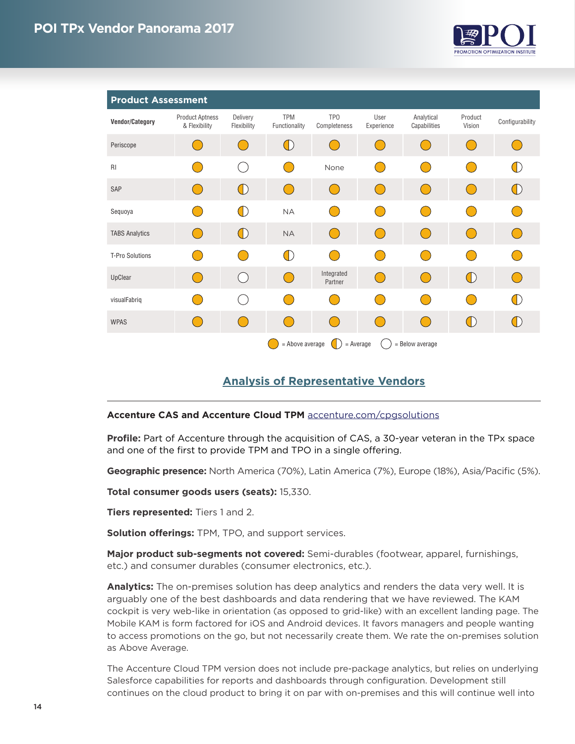## Product Assessment

| Vendor/Category | Product Aptness & Flexibility | Delivery Flexibility | TPM Functionality | TPO Completeness | User Experience | Analytical Capabilities | Product Vision | Configurability |
|---|---|---|---|---|---|---|---|---|
| Periscope | Above average | Above average | Average | Above average | Above average | Above average | Above average | Above average |
| RI | Above average | Below average | Above average | None | Above average | Above average | Above average | Average |
| SAP | Above average | Average | Above average | Above average | Above average | Above average | Above average | Average |
| Sequoya | Above average | Average | NA | Above average | Above average | Above average | Above average | Above average |
| TABS Analytics | Above average | Average | NA | Above average | Above average | Above average | Above average | Above average |
| T-Pro Solutions | Above average | Above average | Average | Above average | Above average | Above average | Above average | Above average |
| UpClear | Above average | Below average | Above average | Integrated Partner | Above average | Above average | Average | Above average |
| visualFabriq | Above average | Below average | Above average | Above average | Above average | Above average | Above average | Average |
| WPAS | Above average | Above average | Above average | Above average | Above average | Above average | Average | Average |

= Above average = Average = Below average

## Analysis of Representative Vendors

**Accenture CAS and Accenture Cloud TPM** accenture.com/cpgsolutions

**Profile:** Part of Accenture through the acquisition of CAS, a 30-year veteran in the TPx space and one of the first to provide TPM and TPO in a single offering.

**Geographic presence:** North America (70%), Latin America (7%), Europe (18%), Asia/Pacific (5%).

**Total consumer goods users (seats):** 15,330.

**Tiers represented:** Tiers 1 and 2.

**Solution offerings:** TPM, TPO, and support services.

**Major product sub-segments not covered:** Semi-durables (footwear, apparel, furnishings, etc.) and consumer durables (consumer electronics, etc.).

**Analytics:** The on-premises solution has deep analytics and renders the data very well. It is arguably one of the best dashboards and data rendering that we have reviewed. The KAM cockpit is very web-like in orientation (as opposed to grid-like) with an excellent landing page. The Mobile KAM is form factored for iOS and Android devices. It favors managers and people wanting to access promotions on the go, but not necessarily create them. We rate the on-premises solution as Above Average.

The Accenture Cloud TPM version does not include pre-package analytics, but relies on underlying Salesforce capabilities for reports and dashboards through configuration. Development still continues on the cloud product to bring it on par with on-premises and this will continue well into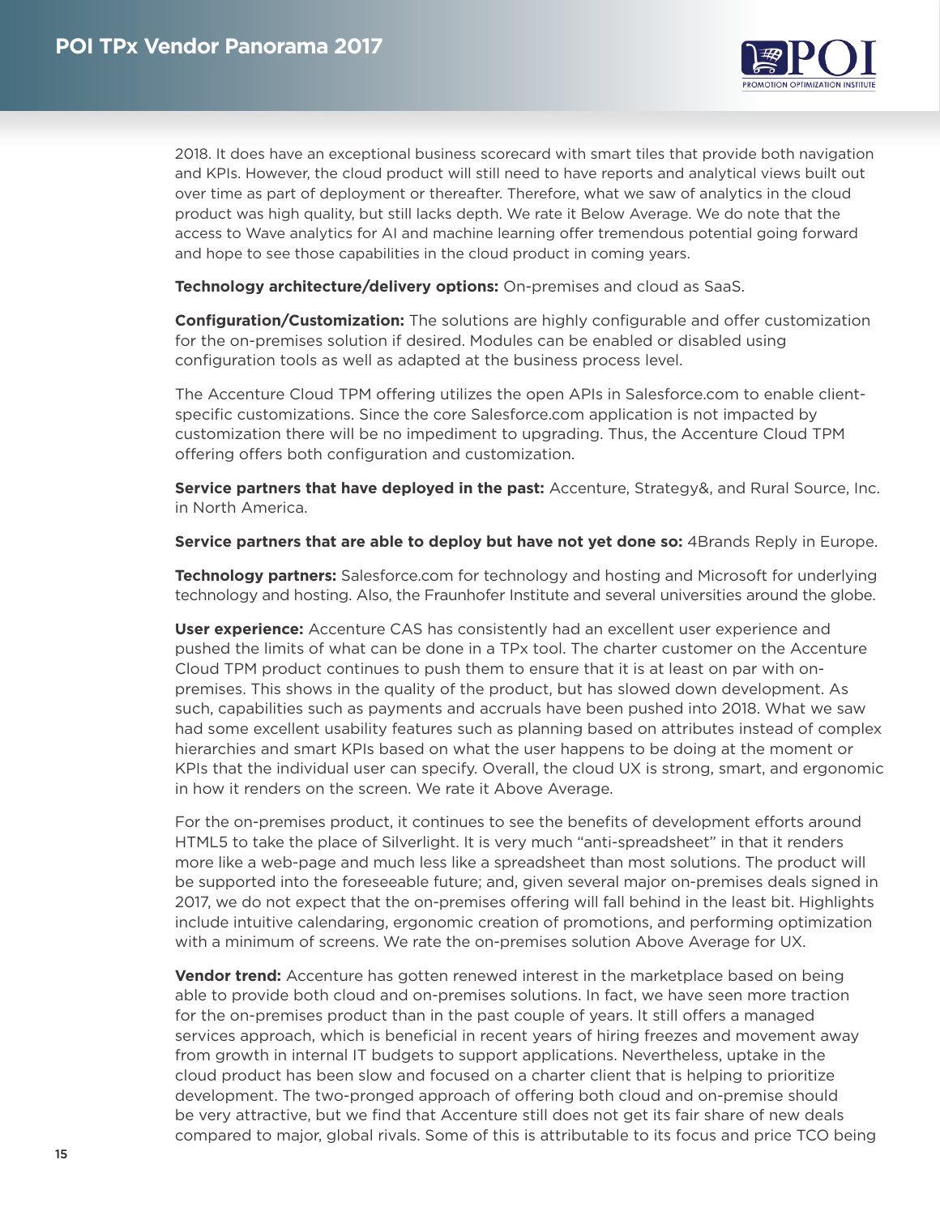2018. It does have an exceptional business scorecard with smart tiles that provide both navigation and KPIs. However, the cloud product will still need to have reports and analytical views built out over time as part of deployment or thereafter. Therefore, what we saw of analytics in the cloud product was high quality, but still lacks depth. We rate it Below Average. We do note that the access to Wave analytics for AI and machine learning offer tremendous potential going forward and hope to see those capabilities in the cloud product in coming years.

**Technology architecture/delivery options:** On-premises and cloud as SaaS.

**Configuration/Customization:** The solutions are highly configurable and offer customization for the on-premises solution if desired. Modules can be enabled or disabled using configuration tools as well as adapted at the business process level.

The Accenture Cloud TPM offering utilizes the open APIs in Salesforce.com to enable client-specific customizations. Since the core Salesforce.com application is not impacted by customization there will be no impediment to upgrading. Thus, the Accenture Cloud TPM offering offers both configuration and customization.

**Service partners that have deployed in the past:** Accenture, Strategy&, and Rural Source, Inc. in North America.

**Service partners that are able to deploy but have not yet done so:** 4Brands Reply in Europe.

**Technology partners:** Salesforce.com for technology and hosting and Microsoft for underlying technology and hosting. Also, the Fraunhofer Institute and several universities around the globe.

**User experience:** Accenture CAS has consistently had an excellent user experience and pushed the limits of what can be done in a TPx tool. The charter customer on the Accenture Cloud TPM product continues to push them to ensure that it is at least on par with on-premises. This shows in the quality of the product, but has slowed down development. As such, capabilities such as payments and accruals have been pushed into 2018. What we saw had some excellent usability features such as planning based on attributes instead of complex hierarchies and smart KPIs based on what the user happens to be doing at the moment or KPIs that the individual user can specify. Overall, the cloud UX is strong, smart, and ergonomic in how it renders on the screen. We rate it Above Average.

For the on-premises product, it continues to see the benefits of development efforts around HTML5 to take the place of Silverlight. It is very much "anti-spreadsheet" in that it renders more like a web-page and much less like a spreadsheet than most solutions. The product will be supported into the foreseeable future; and, given several major on-premises deals signed in 2017, we do not expect that the on-premises offering will fall behind in the least bit. Highlights include intuitive calendaring, ergonomic creation of promotions, and performing optimization with a minimum of screens. We rate the on-premises solution Above Average for UX.

**Vendor trend:** Accenture has gotten renewed interest in the marketplace based on being able to provide both cloud and on-premises solutions. In fact, we have seen more traction for the on-premises product than in the past couple of years. It still offers a managed services approach, which is beneficial in recent years of hiring freezes and movement away from growth in internal IT budgets to support applications. Nevertheless, uptake in the cloud product has been slow and focused on a charter client that is helping to prioritize development. The two-pronged approach of offering both cloud and on-premise should be very attractive, but we find that Accenture still does not get its fair share of new deals compared to major, global rivals. Some of this is attributable to its focus and price TCO being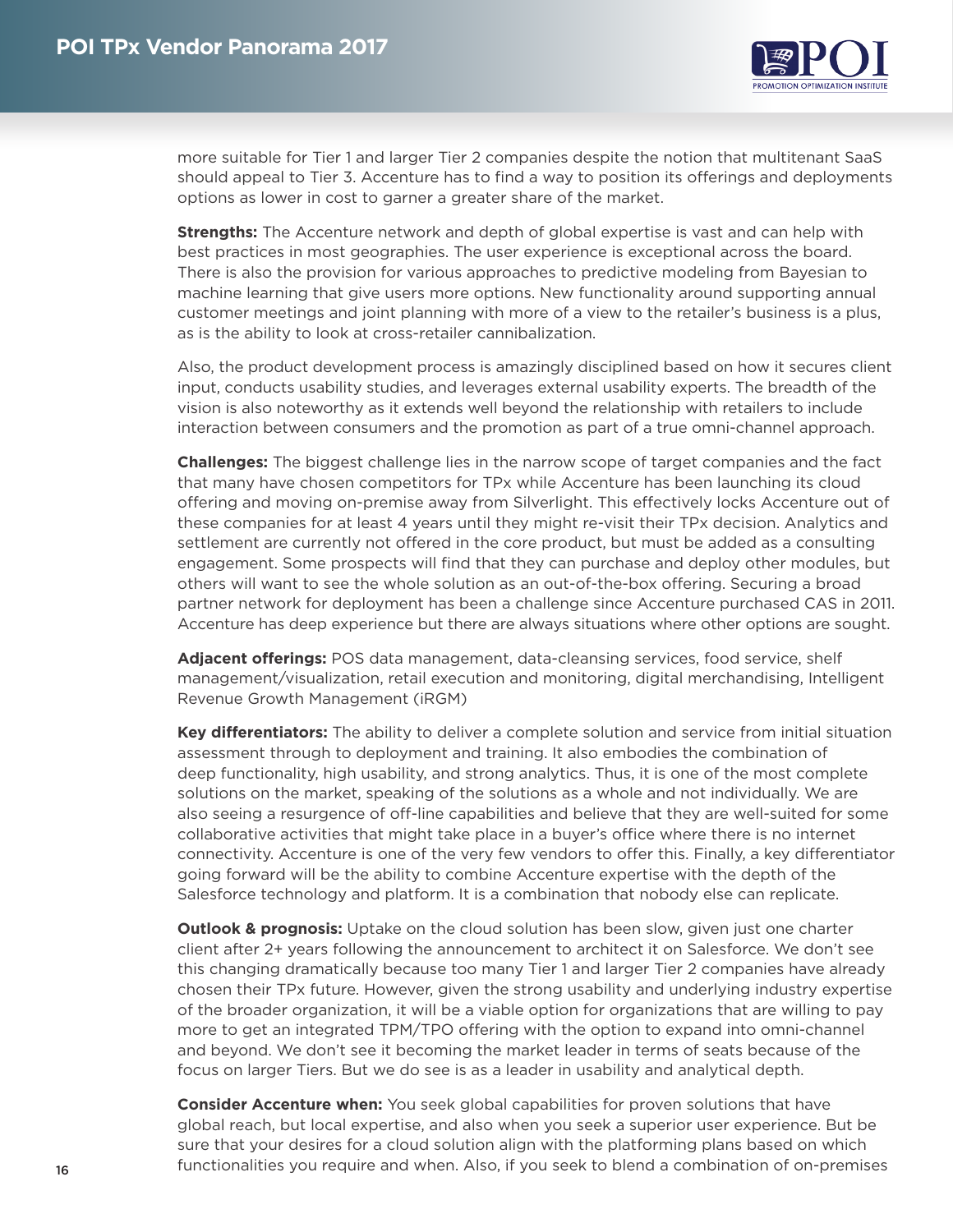more suitable for Tier 1 and larger Tier 2 companies despite the notion that multitenant SaaS should appeal to Tier 3. Accenture has to find a way to position its offerings and deployments options as lower in cost to garner a greater share of the market.

**Strengths:** The Accenture network and depth of global expertise is vast and can help with best practices in most geographies. The user experience is exceptional across the board. There is also the provision for various approaches to predictive modeling from Bayesian to machine learning that give users more options. New functionality around supporting annual customer meetings and joint planning with more of a view to the retailer's business is a plus, as is the ability to look at cross-retailer cannibalization.

Also, the product development process is amazingly disciplined based on how it secures client input, conducts usability studies, and leverages external usability experts. The breadth of the vision is also noteworthy as it extends well beyond the relationship with retailers to include interaction between consumers and the promotion as part of a true omni-channel approach.

**Challenges:** The biggest challenge lies in the narrow scope of target companies and the fact that many have chosen competitors for TPx while Accenture has been launching its cloud offering and moving on-premise away from Silverlight. This effectively locks Accenture out of these companies for at least 4 years until they might re-visit their TPx decision. Analytics and settlement are currently not offered in the core product, but must be added as a consulting engagement. Some prospects will find that they can purchase and deploy other modules, but others will want to see the whole solution as an out-of-the-box offering. Securing a broad partner network for deployment has been a challenge since Accenture purchased CAS in 2011. Accenture has deep experience but there are always situations where other options are sought.

**Adjacent offerings:** POS data management, data-cleansing services, food service, shelf management/visualization, retail execution and monitoring, digital merchandising, Intelligent Revenue Growth Management (iRGM)

**Key differentiators:** The ability to deliver a complete solution and service from initial situation assessment through to deployment and training. It also embodies the combination of deep functionality, high usability, and strong analytics. Thus, it is one of the most complete solutions on the market, speaking of the solutions as a whole and not individually. We are also seeing a resurgence of off-line capabilities and believe that they are well-suited for some collaborative activities that might take place in a buyer's office where there is no internet connectivity. Accenture is one of the very few vendors to offer this. Finally, a key differentiator going forward will be the ability to combine Accenture expertise with the depth of the Salesforce technology and platform. It is a combination that nobody else can replicate.

**Outlook & prognosis:** Uptake on the cloud solution has been slow, given just one charter client after 2+ years following the announcement to architect it on Salesforce. We don't see this changing dramatically because too many Tier 1 and larger Tier 2 companies have already chosen their TPx future. However, given the strong usability and underlying industry expertise of the broader organization, it will be a viable option for organizations that are willing to pay more to get an integrated TPM/TPO offering with the option to expand into omni-channel and beyond. We don't see it becoming the market leader in terms of seats because of the focus on larger Tiers. But we do see is as a leader in usability and analytical depth.

**Consider Accenture when:** You seek global capabilities for proven solutions that have global reach, but local expertise, and also when you seek a superior user experience. But be sure that your desires for a cloud solution align with the platforming plans based on which functionalities you require and when. Also, if you seek to blend a combination of on-premises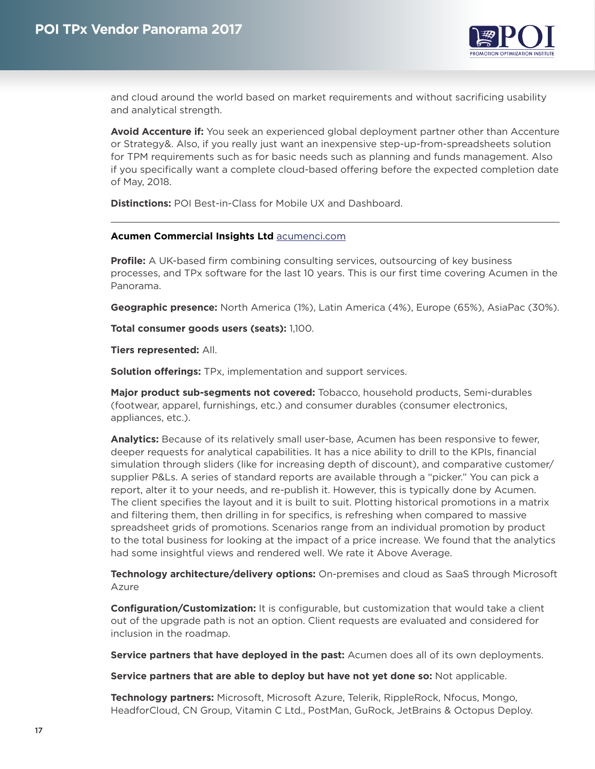and cloud around the world based on market requirements and without sacrificing usability and analytical strength.

**Avoid Accenture if:** You seek an experienced global deployment partner other than Accenture or Strategy&. Also, if you really just want an inexpensive step-up-from-spreadsheets solution for TPM requirements such as for basic needs such as planning and funds management. Also if you specifically want a complete cloud-based offering before the expected completion date of May, 2018.

**Distinctions:** POI Best-in-Class for Mobile UX and Dashboard.

---

**Acumen Commercial Insights Ltd** [acumenci.com](acumenci.com)

**Profile:** A UK-based firm combining consulting services, outsourcing of key business processes, and TPx software for the last 10 years. This is our first time covering Acumen in the Panorama.

**Geographic presence:** North America (1%), Latin America (4%), Europe (65%), AsiaPac (30%).

**Total consumer goods users (seats):** 1,100.

**Tiers represented:** All.

**Solution offerings:** TPx, implementation and support services.

**Major product sub-segments not covered:** Tobacco, household products, Semi-durables (footwear, apparel, furnishings, etc.) and consumer durables (consumer electronics, appliances, etc.).

**Analytics:** Because of its relatively small user-base, Acumen has been responsive to fewer, deeper requests for analytical capabilities. It has a nice ability to drill to the KPIs, financial simulation through sliders (like for increasing depth of discount), and comparative customer/supplier P&Ls. A series of standard reports are available through a "picker." You can pick a report, alter it to your needs, and re-publish it. However, this is typically done by Acumen. The client specifies the layout and it is built to suit. Plotting historical promotions in a matrix and filtering them, then drilling in for specifics, is refreshing when compared to massive spreadsheet grids of promotions. Scenarios range from an individual promotion by product to the total business for looking at the impact of a price increase. We found that the analytics had some insightful views and rendered well. We rate it Above Average.

**Technology architecture/delivery options:** On-premises and cloud as SaaS through Microsoft Azure

**Configuration/Customization:** It is configurable, but customization that would take a client out of the upgrade path is not an option. Client requests are evaluated and considered for inclusion in the roadmap.

**Service partners that have deployed in the past:** Acumen does all of its own deployments.

**Service partners that are able to deploy but have not yet done so:** Not applicable.

**Technology partners:** Microsoft, Microsoft Azure, Telerik, RippleRock, Nfocus, Mongo, HeadforCloud, CN Group, Vitamin C Ltd., PostMan, GuRock, JetBrains & Octopus Deploy.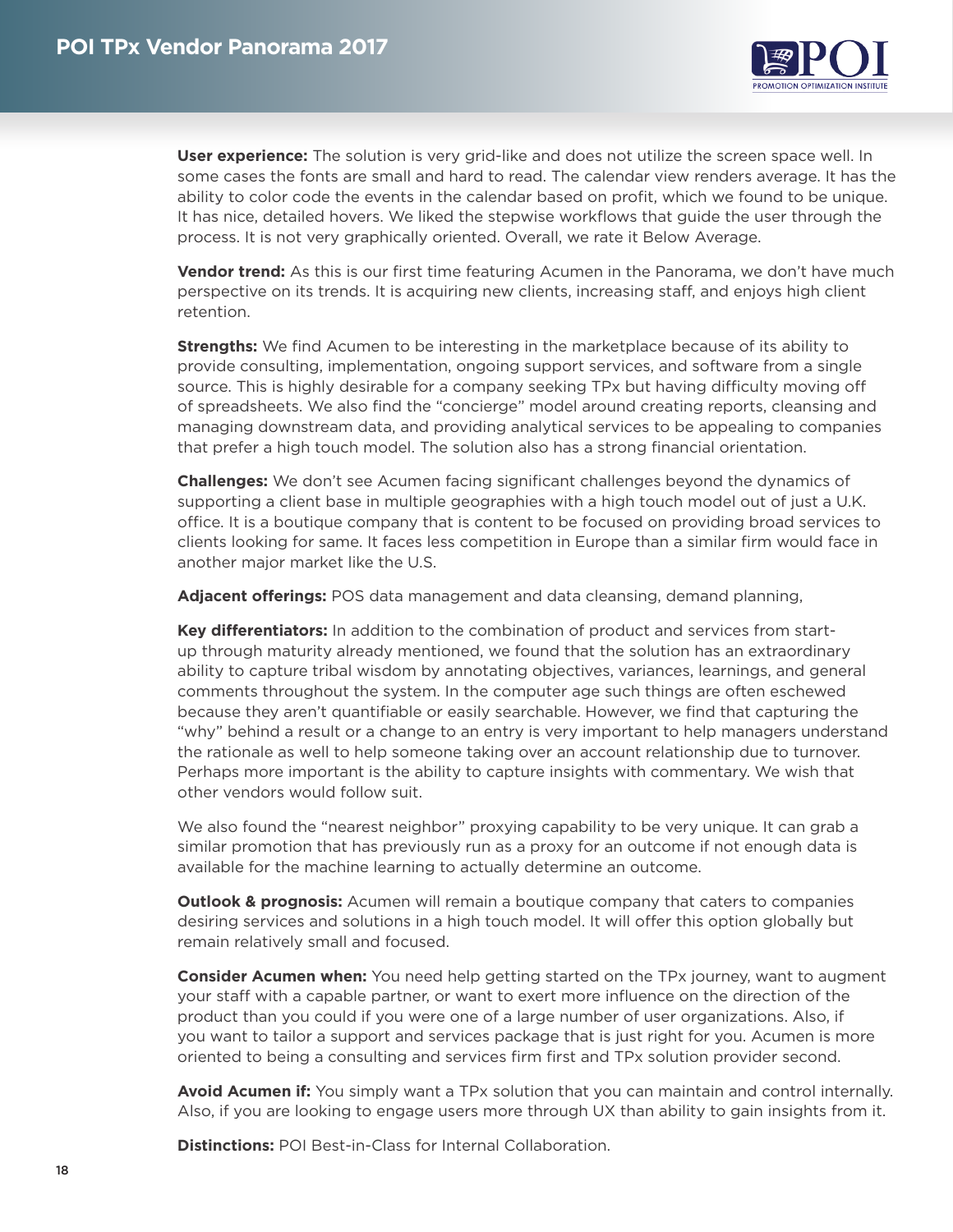**User experience:** The solution is very grid-like and does not utilize the screen space well. In some cases the fonts are small and hard to read. The calendar view renders average. It has the ability to color code the events in the calendar based on profit, which we found to be unique. It has nice, detailed hovers. We liked the stepwise workflows that guide the user through the process. It is not very graphically oriented. Overall, we rate it Below Average.

**Vendor trend:** As this is our first time featuring Acumen in the Panorama, we don't have much perspective on its trends. It is acquiring new clients, increasing staff, and enjoys high client retention.

**Strengths:** We find Acumen to be interesting in the marketplace because of its ability to provide consulting, implementation, ongoing support services, and software from a single source. This is highly desirable for a company seeking TPx but having difficulty moving off of spreadsheets. We also find the "concierge" model around creating reports, cleansing and managing downstream data, and providing analytical services to be appealing to companies that prefer a high touch model. The solution also has a strong financial orientation.

**Challenges:** We don't see Acumen facing significant challenges beyond the dynamics of supporting a client base in multiple geographies with a high touch model out of just a U.K. office. It is a boutique company that is content to be focused on providing broad services to clients looking for same. It faces less competition in Europe than a similar firm would face in another major market like the U.S.

**Adjacent offerings:** POS data management and data cleansing, demand planning,

**Key differentiators:** In addition to the combination of product and services from start-up through maturity already mentioned, we found that the solution has an extraordinary ability to capture tribal wisdom by annotating objectives, variances, learnings, and general comments throughout the system. In the computer age such things are often eschewed because they aren't quantifiable or easily searchable. However, we find that capturing the "why" behind a result or a change to an entry is very important to help managers understand the rationale as well to help someone taking over an account relationship due to turnover. Perhaps more important is the ability to capture insights with commentary. We wish that other vendors would follow suit.

We also found the "nearest neighbor" proxying capability to be very unique. It can grab a similar promotion that has previously run as a proxy for an outcome if not enough data is available for the machine learning to actually determine an outcome.

**Outlook & prognosis:** Acumen will remain a boutique company that caters to companies desiring services and solutions in a high touch model. It will offer this option globally but remain relatively small and focused.

**Consider Acumen when:** You need help getting started on the TPx journey, want to augment your staff with a capable partner, or want to exert more influence on the direction of the product than you could if you were one of a large number of user organizations. Also, if you want to tailor a support and services package that is just right for you. Acumen is more oriented to being a consulting and services firm first and TPx solution provider second.

**Avoid Acumen if:** You simply want a TPx solution that you can maintain and control internally. Also, if you are looking to engage users more through UX than ability to gain insights from it.

**Distinctions:** POI Best-in-Class for Internal Collaboration.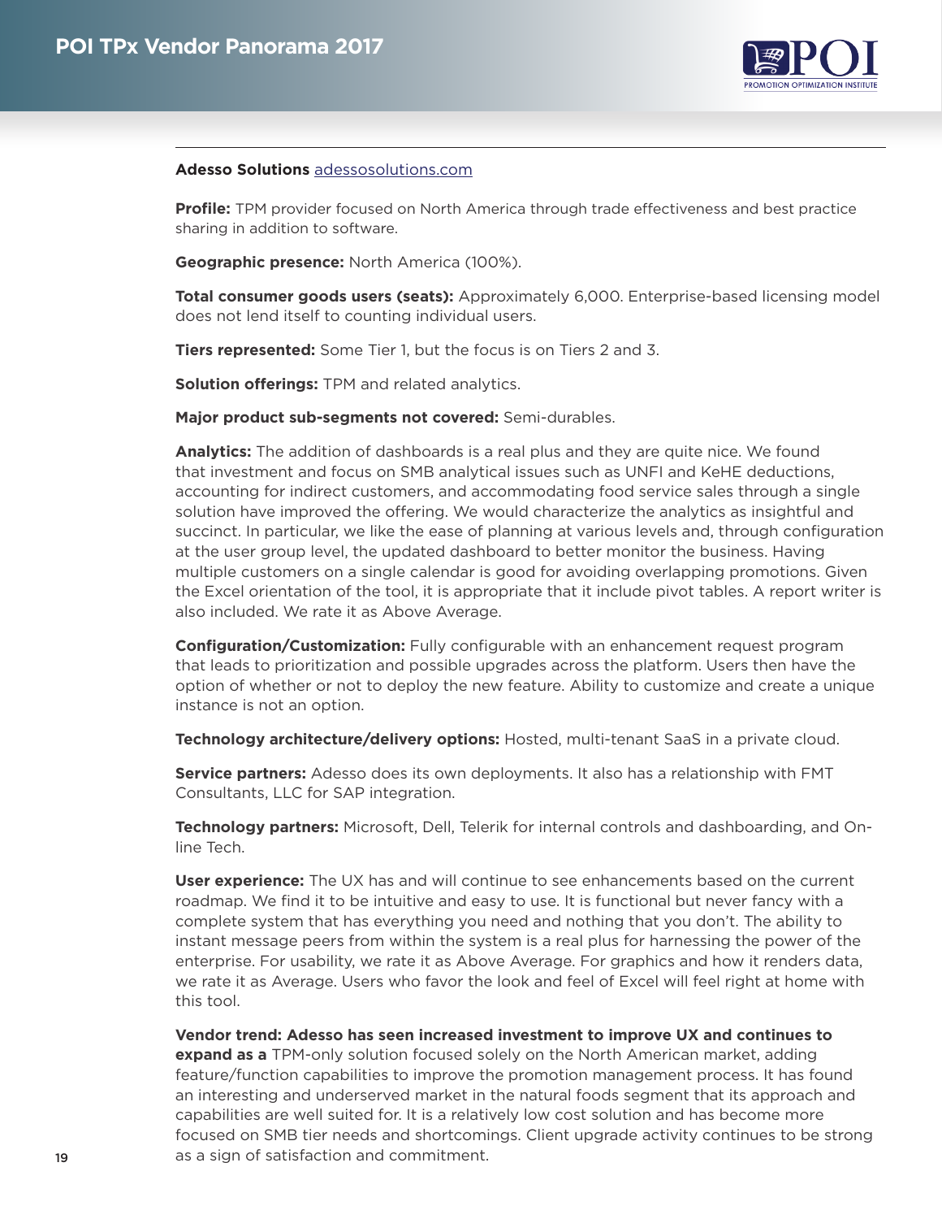**Adesso Solutions** adessosolutions.com

**Profile:** TPM provider focused on North America through trade effectiveness and best practice sharing in addition to software.

**Geographic presence:** North America (100%).

**Total consumer goods users (seats):** Approximately 6,000. Enterprise-based licensing model does not lend itself to counting individual users.

**Tiers represented:** Some Tier 1, but the focus is on Tiers 2 and 3.

**Solution offerings:** TPM and related analytics.

**Major product sub-segments not covered:** Semi-durables.

**Analytics:** The addition of dashboards is a real plus and they are quite nice. We found that investment and focus on SMB analytical issues such as UNFI and KeHE deductions, accounting for indirect customers, and accommodating food service sales through a single solution have improved the offering. We would characterize the analytics as insightful and succinct. In particular, we like the ease of planning at various levels and, through configuration at the user group level, the updated dashboard to better monitor the business. Having multiple customers on a single calendar is good for avoiding overlapping promotions. Given the Excel orientation of the tool, it is appropriate that it include pivot tables. A report writer is also included. We rate it as Above Average.

**Configuration/Customization:** Fully configurable with an enhancement request program that leads to prioritization and possible upgrades across the platform. Users then have the option of whether or not to deploy the new feature. Ability to customize and create a unique instance is not an option.

**Technology architecture/delivery options:** Hosted, multi-tenant SaaS in a private cloud.

**Service partners:** Adesso does its own deployments. It also has a relationship with FMT Consultants, LLC for SAP integration.

**Technology partners:** Microsoft, Dell, Telerik for internal controls and dashboarding, and On-line Tech.

**User experience:** The UX has and will continue to see enhancements based on the current roadmap. We find it to be intuitive and easy to use. It is functional but never fancy with a complete system that has everything you need and nothing that you don't. The ability to instant message peers from within the system is a real plus for harnessing the power of the enterprise. For usability, we rate it as Above Average. For graphics and how it renders data, we rate it as Average. Users who favor the look and feel of Excel will feel right at home with this tool.

**Vendor trend: Adesso has seen increased investment to improve UX and continues to expand as a** TPM-only solution focused solely on the North American market, adding feature/function capabilities to improve the promotion management process. It has found an interesting and underserved market in the natural foods segment that its approach and capabilities are well suited for. It is a relatively low cost solution and has become more focused on SMB tier needs and shortcomings. Client upgrade activity continues to be strong as a sign of satisfaction and commitment.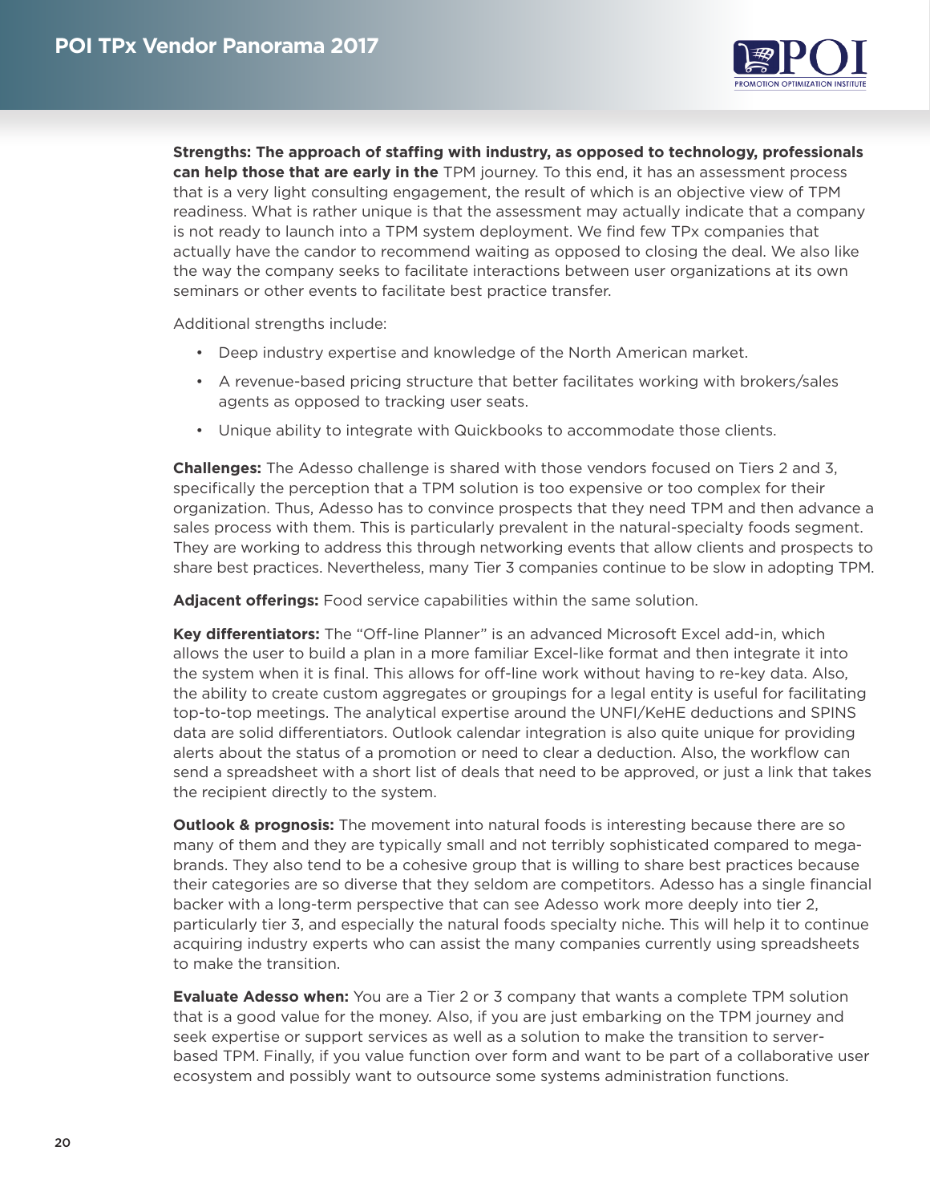**Strengths: The approach of staffing with industry, as opposed to technology, professionals can help those that are early in the** TPM journey. To this end, it has an assessment process that is a very light consulting engagement, the result of which is an objective view of TPM readiness. What is rather unique is that the assessment may actually indicate that a company is not ready to launch into a TPM system deployment. We find few TPx companies that actually have the candor to recommend waiting as opposed to closing the deal. We also like the way the company seeks to facilitate interactions between user organizations at its own seminars or other events to facilitate best practice transfer.

Additional strengths include:

- Deep industry expertise and knowledge of the North American market.
- A revenue-based pricing structure that better facilitates working with brokers/sales agents as opposed to tracking user seats.
- Unique ability to integrate with Quickbooks to accommodate those clients.

**Challenges:** The Adesso challenge is shared with those vendors focused on Tiers 2 and 3, specifically the perception that a TPM solution is too expensive or too complex for their organization. Thus, Adesso has to convince prospects that they need TPM and then advance a sales process with them. This is particularly prevalent in the natural-specialty foods segment. They are working to address this through networking events that allow clients and prospects to share best practices. Nevertheless, many Tier 3 companies continue to be slow in adopting TPM.

**Adjacent offerings:** Food service capabilities within the same solution.

**Key differentiators:** The "Off-line Planner" is an advanced Microsoft Excel add-in, which allows the user to build a plan in a more familiar Excel-like format and then integrate it into the system when it is final. This allows for off-line work without having to re-key data. Also, the ability to create custom aggregates or groupings for a legal entity is useful for facilitating top-to-top meetings. The analytical expertise around the UNFI/KeHE deductions and SPINS data are solid differentiators. Outlook calendar integration is also quite unique for providing alerts about the status of a promotion or need to clear a deduction. Also, the workflow can send a spreadsheet with a short list of deals that need to be approved, or just a link that takes the recipient directly to the system.

**Outlook & prognosis:** The movement into natural foods is interesting because there are so many of them and they are typically small and not terribly sophisticated compared to mega-brands. They also tend to be a cohesive group that is willing to share best practices because their categories are so diverse that they seldom are competitors. Adesso has a single financial backer with a long-term perspective that can see Adesso work more deeply into tier 2, particularly tier 3, and especially the natural foods specialty niche. This will help it to continue acquiring industry experts who can assist the many companies currently using spreadsheets to make the transition.

**Evaluate Adesso when:** You are a Tier 2 or 3 company that wants a complete TPM solution that is a good value for the money. Also, if you are just embarking on the TPM journey and seek expertise or support services as well as a solution to make the transition to server-based TPM. Finally, if you value function over form and want to be part of a collaborative user ecosystem and possibly want to outsource some systems administration functions.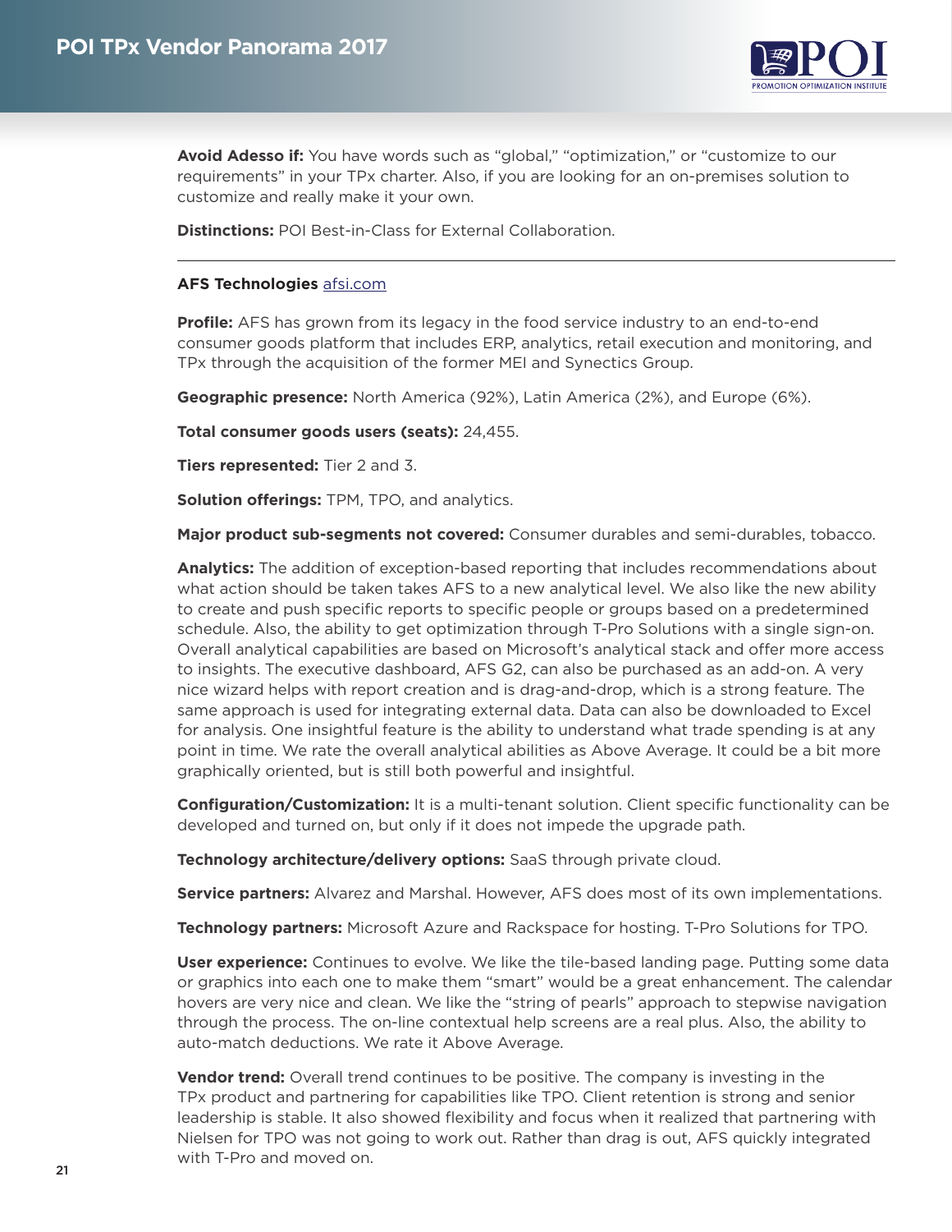**Avoid Adesso if:** You have words such as “global,” “optimization,” or “customize to our requirements” in your TPx charter. Also, if you are looking for an on-premises solution to customize and really make it your own.

**Distinctions:** POI Best-in-Class for External Collaboration.

---

**AFS Technologies** [afsi.com](afsi.com)

**Profile:** AFS has grown from its legacy in the food service industry to an end-to-end consumer goods platform that includes ERP, analytics, retail execution and monitoring, and TPx through the acquisition of the former MEI and Synectics Group.

**Geographic presence:** North America (92%), Latin America (2%), and Europe (6%).

**Total consumer goods users (seats):** 24,455.

**Tiers represented:** Tier 2 and 3.

**Solution offerings:** TPM, TPO, and analytics.

**Major product sub-segments not covered:** Consumer durables and semi-durables, tobacco.

**Analytics:** The addition of exception-based reporting that includes recommendations about what action should be taken takes AFS to a new analytical level. We also like the new ability to create and push specific reports to specific people or groups based on a predetermined schedule. Also, the ability to get optimization through T-Pro Solutions with a single sign-on. Overall analytical capabilities are based on Microsoft’s analytical stack and offer more access to insights. The executive dashboard, AFS G2, can also be purchased as an add-on. A very nice wizard helps with report creation and is drag-and-drop, which is a strong feature. The same approach is used for integrating external data. Data can also be downloaded to Excel for analysis. One insightful feature is the ability to understand what trade spending is at any point in time. We rate the overall analytical abilities as Above Average. It could be a bit more graphically oriented, but is still both powerful and insightful.

**Configuration/Customization:** It is a multi-tenant solution. Client specific functionality can be developed and turned on, but only if it does not impede the upgrade path.

**Technology architecture/delivery options:** SaaS through private cloud.

**Service partners:** Alvarez and Marshal. However, AFS does most of its own implementations.

**Technology partners:** Microsoft Azure and Rackspace for hosting. T-Pro Solutions for TPO.

**User experience:** Continues to evolve. We like the tile-based landing page. Putting some data or graphics into each one to make them “smart” would be a great enhancement. The calendar hovers are very nice and clean. We like the “string of pearls” approach to stepwise navigation through the process. The on-line contextual help screens are a real plus. Also, the ability to auto-match deductions. We rate it Above Average.

**Vendor trend:** Overall trend continues to be positive. The company is investing in the TPx product and partnering for capabilities like TPO. Client retention is strong and senior leadership is stable. It also showed flexibility and focus when it realized that partnering with Nielsen for TPO was not going to work out. Rather than drag is out, AFS quickly integrated with T-Pro and moved on.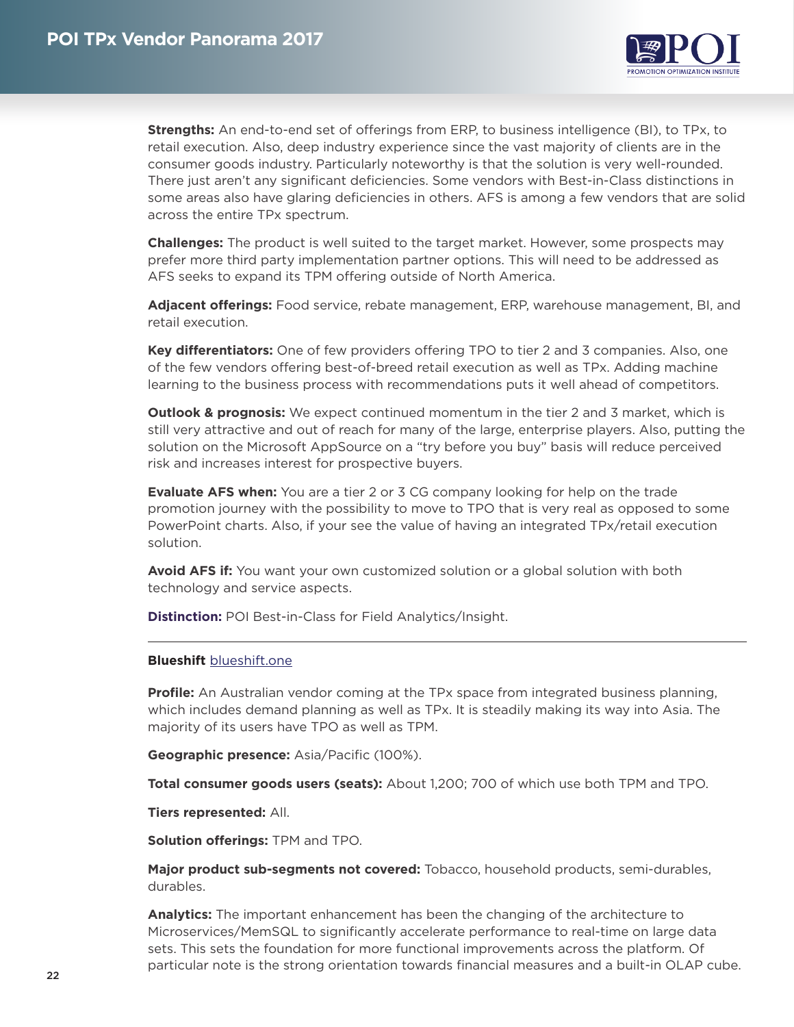**Strengths:** An end-to-end set of offerings from ERP, to business intelligence (BI), to TPx, to retail execution. Also, deep industry experience since the vast majority of clients are in the consumer goods industry. Particularly noteworthy is that the solution is very well-rounded. There just aren't any significant deficiencies. Some vendors with Best-in-Class distinctions in some areas also have glaring deficiencies in others. AFS is among a few vendors that are solid across the entire TPx spectrum.

**Challenges:** The product is well suited to the target market. However, some prospects may prefer more third party implementation partner options. This will need to be addressed as AFS seeks to expand its TPM offering outside of North America.

**Adjacent offerings:** Food service, rebate management, ERP, warehouse management, BI, and retail execution.

**Key differentiators:** One of few providers offering TPO to tier 2 and 3 companies. Also, one of the few vendors offering best-of-breed retail execution as well as TPx. Adding machine learning to the business process with recommendations puts it well ahead of competitors.

**Outlook & prognosis:** We expect continued momentum in the tier 2 and 3 market, which is still very attractive and out of reach for many of the large, enterprise players. Also, putting the solution on the Microsoft AppSource on a "try before you buy" basis will reduce perceived risk and increases interest for prospective buyers.

**Evaluate AFS when:** You are a tier 2 or 3 CG company looking for help on the trade promotion journey with the possibility to move to TPO that is very real as opposed to some PowerPoint charts. Also, if your see the value of having an integrated TPx/retail execution solution.

**Avoid AFS if:** You want your own customized solution or a global solution with both technology and service aspects.

**Distinction:** POI Best-in-Class for Field Analytics/Insight.

---

**Blueshift** blueshift.one

**Profile:** An Australian vendor coming at the TPx space from integrated business planning, which includes demand planning as well as TPx. It is steadily making its way into Asia. The majority of its users have TPO as well as TPM.

**Geographic presence:** Asia/Pacific (100%).

**Total consumer goods users (seats):** About 1,200; 700 of which use both TPM and TPO.

**Tiers represented:** All.

**Solution offerings:** TPM and TPO.

**Major product sub-segments not covered:** Tobacco, household products, semi-durables, durables.

**Analytics:** The important enhancement has been the changing of the architecture to Microservices/MemSQL to significantly accelerate performance to real-time on large data sets. This sets the foundation for more functional improvements across the platform. Of particular note is the strong orientation towards financial measures and a built-in OLAP cube.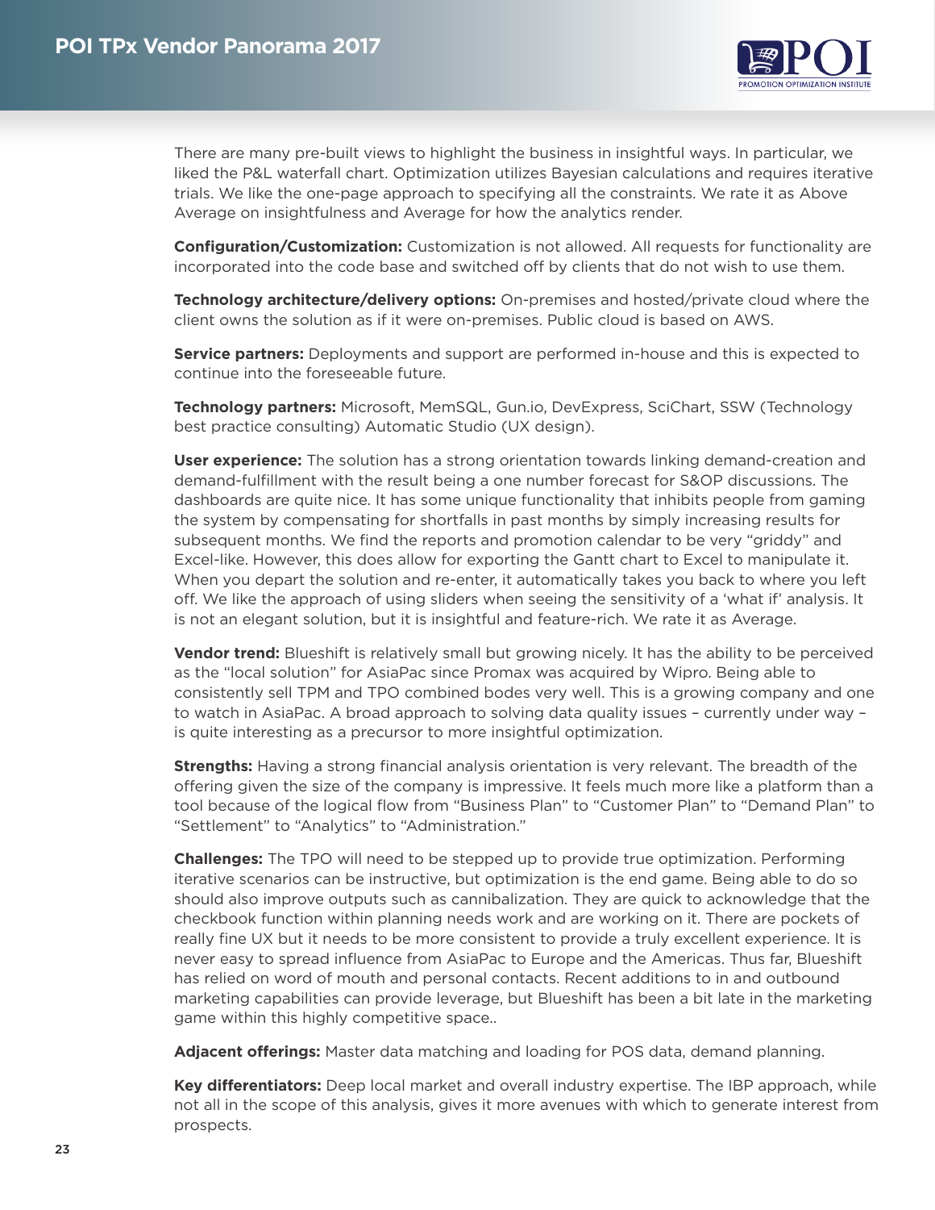There are many pre-built views to highlight the business in insightful ways. In particular, we liked the P&L waterfall chart. Optimization utilizes Bayesian calculations and requires iterative trials. We like the one-page approach to specifying all the constraints. We rate it as Above Average on insightfulness and Average for how the analytics render.

**Configuration/Customization:** Customization is not allowed. All requests for functionality are incorporated into the code base and switched off by clients that do not wish to use them.

**Technology architecture/delivery options:** On-premises and hosted/private cloud where the client owns the solution as if it were on-premises. Public cloud is based on AWS.

**Service partners:** Deployments and support are performed in-house and this is expected to continue into the foreseeable future.

**Technology partners:** Microsoft, MemSQL, Gun.io, DevExpress, SciChart, SSW (Technology best practice consulting) Automatic Studio (UX design).

**User experience:** The solution has a strong orientation towards linking demand-creation and demand-fulfillment with the result being a one number forecast for S&OP discussions. The dashboards are quite nice. It has some unique functionality that inhibits people from gaming the system by compensating for shortfalls in past months by simply increasing results for subsequent months. We find the reports and promotion calendar to be very "griddy" and Excel-like. However, this does allow for exporting the Gantt chart to Excel to manipulate it. When you depart the solution and re-enter, it automatically takes you back to where you left off. We like the approach of using sliders when seeing the sensitivity of a 'what if' analysis. It is not an elegant solution, but it is insightful and feature-rich. We rate it as Average.

**Vendor trend:** Blueshift is relatively small but growing nicely. It has the ability to be perceived as the "local solution" for AsiaPac since Promax was acquired by Wipro. Being able to consistently sell TPM and TPO combined bodes very well. This is a growing company and one to watch in AsiaPac. A broad approach to solving data quality issues – currently under way – is quite interesting as a precursor to more insightful optimization.

**Strengths:** Having a strong financial analysis orientation is very relevant. The breadth of the offering given the size of the company is impressive. It feels much more like a platform than a tool because of the logical flow from "Business Plan" to "Customer Plan" to "Demand Plan" to "Settlement" to "Analytics" to "Administration."

**Challenges:** The TPO will need to be stepped up to provide true optimization. Performing iterative scenarios can be instructive, but optimization is the end game. Being able to do so should also improve outputs such as cannibalization. They are quick to acknowledge that the checkbook function within planning needs work and are working on it. There are pockets of really fine UX but it needs to be more consistent to provide a truly excellent experience. It is never easy to spread influence from AsiaPac to Europe and the Americas. Thus far, Blueshift has relied on word of mouth and personal contacts. Recent additions to in and outbound marketing capabilities can provide leverage, but Blueshift has been a bit late in the marketing game within this highly competitive space..

**Adjacent offerings:** Master data matching and loading for POS data, demand planning.

**Key differentiators:** Deep local market and overall industry expertise. The IBP approach, while not all in the scope of this analysis, gives it more avenues with which to generate interest from prospects.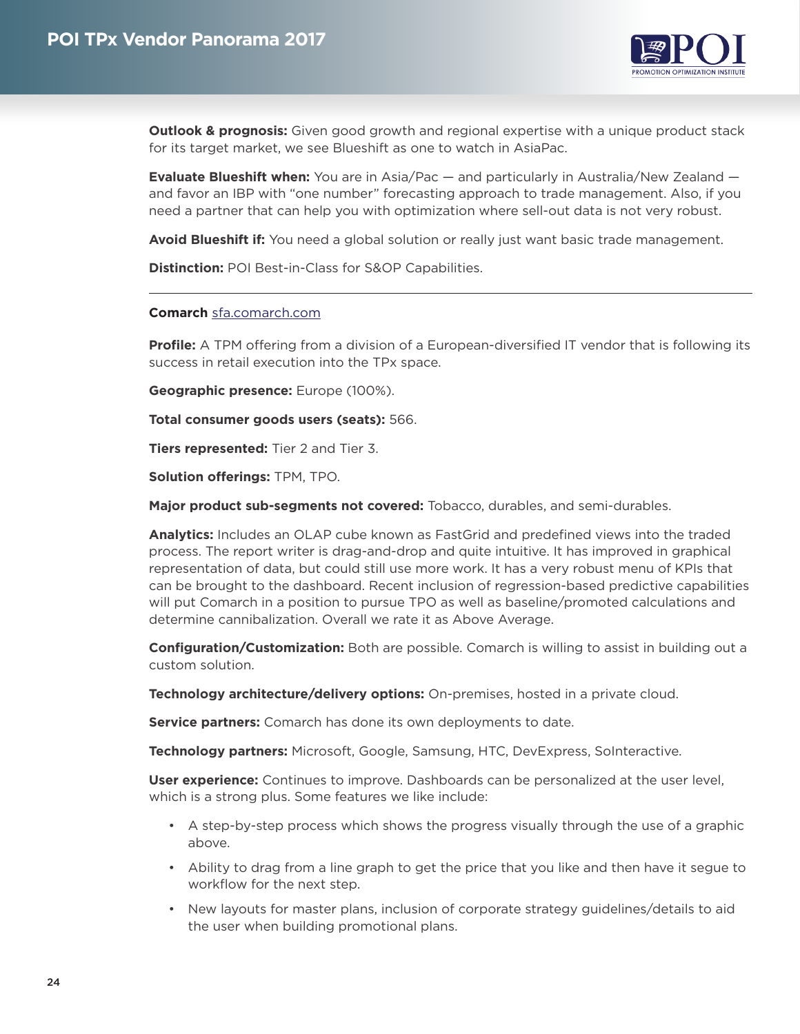**Outlook & prognosis:** Given good growth and regional expertise with a unique product stack for its target market, we see Blueshift as one to watch in AsiaPac.

**Evaluate Blueshift when:** You are in Asia/Pac — and particularly in Australia/New Zealand — and favor an IBP with "one number" forecasting approach to trade management. Also, if you need a partner that can help you with optimization where sell-out data is not very robust.

**Avoid Blueshift if:** You need a global solution or really just want basic trade management.

**Distinction:** POI Best-in-Class for S&OP Capabilities.

---

**Comarch** [sfa.comarch.com](sfa.comarch.com)

**Profile:** A TPM offering from a division of a European-diversified IT vendor that is following its success in retail execution into the TPx space.

**Geographic presence:** Europe (100%).

**Total consumer goods users (seats):** 566.

**Tiers represented:** Tier 2 and Tier 3.

**Solution offerings:** TPM, TPO.

**Major product sub-segments not covered:** Tobacco, durables, and semi-durables.

**Analytics:** Includes an OLAP cube known as FastGrid and predefined views into the traded process. The report writer is drag-and-drop and quite intuitive. It has improved in graphical representation of data, but could still use more work. It has a very robust menu of KPIs that can be brought to the dashboard. Recent inclusion of regression-based predictive capabilities will put Comarch in a position to pursue TPO as well as baseline/promoted calculations and determine cannibalization. Overall we rate it as Above Average.

**Configuration/Customization:** Both are possible. Comarch is willing to assist in building out a custom solution.

**Technology architecture/delivery options:** On-premises, hosted in a private cloud.

**Service partners:** Comarch has done its own deployments to date.

**Technology partners:** Microsoft, Google, Samsung, HTC, DevExpress, SoInteractive.

**User experience:** Continues to improve. Dashboards can be personalized at the user level, which is a strong plus. Some features we like include:

- A step-by-step process which shows the progress visually through the use of a graphic above.
- Ability to drag from a line graph to get the price that you like and then have it segue to workflow for the next step.
- New layouts for master plans, inclusion of corporate strategy guidelines/details to aid the user when building promotional plans.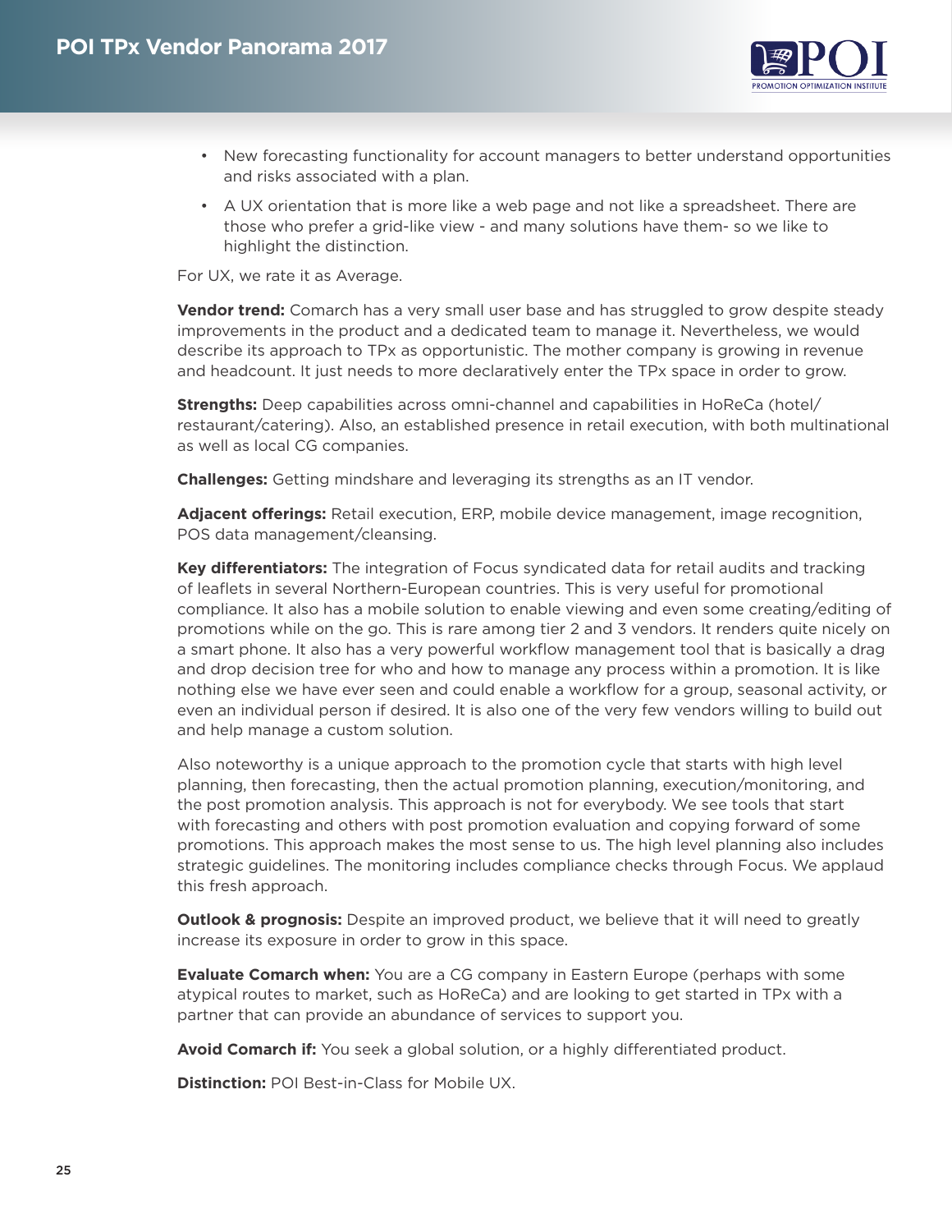- New forecasting functionality for account managers to better understand opportunities and risks associated with a plan.
- A UX orientation that is more like a web page and not like a spreadsheet. There are those who prefer a grid-like view - and many solutions have them- so we like to highlight the distinction.

For UX, we rate it as Average.

**Vendor trend:** Comarch has a very small user base and has struggled to grow despite steady improvements in the product and a dedicated team to manage it. Nevertheless, we would describe its approach to TPx as opportunistic. The mother company is growing in revenue and headcount. It just needs to more declaratively enter the TPx space in order to grow.

**Strengths:** Deep capabilities across omni-channel and capabilities in HoReCa (hotel/restaurant/catering). Also, an established presence in retail execution, with both multinational as well as local CG companies.

**Challenges:** Getting mindshare and leveraging its strengths as an IT vendor.

**Adjacent offerings:** Retail execution, ERP, mobile device management, image recognition, POS data management/cleansing.

**Key differentiators:** The integration of Focus syndicated data for retail audits and tracking of leaflets in several Northern-European countries. This is very useful for promotional compliance. It also has a mobile solution to enable viewing and even some creating/editing of promotions while on the go. This is rare among tier 2 and 3 vendors. It renders quite nicely on a smart phone. It also has a very powerful workflow management tool that is basically a drag and drop decision tree for who and how to manage any process within a promotion. It is like nothing else we have ever seen and could enable a workflow for a group, seasonal activity, or even an individual person if desired. It is also one of the very few vendors willing to build out and help manage a custom solution.

Also noteworthy is a unique approach to the promotion cycle that starts with high level planning, then forecasting, then the actual promotion planning, execution/monitoring, and the post promotion analysis. This approach is not for everybody. We see tools that start with forecasting and others with post promotion evaluation and copying forward of some promotions. This approach makes the most sense to us. The high level planning also includes strategic guidelines. The monitoring includes compliance checks through Focus. We applaud this fresh approach.

**Outlook & prognosis:** Despite an improved product, we believe that it will need to greatly increase its exposure in order to grow in this space.

**Evaluate Comarch when:** You are a CG company in Eastern Europe (perhaps with some atypical routes to market, such as HoReCa) and are looking to get started in TPx with a partner that can provide an abundance of services to support you.

**Avoid Comarch if:** You seek a global solution, or a highly differentiated product.

**Distinction:** POI Best-in-Class for Mobile UX.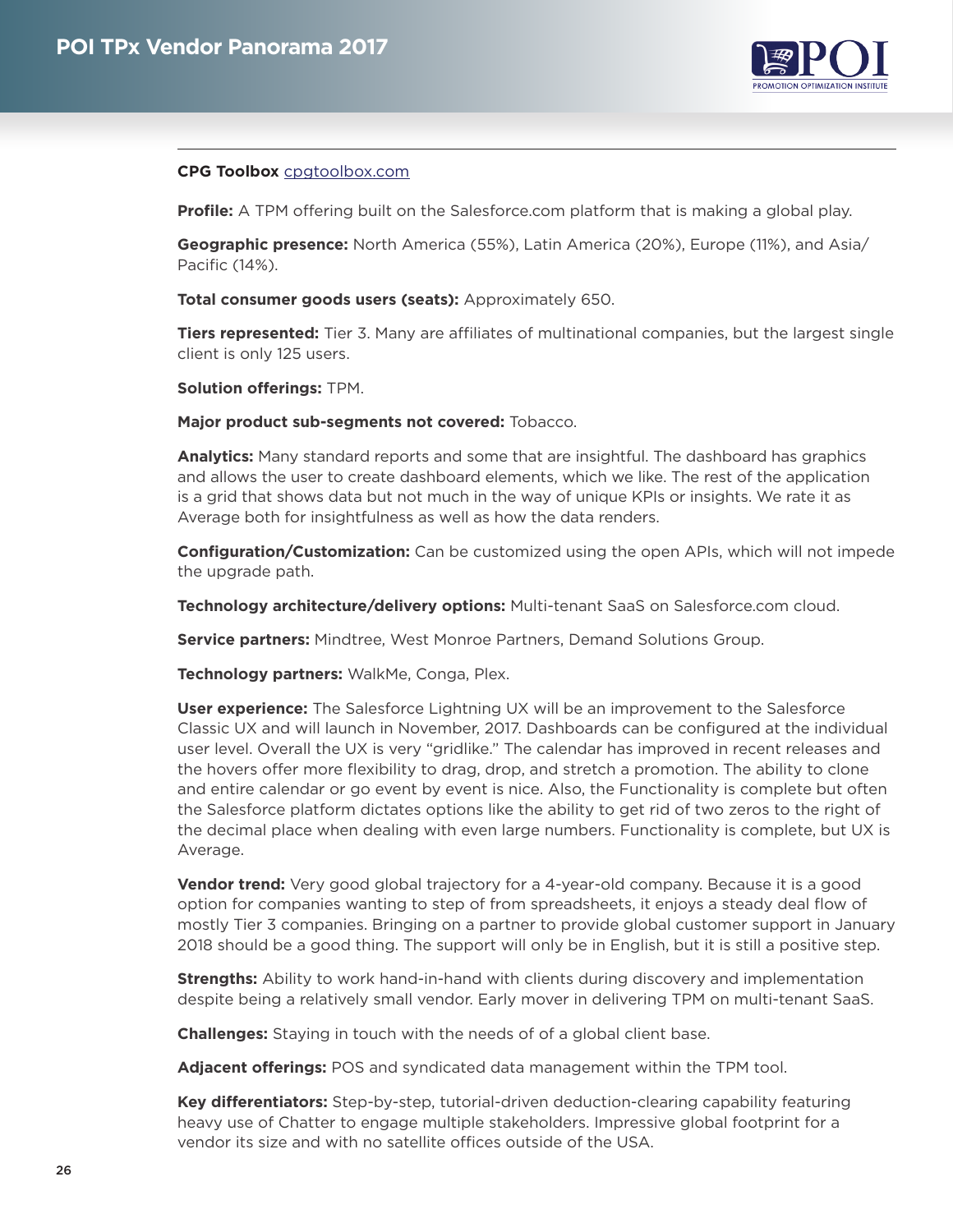**CPG Toolbox** [cpgtoolbox.com](http://cpgtoolbox.com)

**Profile:** A TPM offering built on the Salesforce.com platform that is making a global play.

**Geographic presence:** North America (55%), Latin America (20%), Europe (11%), and Asia/Pacific (14%).

**Total consumer goods users (seats):** Approximately 650.

**Tiers represented:** Tier 3. Many are affiliates of multinational companies, but the largest single client is only 125 users.

**Solution offerings:** TPM.

**Major product sub-segments not covered:** Tobacco.

**Analytics:** Many standard reports and some that are insightful. The dashboard has graphics and allows the user to create dashboard elements, which we like. The rest of the application is a grid that shows data but not much in the way of unique KPIs or insights. We rate it as Average both for insightfulness as well as how the data renders.

**Configuration/Customization:** Can be customized using the open APIs, which will not impede the upgrade path.

**Technology architecture/delivery options:** Multi-tenant SaaS on Salesforce.com cloud.

**Service partners:** Mindtree, West Monroe Partners, Demand Solutions Group.

**Technology partners:** WalkMe, Conga, Plex.

**User experience:** The Salesforce Lightning UX will be an improvement to the Salesforce Classic UX and will launch in November, 2017. Dashboards can be configured at the individual user level. Overall the UX is very "gridlike." The calendar has improved in recent releases and the hovers offer more flexibility to drag, drop, and stretch a promotion. The ability to clone and entire calendar or go event by event is nice. Also, the Functionality is complete but often the Salesforce platform dictates options like the ability to get rid of two zeros to the right of the decimal place when dealing with even large numbers. Functionality is complete, but UX is Average.

**Vendor trend:** Very good global trajectory for a 4-year-old company. Because it is a good option for companies wanting to step of from spreadsheets, it enjoys a steady deal flow of mostly Tier 3 companies. Bringing on a partner to provide global customer support in January 2018 should be a good thing. The support will only be in English, but it is still a positive step.

**Strengths:** Ability to work hand-in-hand with clients during discovery and implementation despite being a relatively small vendor. Early mover in delivering TPM on multi-tenant SaaS.

**Challenges:** Staying in touch with the needs of of a global client base.

**Adjacent offerings:** POS and syndicated data management within the TPM tool.

**Key differentiators:** Step-by-step, tutorial-driven deduction-clearing capability featuring heavy use of Chatter to engage multiple stakeholders. Impressive global footprint for a vendor its size and with no satellite offices outside of the USA.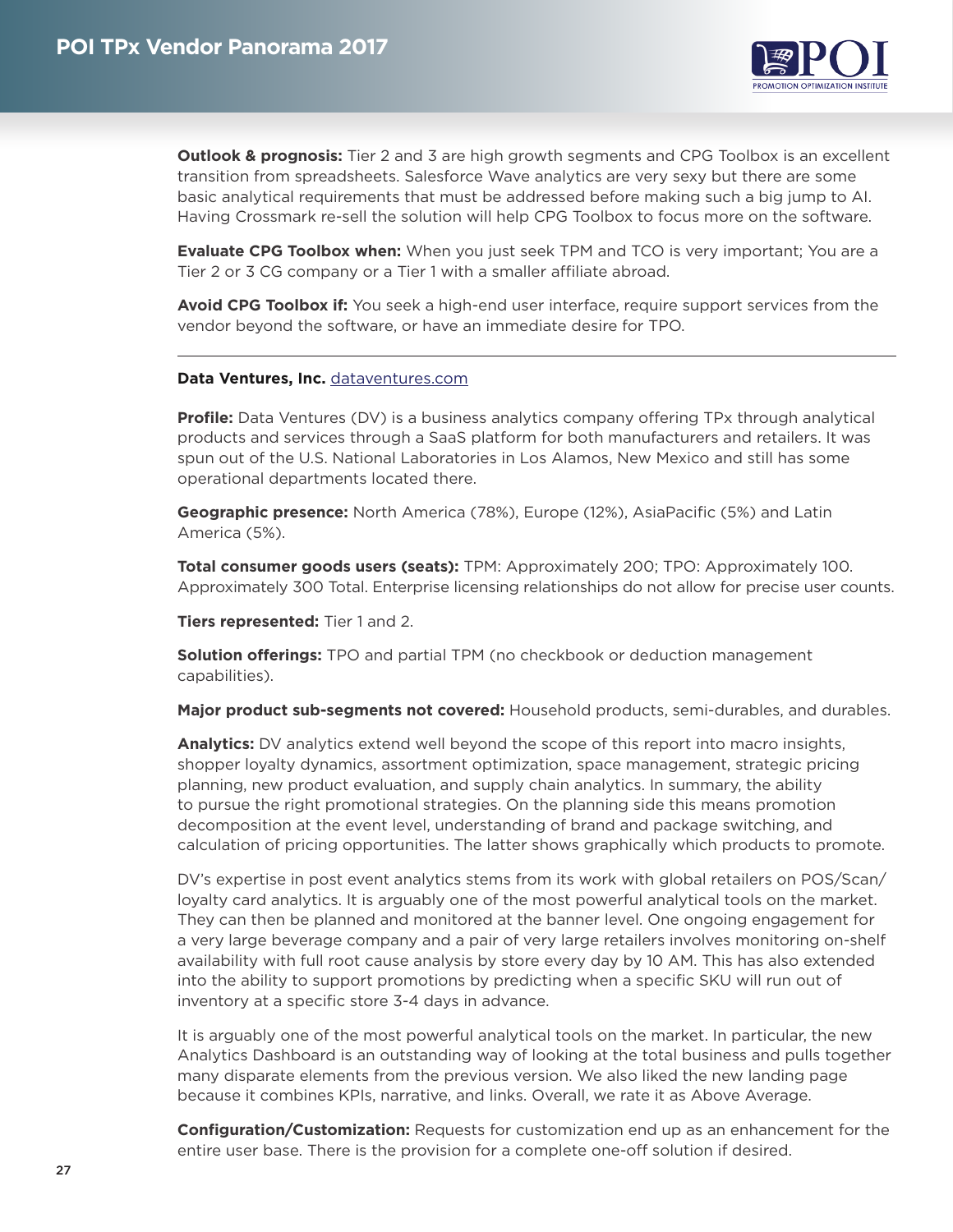**Outlook & prognosis:** Tier 2 and 3 are high growth segments and CPG Toolbox is an excellent transition from spreadsheets. Salesforce Wave analytics are very sexy but there are some basic analytical requirements that must be addressed before making such a big jump to AI. Having Crossmark re-sell the solution will help CPG Toolbox to focus more on the software.

**Evaluate CPG Toolbox when:** When you just seek TPM and TCO is very important; You are a Tier 2 or 3 CG company or a Tier 1 with a smaller affiliate abroad.

**Avoid CPG Toolbox if:** You seek a high-end user interface, require support services from the vendor beyond the software, or have an immediate desire for TPO.

---

**Data Ventures, Inc.** dataventures.com

**Profile:** Data Ventures (DV) is a business analytics company offering TPx through analytical products and services through a SaaS platform for both manufacturers and retailers. It was spun out of the U.S. National Laboratories in Los Alamos, New Mexico and still has some operational departments located there.

**Geographic presence:** North America (78%), Europe (12%), AsiaPacific (5%) and Latin America (5%).

**Total consumer goods users (seats):** TPM: Approximately 200; TPO: Approximately 100. Approximately 300 Total. Enterprise licensing relationships do not allow for precise user counts.

**Tiers represented:** Tier 1 and 2.

**Solution offerings:** TPO and partial TPM (no checkbook or deduction management capabilities).

**Major product sub-segments not covered:** Household products, semi-durables, and durables.

**Analytics:** DV analytics extend well beyond the scope of this report into macro insights, shopper loyalty dynamics, assortment optimization, space management, strategic pricing planning, new product evaluation, and supply chain analytics. In summary, the ability to pursue the right promotional strategies. On the planning side this means promotion decomposition at the event level, understanding of brand and package switching, and calculation of pricing opportunities. The latter shows graphically which products to promote.

DV's expertise in post event analytics stems from its work with global retailers on POS/Scan/loyalty card analytics. It is arguably one of the most powerful analytical tools on the market. They can then be planned and monitored at the banner level. One ongoing engagement for a very large beverage company and a pair of very large retailers involves monitoring on-shelf availability with full root cause analysis by store every day by 10 AM. This has also extended into the ability to support promotions by predicting when a specific SKU will run out of inventory at a specific store 3-4 days in advance.

It is arguably one of the most powerful analytical tools on the market. In particular, the new Analytics Dashboard is an outstanding way of looking at the total business and pulls together many disparate elements from the previous version. We also liked the new landing page because it combines KPIs, narrative, and links. Overall, we rate it as Above Average.

**Configuration/Customization:** Requests for customization end up as an enhancement for the entire user base. There is the provision for a complete one-off solution if desired.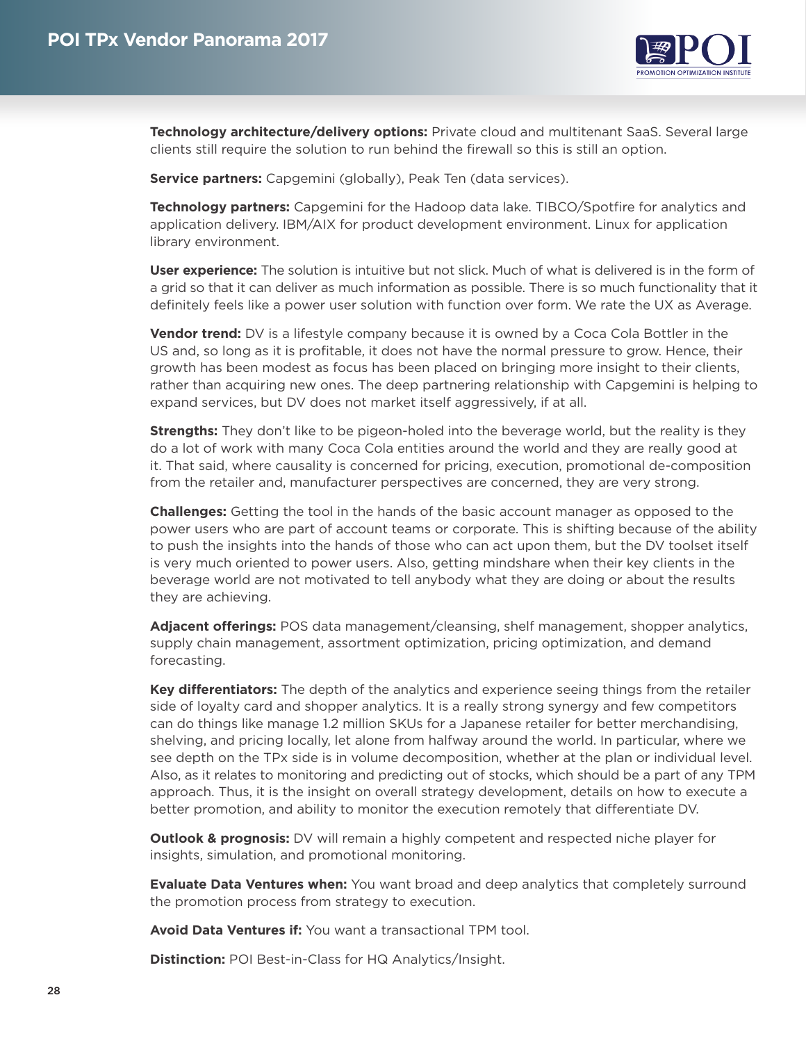**Technology architecture/delivery options:** Private cloud and multitenant SaaS. Several large clients still require the solution to run behind the firewall so this is still an option.

**Service partners:** Capgemini (globally), Peak Ten (data services).

**Technology partners:** Capgemini for the Hadoop data lake. TIBCO/Spotfire for analytics and application delivery. IBM/AIX for product development environment. Linux for application library environment.

**User experience:** The solution is intuitive but not slick. Much of what is delivered is in the form of a grid so that it can deliver as much information as possible. There is so much functionality that it definitely feels like a power user solution with function over form. We rate the UX as Average.

**Vendor trend:** DV is a lifestyle company because it is owned by a Coca Cola Bottler in the US and, so long as it is profitable, it does not have the normal pressure to grow. Hence, their growth has been modest as focus has been placed on bringing more insight to their clients, rather than acquiring new ones. The deep partnering relationship with Capgemini is helping to expand services, but DV does not market itself aggressively, if at all.

**Strengths:** They don't like to be pigeon-holed into the beverage world, but the reality is they do a lot of work with many Coca Cola entities around the world and they are really good at it. That said, where causality is concerned for pricing, execution, promotional de-composition from the retailer and, manufacturer perspectives are concerned, they are very strong.

**Challenges:** Getting the tool in the hands of the basic account manager as opposed to the power users who are part of account teams or corporate. This is shifting because of the ability to push the insights into the hands of those who can act upon them, but the DV toolset itself is very much oriented to power users. Also, getting mindshare when their key clients in the beverage world are not motivated to tell anybody what they are doing or about the results they are achieving.

**Adjacent offerings:** POS data management/cleansing, shelf management, shopper analytics, supply chain management, assortment optimization, pricing optimization, and demand forecasting.

**Key differentiators:** The depth of the analytics and experience seeing things from the retailer side of loyalty card and shopper analytics. It is a really strong synergy and few competitors can do things like manage 1.2 million SKUs for a Japanese retailer for better merchandising, shelving, and pricing locally, let alone from halfway around the world. In particular, where we see depth on the TPx side is in volume decomposition, whether at the plan or individual level. Also, as it relates to monitoring and predicting out of stocks, which should be a part of any TPM approach. Thus, it is the insight on overall strategy development, details on how to execute a better promotion, and ability to monitor the execution remotely that differentiate DV.

**Outlook & prognosis:** DV will remain a highly competent and respected niche player for insights, simulation, and promotional monitoring.

**Evaluate Data Ventures when:** You want broad and deep analytics that completely surround the promotion process from strategy to execution.

**Avoid Data Ventures if:** You want a transactional TPM tool.

**Distinction:** POI Best-in-Class for HQ Analytics/Insight.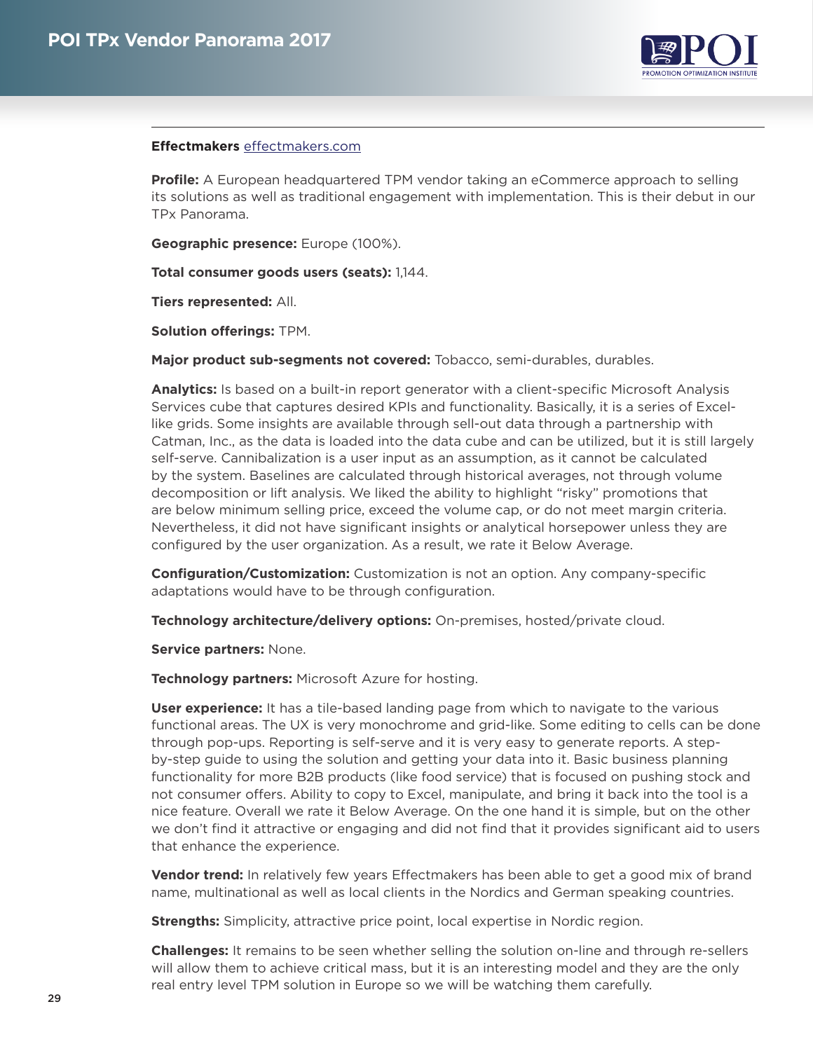**Effectmakers** effectmakers.com

**Profile:** A European headquartered TPM vendor taking an eCommerce approach to selling its solutions as well as traditional engagement with implementation. This is their debut in our TPx Panorama.

**Geographic presence:** Europe (100%).

**Total consumer goods users (seats):** 1,144.

**Tiers represented:** All.

**Solution offerings:** TPM.

**Major product sub-segments not covered:** Tobacco, semi-durables, durables.

**Analytics:** Is based on a built-in report generator with a client-specific Microsoft Analysis Services cube that captures desired KPIs and functionality. Basically, it is a series of Excel-like grids. Some insights are available through sell-out data through a partnership with Catman, Inc., as the data is loaded into the data cube and can be utilized, but it is still largely self-serve. Cannibalization is a user input as an assumption, as it cannot be calculated by the system. Baselines are calculated through historical averages, not through volume decomposition or lift analysis. We liked the ability to highlight "risky" promotions that are below minimum selling price, exceed the volume cap, or do not meet margin criteria. Nevertheless, it did not have significant insights or analytical horsepower unless they are configured by the user organization. As a result, we rate it Below Average.

**Configuration/Customization:** Customization is not an option. Any company-specific adaptations would have to be through configuration.

**Technology architecture/delivery options:** On-premises, hosted/private cloud.

**Service partners:** None.

**Technology partners:** Microsoft Azure for hosting.

**User experience:** It has a tile-based landing page from which to navigate to the various functional areas. The UX is very monochrome and grid-like. Some editing to cells can be done through pop-ups. Reporting is self-serve and it is very easy to generate reports. A step-by-step guide to using the solution and getting your data into it. Basic business planning functionality for more B2B products (like food service) that is focused on pushing stock and not consumer offers. Ability to copy to Excel, manipulate, and bring it back into the tool is a nice feature. Overall we rate it Below Average. On the one hand it is simple, but on the other we don't find it attractive or engaging and did not find that it provides significant aid to users that enhance the experience.

**Vendor trend:** In relatively few years Effectmakers has been able to get a good mix of brand name, multinational as well as local clients in the Nordics and German speaking countries.

**Strengths:** Simplicity, attractive price point, local expertise in Nordic region.

**Challenges:** It remains to be seen whether selling the solution on-line and through re-sellers will allow them to achieve critical mass, but it is an interesting model and they are the only real entry level TPM solution in Europe so we will be watching them carefully.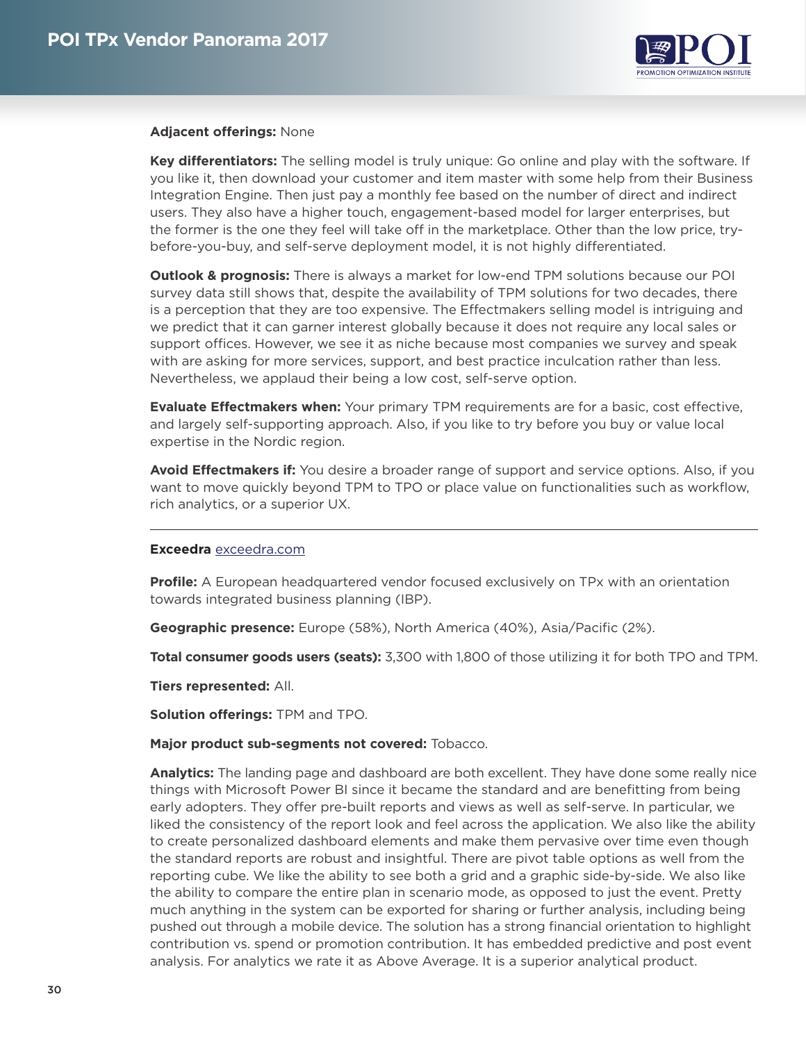**Adjacent offerings:** None

**Key differentiators:** The selling model is truly unique: Go online and play with the software. If you like it, then download your customer and item master with some help from their Business Integration Engine. Then just pay a monthly fee based on the number of direct and indirect users. They also have a higher touch, engagement-based model for larger enterprises, but the former is the one they feel will take off in the marketplace. Other than the low price, try-before-you-buy, and self-serve deployment model, it is not highly differentiated.

**Outlook & prognosis:** There is always a market for low-end TPM solutions because our POI survey data still shows that, despite the availability of TPM solutions for two decades, there is a perception that they are too expensive. The Effectmakers selling model is intriguing and we predict that it can garner interest globally because it does not require any local sales or support offices. However, we see it as niche because most companies we survey and speak with are asking for more services, support, and best practice inculcation rather than less. Nevertheless, we applaud their being a low cost, self-serve option.

**Evaluate Effectmakers when:** Your primary TPM requirements are for a basic, cost effective, and largely self-supporting approach. Also, if you like to try before you buy or value local expertise in the Nordic region.

**Avoid Effectmakers if:** You desire a broader range of support and service options. Also, if you want to move quickly beyond TPM to TPO or place value on functionalities such as workflow, rich analytics, or a superior UX.

---

**Exceedra** [exceedra.com](exceedra.com)

**Profile:** A European headquartered vendor focused exclusively on TPx with an orientation towards integrated business planning (IBP).

**Geographic presence:** Europe (58%), North America (40%), Asia/Pacific (2%).

**Total consumer goods users (seats):** 3,300 with 1,800 of those utilizing it for both TPO and TPM.

**Tiers represented:** All.

**Solution offerings:** TPM and TPO.

**Major product sub-segments not covered:** Tobacco.

**Analytics:** The landing page and dashboard are both excellent. They have done some really nice things with Microsoft Power BI since it became the standard and are benefitting from being early adopters. They offer pre-built reports and views as well as self-serve. In particular, we liked the consistency of the report look and feel across the application. We also like the ability to create personalized dashboard elements and make them pervasive over time even though the standard reports are robust and insightful. There are pivot table options as well from the reporting cube. We like the ability to see both a grid and a graphic side-by-side. We also like the ability to compare the entire plan in scenario mode, as opposed to just the event. Pretty much anything in the system can be exported for sharing or further analysis, including being pushed out through a mobile device. The solution has a strong financial orientation to highlight contribution vs. spend or promotion contribution. It has embedded predictive and post event analysis. For analytics we rate it as Above Average. It is a superior analytical product.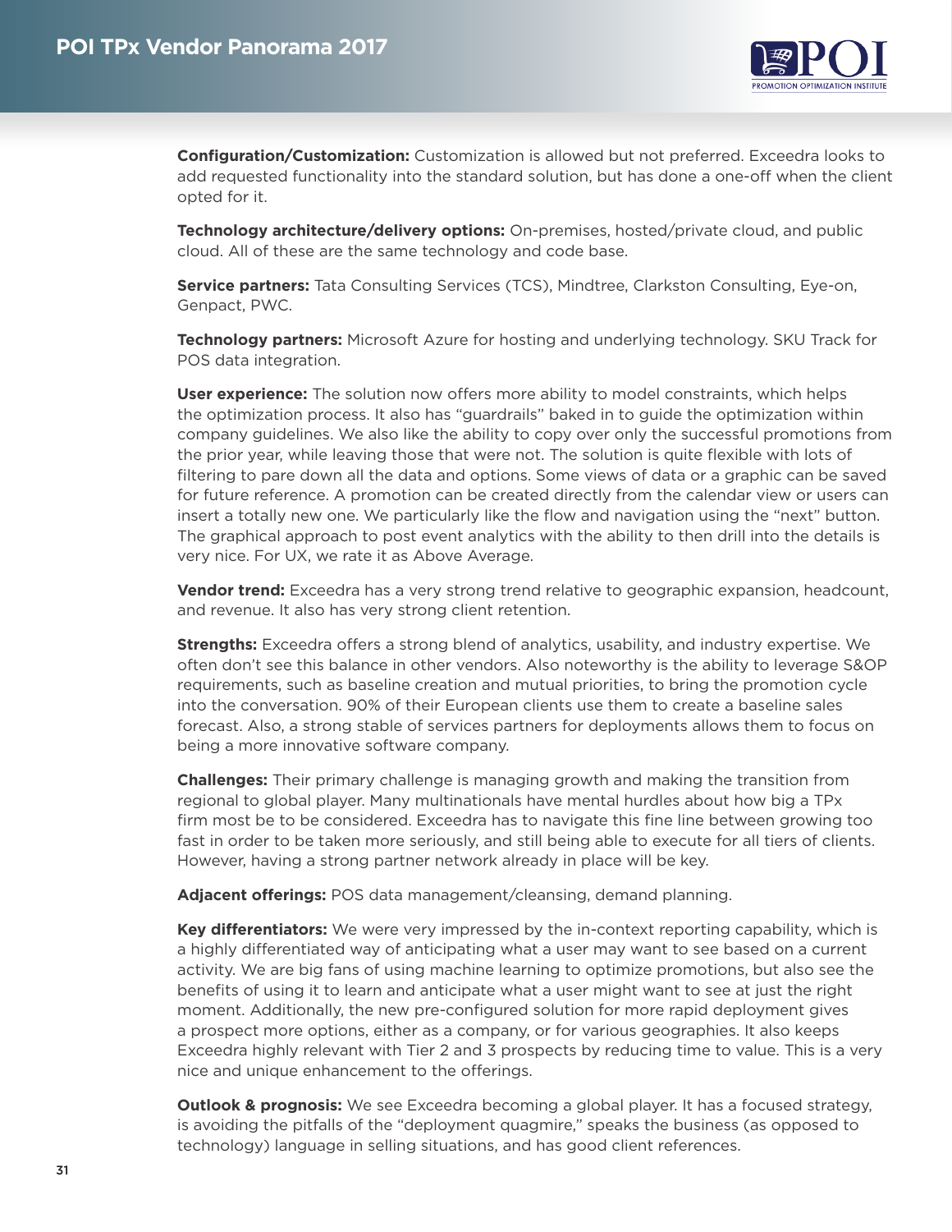**Configuration/Customization:** Customization is allowed but not preferred. Exceedra looks to add requested functionality into the standard solution, but has done a one-off when the client opted for it.

**Technology architecture/delivery options:** On-premises, hosted/private cloud, and public cloud. All of these are the same technology and code base.

**Service partners:** Tata Consulting Services (TCS), Mindtree, Clarkston Consulting, Eye-on, Genpact, PWC.

**Technology partners:** Microsoft Azure for hosting and underlying technology. SKU Track for POS data integration.

**User experience:** The solution now offers more ability to model constraints, which helps the optimization process. It also has "guardrails" baked in to guide the optimization within company guidelines. We also like the ability to copy over only the successful promotions from the prior year, while leaving those that were not. The solution is quite flexible with lots of filtering to pare down all the data and options. Some views of data or a graphic can be saved for future reference. A promotion can be created directly from the calendar view or users can insert a totally new one. We particularly like the flow and navigation using the "next" button. The graphical approach to post event analytics with the ability to then drill into the details is very nice. For UX, we rate it as Above Average.

**Vendor trend:** Exceedra has a very strong trend relative to geographic expansion, headcount, and revenue. It also has very strong client retention.

**Strengths:** Exceedra offers a strong blend of analytics, usability, and industry expertise. We often don't see this balance in other vendors. Also noteworthy is the ability to leverage S&OP requirements, such as baseline creation and mutual priorities, to bring the promotion cycle into the conversation. 90% of their European clients use them to create a baseline sales forecast. Also, a strong stable of services partners for deployments allows them to focus on being a more innovative software company.

**Challenges:** Their primary challenge is managing growth and making the transition from regional to global player. Many multinationals have mental hurdles about how big a TPx firm most be to be considered. Exceedra has to navigate this fine line between growing too fast in order to be taken more seriously, and still being able to execute for all tiers of clients. However, having a strong partner network already in place will be key.

**Adjacent offerings:** POS data management/cleansing, demand planning.

**Key differentiators:** We were very impressed by the in-context reporting capability, which is a highly differentiated way of anticipating what a user may want to see based on a current activity. We are big fans of using machine learning to optimize promotions, but also see the benefits of using it to learn and anticipate what a user might want to see at just the right moment. Additionally, the new pre-configured solution for more rapid deployment gives a prospect more options, either as a company, or for various geographies. It also keeps Exceedra highly relevant with Tier 2 and 3 prospects by reducing time to value. This is a very nice and unique enhancement to the offerings.

**Outlook & prognosis:** We see Exceedra becoming a global player. It has a focused strategy, is avoiding the pitfalls of the "deployment quagmire," speaks the business (as opposed to technology) language in selling situations, and has good client references.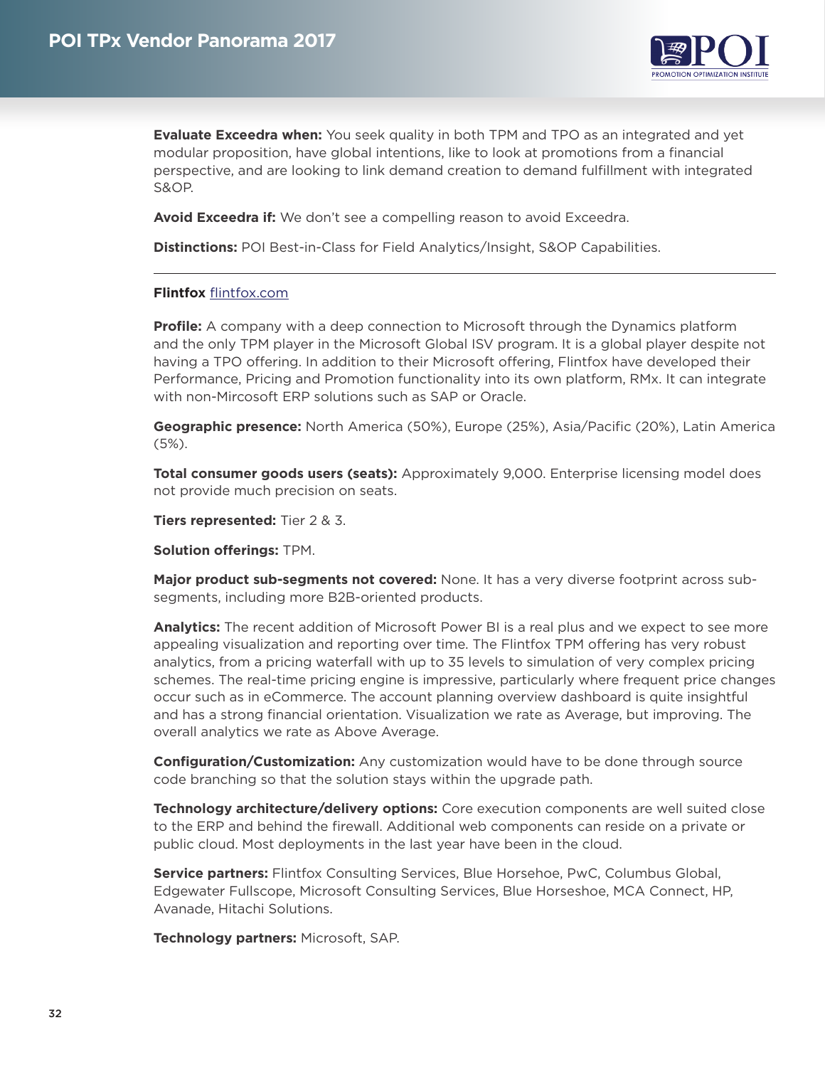**Evaluate Exceedra when:** You seek quality in both TPM and TPO as an integrated and yet modular proposition, have global intentions, like to look at promotions from a financial perspective, and are looking to link demand creation to demand fulfillment with integrated S&OP.

**Avoid Exceedra if:** We don't see a compelling reason to avoid Exceedra.

**Distinctions:** POI Best-in-Class for Field Analytics/Insight, S&OP Capabilities.

---

**Flintfox** flintfox.com

**Profile:** A company with a deep connection to Microsoft through the Dynamics platform and the only TPM player in the Microsoft Global ISV program. It is a global player despite not having a TPO offering. In addition to their Microsoft offering, Flintfox have developed their Performance, Pricing and Promotion functionality into its own platform, RMx. It can integrate with non-Mircosoft ERP solutions such as SAP or Oracle.

**Geographic presence:** North America (50%), Europe (25%), Asia/Pacific (20%), Latin America (5%).

**Total consumer goods users (seats):** Approximately 9,000. Enterprise licensing model does not provide much precision on seats.

**Tiers represented:** Tier 2 & 3.

**Solution offerings:** TPM.

**Major product sub-segments not covered:** None. It has a very diverse footprint across sub-segments, including more B2B-oriented products.

**Analytics:** The recent addition of Microsoft Power BI is a real plus and we expect to see more appealing visualization and reporting over time. The Flintfox TPM offering has very robust analytics, from a pricing waterfall with up to 35 levels to simulation of very complex pricing schemes. The real-time pricing engine is impressive, particularly where frequent price changes occur such as in eCommerce. The account planning overview dashboard is quite insightful and has a strong financial orientation. Visualization we rate as Average, but improving. The overall analytics we rate as Above Average.

**Configuration/Customization:** Any customization would have to be done through source code branching so that the solution stays within the upgrade path.

**Technology architecture/delivery options:** Core execution components are well suited close to the ERP and behind the firewall. Additional web components can reside on a private or public cloud. Most deployments in the last year have been in the cloud.

**Service partners:** Flintfox Consulting Services, Blue Horsehoe, PwC, Columbus Global, Edgewater Fullscope, Microsoft Consulting Services, Blue Horseshoe, MCA Connect, HP, Avanade, Hitachi Solutions.

**Technology partners:** Microsoft, SAP.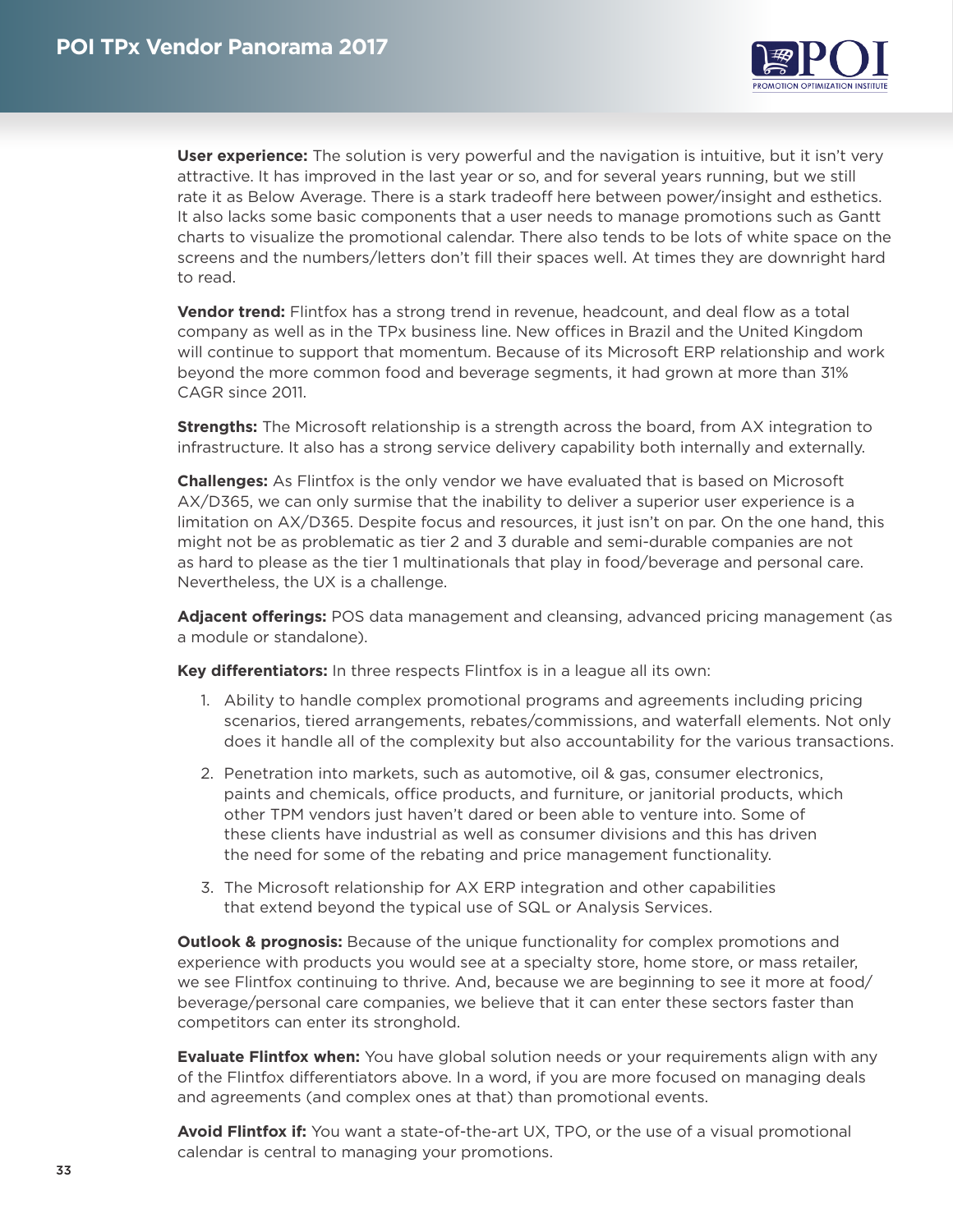**User experience:** The solution is very powerful and the navigation is intuitive, but it isn't very attractive. It has improved in the last year or so, and for several years running, but we still rate it as Below Average. There is a stark tradeoff here between power/insight and esthetics. It also lacks some basic components that a user needs to manage promotions such as Gantt charts to visualize the promotional calendar. There also tends to be lots of white space on the screens and the numbers/letters don't fill their spaces well. At times they are downright hard to read.

**Vendor trend:** Flintfox has a strong trend in revenue, headcount, and deal flow as a total company as well as in the TPx business line. New offices in Brazil and the United Kingdom will continue to support that momentum. Because of its Microsoft ERP relationship and work beyond the more common food and beverage segments, it had grown at more than 31% CAGR since 2011.

**Strengths:** The Microsoft relationship is a strength across the board, from AX integration to infrastructure. It also has a strong service delivery capability both internally and externally.

**Challenges:** As Flintfox is the only vendor we have evaluated that is based on Microsoft AX/D365, we can only surmise that the inability to deliver a superior user experience is a limitation on AX/D365. Despite focus and resources, it just isn't on par. On the one hand, this might not be as problematic as tier 2 and 3 durable and semi-durable companies are not as hard to please as the tier 1 multinationals that play in food/beverage and personal care. Nevertheless, the UX is a challenge.

**Adjacent offerings:** POS data management and cleansing, advanced pricing management (as a module or standalone).

**Key differentiators:** In three respects Flintfox is in a league all its own:

1. Ability to handle complex promotional programs and agreements including pricing scenarios, tiered arrangements, rebates/commissions, and waterfall elements. Not only does it handle all of the complexity but also accountability for the various transactions.
2. Penetration into markets, such as automotive, oil & gas, consumer electronics, paints and chemicals, office products, and furniture, or janitorial products, which other TPM vendors just haven't dared or been able to venture into. Some of these clients have industrial as well as consumer divisions and this has driven the need for some of the rebating and price management functionality.
3. The Microsoft relationship for AX ERP integration and other capabilities that extend beyond the typical use of SQL or Analysis Services.

**Outlook & prognosis:** Because of the unique functionality for complex promotions and experience with products you would see at a specialty store, home store, or mass retailer, we see Flintfox continuing to thrive. And, because we are beginning to see it more at food/beverage/personal care companies, we believe that it can enter these sectors faster than competitors can enter its stronghold.

**Evaluate Flintfox when:** You have global solution needs or your requirements align with any of the Flintfox differentiators above. In a word, if you are more focused on managing deals and agreements (and complex ones at that) than promotional events.

**Avoid Flintfox if:** You want a state-of-the-art UX, TPO, or the use of a visual promotional calendar is central to managing your promotions.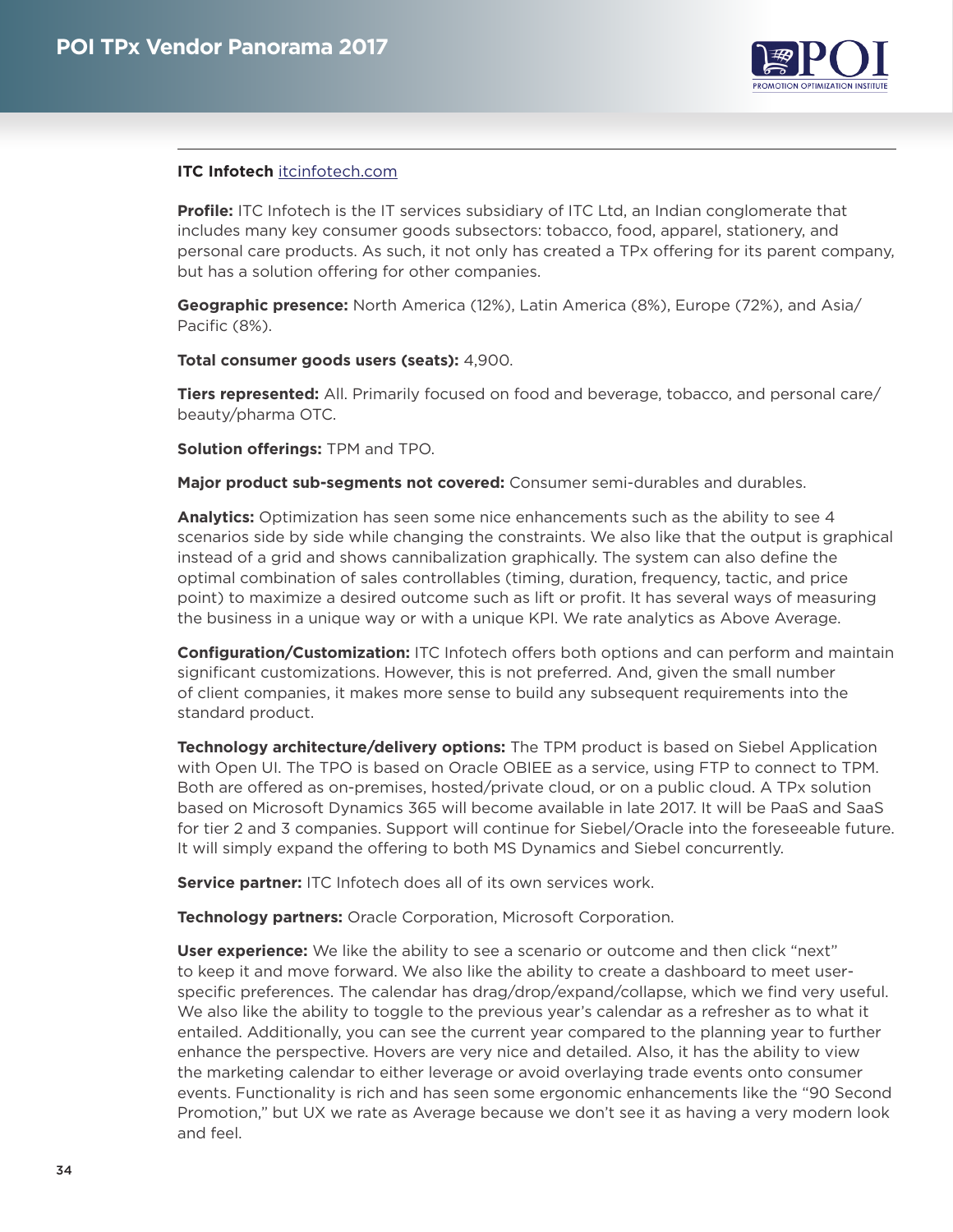**ITC Infotech** [itcinfotech.com](http://itcinfotech.com)

**Profile:** ITC Infotech is the IT services subsidiary of ITC Ltd, an Indian conglomerate that includes many key consumer goods subsectors: tobacco, food, apparel, stationery, and personal care products. As such, it not only has created a TPx offering for its parent company, but has a solution offering for other companies.

**Geographic presence:** North America (12%), Latin America (8%), Europe (72%), and Asia/Pacific (8%).

**Total consumer goods users (seats):** 4,900.

**Tiers represented:** All. Primarily focused on food and beverage, tobacco, and personal care/beauty/pharma OTC.

**Solution offerings:** TPM and TPO.

**Major product sub-segments not covered:** Consumer semi-durables and durables.

**Analytics:** Optimization has seen some nice enhancements such as the ability to see 4 scenarios side by side while changing the constraints. We also like that the output is graphical instead of a grid and shows cannibalization graphically. The system can also define the optimal combination of sales controllables (timing, duration, frequency, tactic, and price point) to maximize a desired outcome such as lift or profit. It has several ways of measuring the business in a unique way or with a unique KPI. We rate analytics as Above Average.

**Configuration/Customization:** ITC Infotech offers both options and can perform and maintain significant customizations. However, this is not preferred. And, given the small number of client companies, it makes more sense to build any subsequent requirements into the standard product.

**Technology architecture/delivery options:** The TPM product is based on Siebel Application with Open UI. The TPO is based on Oracle OBIEE as a service, using FTP to connect to TPM. Both are offered as on-premises, hosted/private cloud, or on a public cloud. A TPx solution based on Microsoft Dynamics 365 will become available in late 2017. It will be PaaS and SaaS for tier 2 and 3 companies. Support will continue for Siebel/Oracle into the foreseeable future. It will simply expand the offering to both MS Dynamics and Siebel concurrently.

**Service partner:** ITC Infotech does all of its own services work.

**Technology partners:** Oracle Corporation, Microsoft Corporation.

**User experience:** We like the ability to see a scenario or outcome and then click "next" to keep it and move forward. We also like the ability to create a dashboard to meet user-specific preferences. The calendar has drag/drop/expand/collapse, which we find very useful. We also like the ability to toggle to the previous year's calendar as a refresher as to what it entailed. Additionally, you can see the current year compared to the planning year to further enhance the perspective. Hovers are very nice and detailed. Also, it has the ability to view the marketing calendar to either leverage or avoid overlaying trade events onto consumer events. Functionality is rich and has seen some ergonomic enhancements like the "90 Second Promotion," but UX we rate as Average because we don't see it as having a very modern look and feel.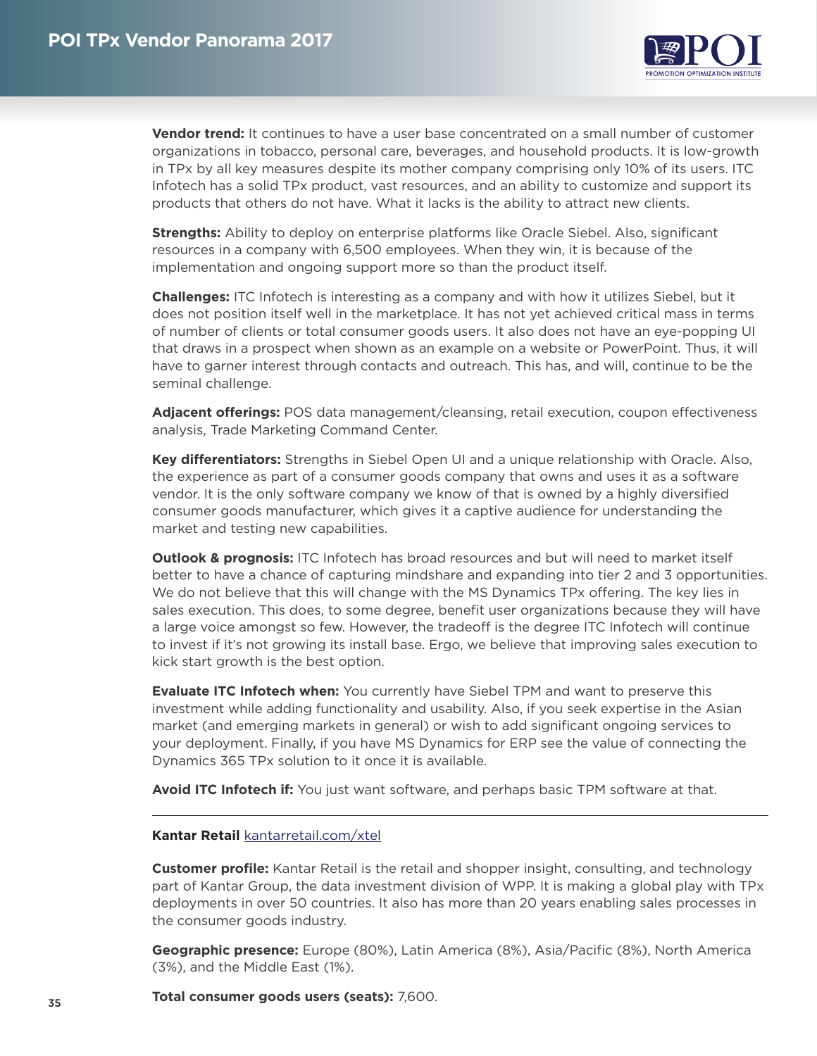**Vendor trend:** It continues to have a user base concentrated on a small number of customer organizations in tobacco, personal care, beverages, and household products. It is low-growth in TPx by all key measures despite its mother company comprising only 10% of its users. ITC Infotech has a solid TPx product, vast resources, and an ability to customize and support its products that others do not have. What it lacks is the ability to attract new clients.

**Strengths:** Ability to deploy on enterprise platforms like Oracle Siebel. Also, significant resources in a company with 6,500 employees. When they win, it is because of the implementation and ongoing support more so than the product itself.

**Challenges:** ITC Infotech is interesting as a company and with how it utilizes Siebel, but it does not position itself well in the marketplace. It has not yet achieved critical mass in terms of number of clients or total consumer goods users. It also does not have an eye-popping UI that draws in a prospect when shown as an example on a website or PowerPoint. Thus, it will have to garner interest through contacts and outreach. This has, and will, continue to be the seminal challenge.

**Adjacent offerings:** POS data management/cleansing, retail execution, coupon effectiveness analysis, Trade Marketing Command Center.

**Key differentiators:** Strengths in Siebel Open UI and a unique relationship with Oracle. Also, the experience as part of a consumer goods company that owns and uses it as a software vendor. It is the only software company we know of that is owned by a highly diversified consumer goods manufacturer, which gives it a captive audience for understanding the market and testing new capabilities.

**Outlook & prognosis:** ITC Infotech has broad resources and but will need to market itself better to have a chance of capturing mindshare and expanding into tier 2 and 3 opportunities. We do not believe that this will change with the MS Dynamics TPx offering. The key lies in sales execution. This does, to some degree, benefit user organizations because they will have a large voice amongst so few. However, the tradeoff is the degree ITC Infotech will continue to invest if it's not growing its install base. Ergo, we believe that improving sales execution to kick start growth is the best option.

**Evaluate ITC Infotech when:** You currently have Siebel TPM and want to preserve this investment while adding functionality and usability. Also, if you seek expertise in the Asian market (and emerging markets in general) or wish to add significant ongoing services to your deployment. Finally, if you have MS Dynamics for ERP see the value of connecting the Dynamics 365 TPx solution to it once it is available.

**Avoid ITC Infotech if:** You just want software, and perhaps basic TPM software at that.

---

**Kantar Retail** kantarretail.com/xtel

**Customer profile:** Kantar Retail is the retail and shopper insight, consulting, and technology part of Kantar Group, the data investment division of WPP. It is making a global play with TPx deployments in over 50 countries. It also has more than 20 years enabling sales processes in the consumer goods industry.

**Geographic presence:** Europe (80%), Latin America (8%), Asia/Pacific (8%), North America (3%), and the Middle East (1%).

**Total consumer goods users (seats):** 7,600.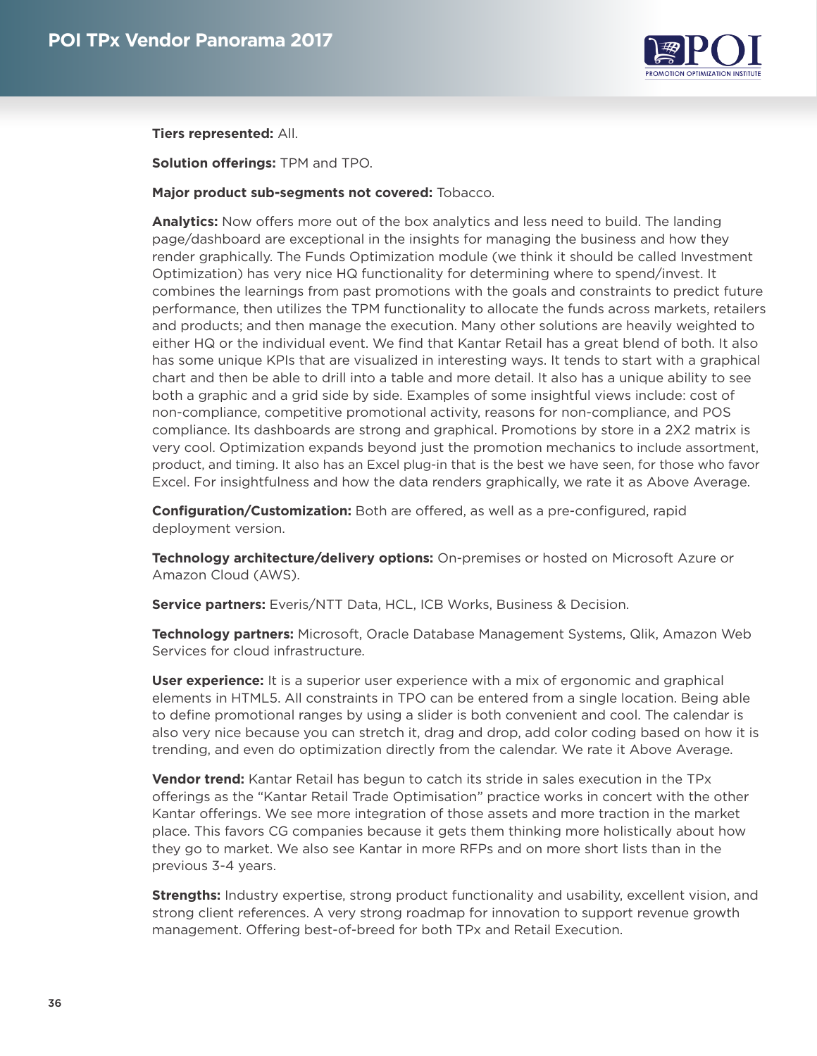**Tiers represented:** All.

**Solution offerings:** TPM and TPO.

**Major product sub-segments not covered:** Tobacco.

**Analytics:** Now offers more out of the box analytics and less need to build. The landing page/dashboard are exceptional in the insights for managing the business and how they render graphically. The Funds Optimization module (we think it should be called Investment Optimization) has very nice HQ functionality for determining where to spend/invest. It combines the learnings from past promotions with the goals and constraints to predict future performance, then utilizes the TPM functionality to allocate the funds across markets, retailers and products; and then manage the execution. Many other solutions are heavily weighted to either HQ or the individual event. We find that Kantar Retail has a great blend of both. It also has some unique KPIs that are visualized in interesting ways. It tends to start with a graphical chart and then be able to drill into a table and more detail. It also has a unique ability to see both a graphic and a grid side by side. Examples of some insightful views include: cost of non-compliance, competitive promotional activity, reasons for non-compliance, and POS compliance. Its dashboards are strong and graphical. Promotions by store in a 2X2 matrix is very cool. Optimization expands beyond just the promotion mechanics to include assortment, product, and timing. It also has an Excel plug-in that is the best we have seen, for those who favor Excel. For insightfulness and how the data renders graphically, we rate it as Above Average.

**Configuration/Customization:** Both are offered, as well as a pre-configured, rapid deployment version.

**Technology architecture/delivery options:** On-premises or hosted on Microsoft Azure or Amazon Cloud (AWS).

**Service partners:** Everis/NTT Data, HCL, ICB Works, Business & Decision.

**Technology partners:** Microsoft, Oracle Database Management Systems, Qlik, Amazon Web Services for cloud infrastructure.

**User experience:** It is a superior user experience with a mix of ergonomic and graphical elements in HTML5. All constraints in TPO can be entered from a single location. Being able to define promotional ranges by using a slider is both convenient and cool. The calendar is also very nice because you can stretch it, drag and drop, add color coding based on how it is trending, and even do optimization directly from the calendar. We rate it Above Average.

**Vendor trend:** Kantar Retail has begun to catch its stride in sales execution in the TPx offerings as the "Kantar Retail Trade Optimisation" practice works in concert with the other Kantar offerings. We see more integration of those assets and more traction in the market place. This favors CG companies because it gets them thinking more holistically about how they go to market. We also see Kantar in more RFPs and on more short lists than in the previous 3-4 years.

**Strengths:** Industry expertise, strong product functionality and usability, excellent vision, and strong client references. A very strong roadmap for innovation to support revenue growth management. Offering best-of-breed for both TPx and Retail Execution.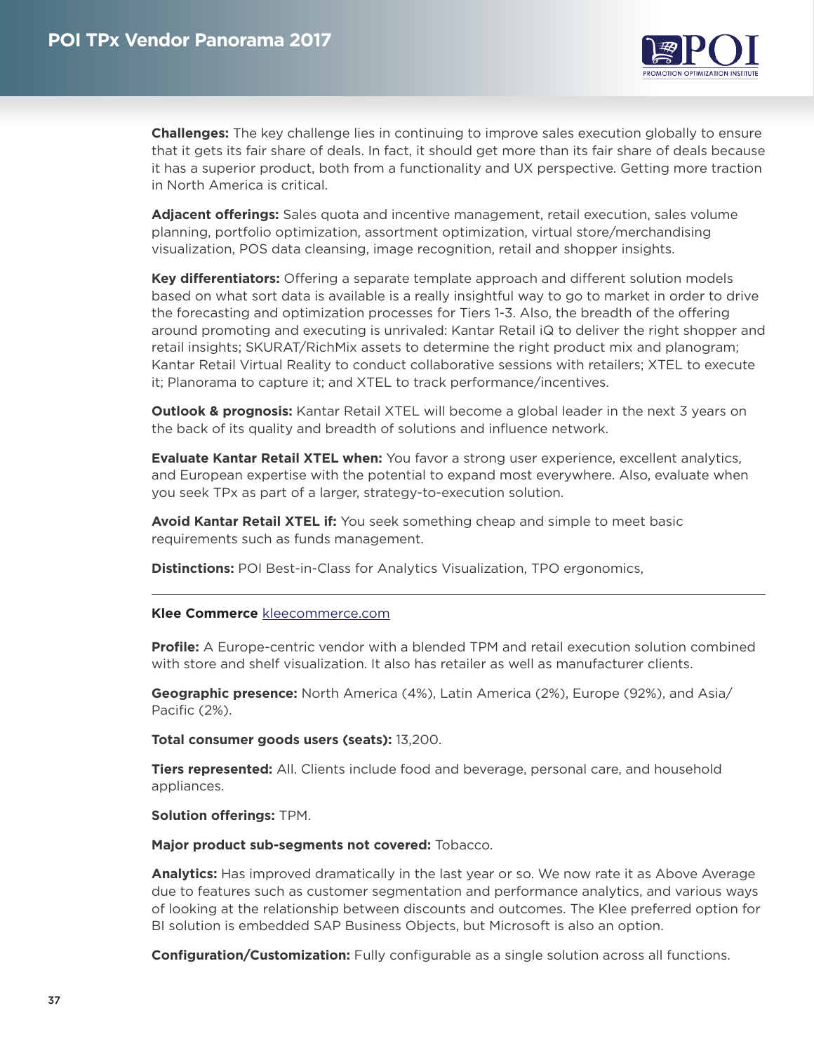**Challenges:** The key challenge lies in continuing to improve sales execution globally to ensure that it gets its fair share of deals. In fact, it should get more than its fair share of deals because it has a superior product, both from a functionality and UX perspective. Getting more traction in North America is critical.

**Adjacent offerings:** Sales quota and incentive management, retail execution, sales volume planning, portfolio optimization, assortment optimization, virtual store/merchandising visualization, POS data cleansing, image recognition, retail and shopper insights.

**Key differentiators:** Offering a separate template approach and different solution models based on what sort data is available is a really insightful way to go to market in order to drive the forecasting and optimization processes for Tiers 1-3. Also, the breadth of the offering around promoting and executing is unrivaled: Kantar Retail iQ to deliver the right shopper and retail insights; SKURAT/RichMix assets to determine the right product mix and planogram; Kantar Retail Virtual Reality to conduct collaborative sessions with retailers; XTEL to execute it; Planorama to capture it; and XTEL to track performance/incentives.

**Outlook & prognosis:** Kantar Retail XTEL will become a global leader in the next 3 years on the back of its quality and breadth of solutions and influence network.

**Evaluate Kantar Retail XTEL when:** You favor a strong user experience, excellent analytics, and European expertise with the potential to expand most everywhere. Also, evaluate when you seek TPx as part of a larger, strategy-to-execution solution.

**Avoid Kantar Retail XTEL if:** You seek something cheap and simple to meet basic requirements such as funds management.

**Distinctions:** POI Best-in-Class for Analytics Visualization, TPO ergonomics,

---

**Klee Commerce** [kleecommerce.com](kleecommerce.com)

**Profile:** A Europe-centric vendor with a blended TPM and retail execution solution combined with store and shelf visualization. It also has retailer as well as manufacturer clients.

**Geographic presence:** North America (4%), Latin America (2%), Europe (92%), and Asia/Pacific (2%).

**Total consumer goods users (seats):** 13,200.

**Tiers represented:** All. Clients include food and beverage, personal care, and household appliances.

**Solution offerings:** TPM.

**Major product sub-segments not covered:** Tobacco.

**Analytics:** Has improved dramatically in the last year or so. We now rate it as Above Average due to features such as customer segmentation and performance analytics, and various ways of looking at the relationship between discounts and outcomes. The Klee preferred option for BI solution is embedded SAP Business Objects, but Microsoft is also an option.

**Configuration/Customization:** Fully configurable as a single solution across all functions.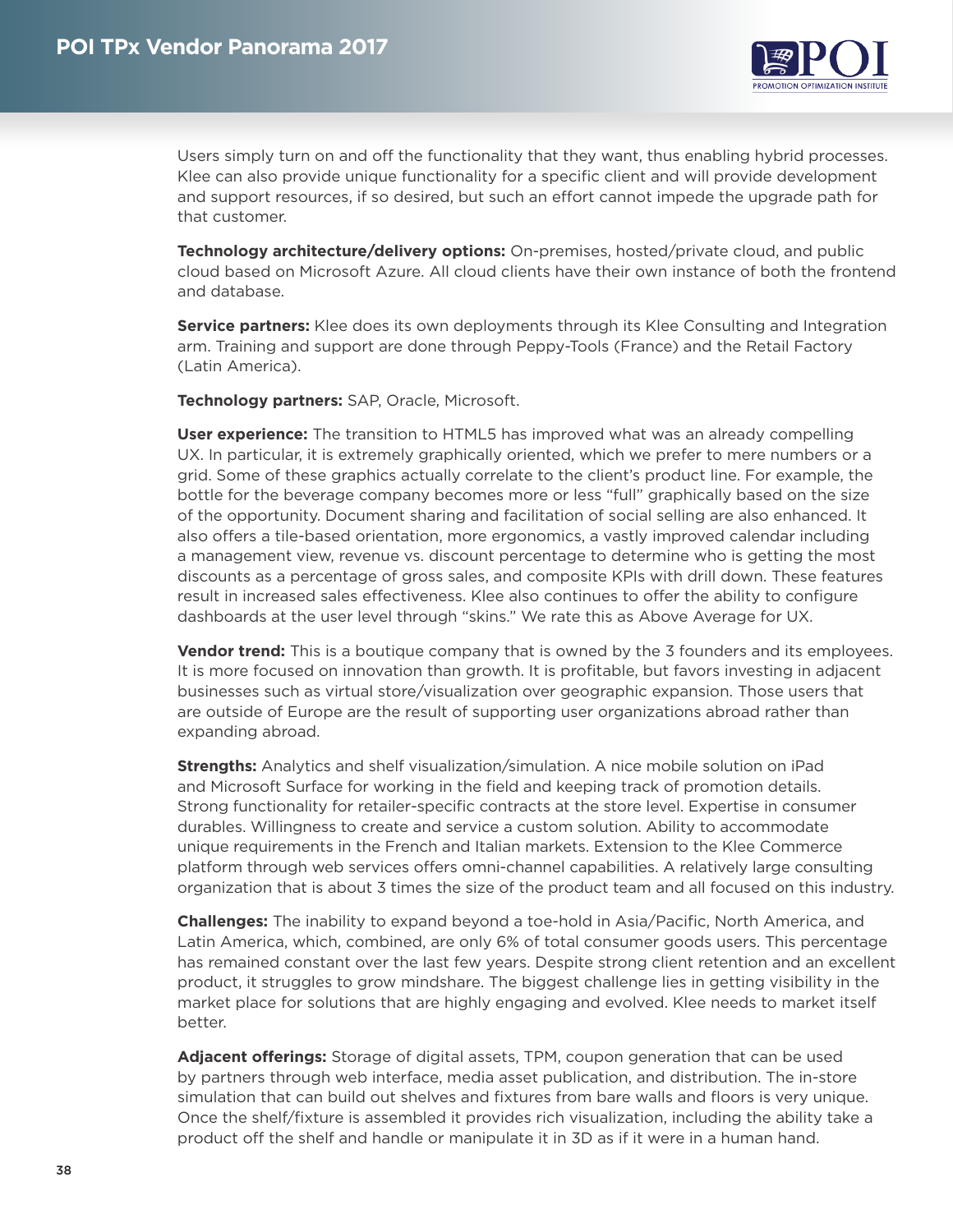Users simply turn on and off the functionality that they want, thus enabling hybrid processes. Klee can also provide unique functionality for a specific client and will provide development and support resources, if so desired, but such an effort cannot impede the upgrade path for that customer.

**Technology architecture/delivery options:** On-premises, hosted/private cloud, and public cloud based on Microsoft Azure. All cloud clients have their own instance of both the frontend and database.

**Service partners:** Klee does its own deployments through its Klee Consulting and Integration arm. Training and support are done through Peppy-Tools (France) and the Retail Factory (Latin America).

**Technology partners:** SAP, Oracle, Microsoft.

**User experience:** The transition to HTML5 has improved what was an already compelling UX. In particular, it is extremely graphically oriented, which we prefer to mere numbers or a grid. Some of these graphics actually correlate to the client's product line. For example, the bottle for the beverage company becomes more or less "full" graphically based on the size of the opportunity. Document sharing and facilitation of social selling are also enhanced. It also offers a tile-based orientation, more ergonomics, a vastly improved calendar including a management view, revenue vs. discount percentage to determine who is getting the most discounts as a percentage of gross sales, and composite KPIs with drill down. These features result in increased sales effectiveness. Klee also continues to offer the ability to configure dashboards at the user level through "skins." We rate this as Above Average for UX.

**Vendor trend:** This is a boutique company that is owned by the 3 founders and its employees. It is more focused on innovation than growth. It is profitable, but favors investing in adjacent businesses such as virtual store/visualization over geographic expansion. Those users that are outside of Europe are the result of supporting user organizations abroad rather than expanding abroad.

**Strengths:** Analytics and shelf visualization/simulation. A nice mobile solution on iPad and Microsoft Surface for working in the field and keeping track of promotion details. Strong functionality for retailer-specific contracts at the store level. Expertise in consumer durables. Willingness to create and service a custom solution. Ability to accommodate unique requirements in the French and Italian markets. Extension to the Klee Commerce platform through web services offers omni-channel capabilities. A relatively large consulting organization that is about 3 times the size of the product team and all focused on this industry.

**Challenges:** The inability to expand beyond a toe-hold in Asia/Pacific, North America, and Latin America, which, combined, are only 6% of total consumer goods users. This percentage has remained constant over the last few years. Despite strong client retention and an excellent product, it struggles to grow mindshare. The biggest challenge lies in getting visibility in the market place for solutions that are highly engaging and evolved. Klee needs to market itself better.

**Adjacent offerings:** Storage of digital assets, TPM, coupon generation that can be used by partners through web interface, media asset publication, and distribution. The in-store simulation that can build out shelves and fixtures from bare walls and floors is very unique. Once the shelf/fixture is assembled it provides rich visualization, including the ability take a product off the shelf and handle or manipulate it in 3D as if it were in a human hand.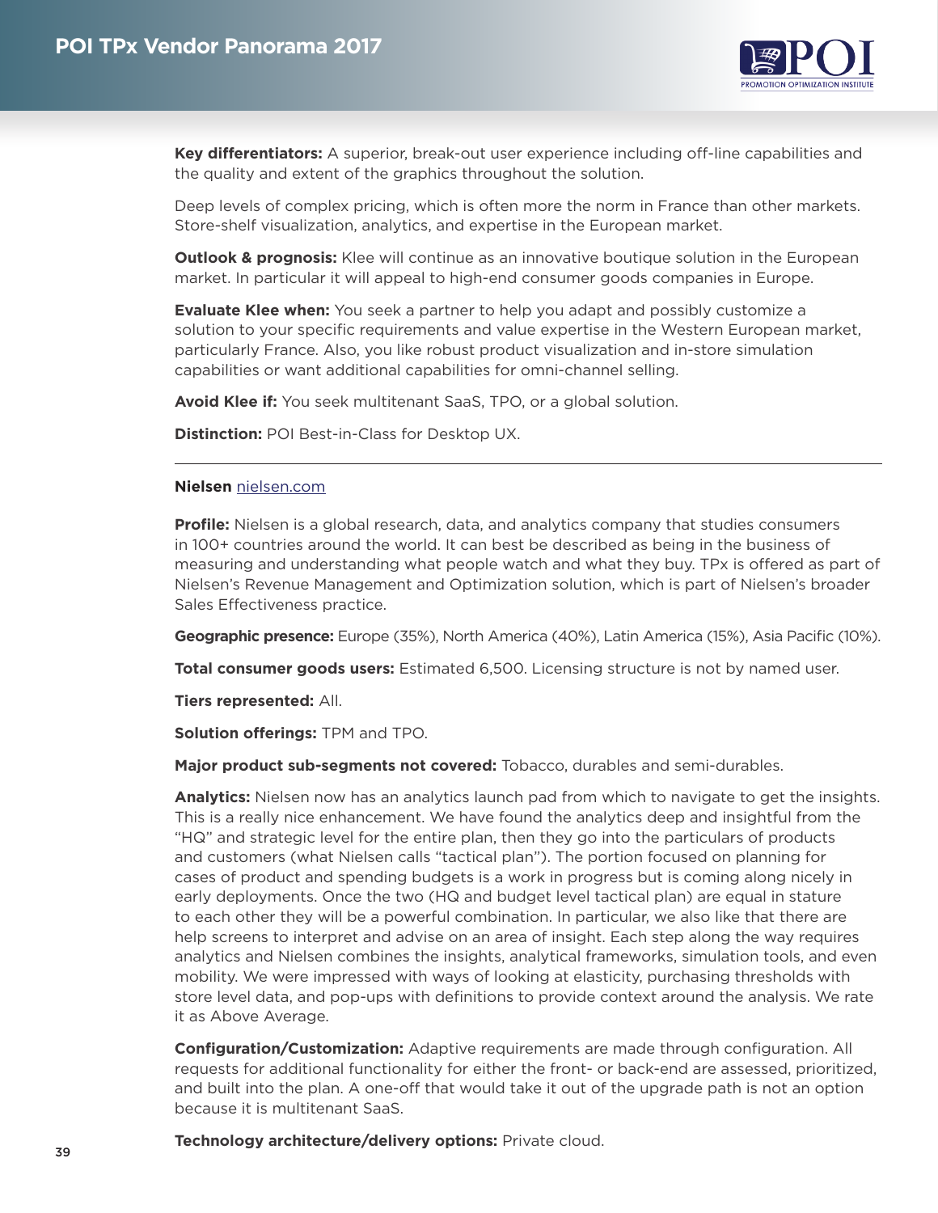**Key differentiators:** A superior, break-out user experience including off-line capabilities and the quality and extent of the graphics throughout the solution.

Deep levels of complex pricing, which is often more the norm in France than other markets. Store-shelf visualization, analytics, and expertise in the European market.

**Outlook & prognosis:** Klee will continue as an innovative boutique solution in the European market. In particular it will appeal to high-end consumer goods companies in Europe.

**Evaluate Klee when:** You seek a partner to help you adapt and possibly customize a solution to your specific requirements and value expertise in the Western European market, particularly France. Also, you like robust product visualization and in-store simulation capabilities or want additional capabilities for omni-channel selling.

**Avoid Klee if:** You seek multitenant SaaS, TPO, or a global solution.

**Distinction:** POI Best-in-Class for Desktop UX.

---

**Nielsen** nielsen.com

**Profile:** Nielsen is a global research, data, and analytics company that studies consumers in 100+ countries around the world. It can best be described as being in the business of measuring and understanding what people watch and what they buy. TPx is offered as part of Nielsen's Revenue Management and Optimization solution, which is part of Nielsen's broader Sales Effectiveness practice.

**Geographic presence:** Europe (35%), North America (40%), Latin America (15%), Asia Pacific (10%).

**Total consumer goods users:** Estimated 6,500. Licensing structure is not by named user.

**Tiers represented:** All.

**Solution offerings:** TPM and TPO.

**Major product sub-segments not covered:** Tobacco, durables and semi-durables.

**Analytics:** Nielsen now has an analytics launch pad from which to navigate to get the insights. This is a really nice enhancement. We have found the analytics deep and insightful from the "HQ" and strategic level for the entire plan, then they go into the particulars of products and customers (what Nielsen calls "tactical plan"). The portion focused on planning for cases of product and spending budgets is a work in progress but is coming along nicely in early deployments. Once the two (HQ and budget level tactical plan) are equal in stature to each other they will be a powerful combination. In particular, we also like that there are help screens to interpret and advise on an area of insight. Each step along the way requires analytics and Nielsen combines the insights, analytical frameworks, simulation tools, and even mobility. We were impressed with ways of looking at elasticity, purchasing thresholds with store level data, and pop-ups with definitions to provide context around the analysis. We rate it as Above Average.

**Configuration/Customization:** Adaptive requirements are made through configuration. All requests for additional functionality for either the front- or back-end are assessed, prioritized, and built into the plan. A one-off that would take it out of the upgrade path is not an option because it is multitenant SaaS.

**Technology architecture/delivery options:** Private cloud.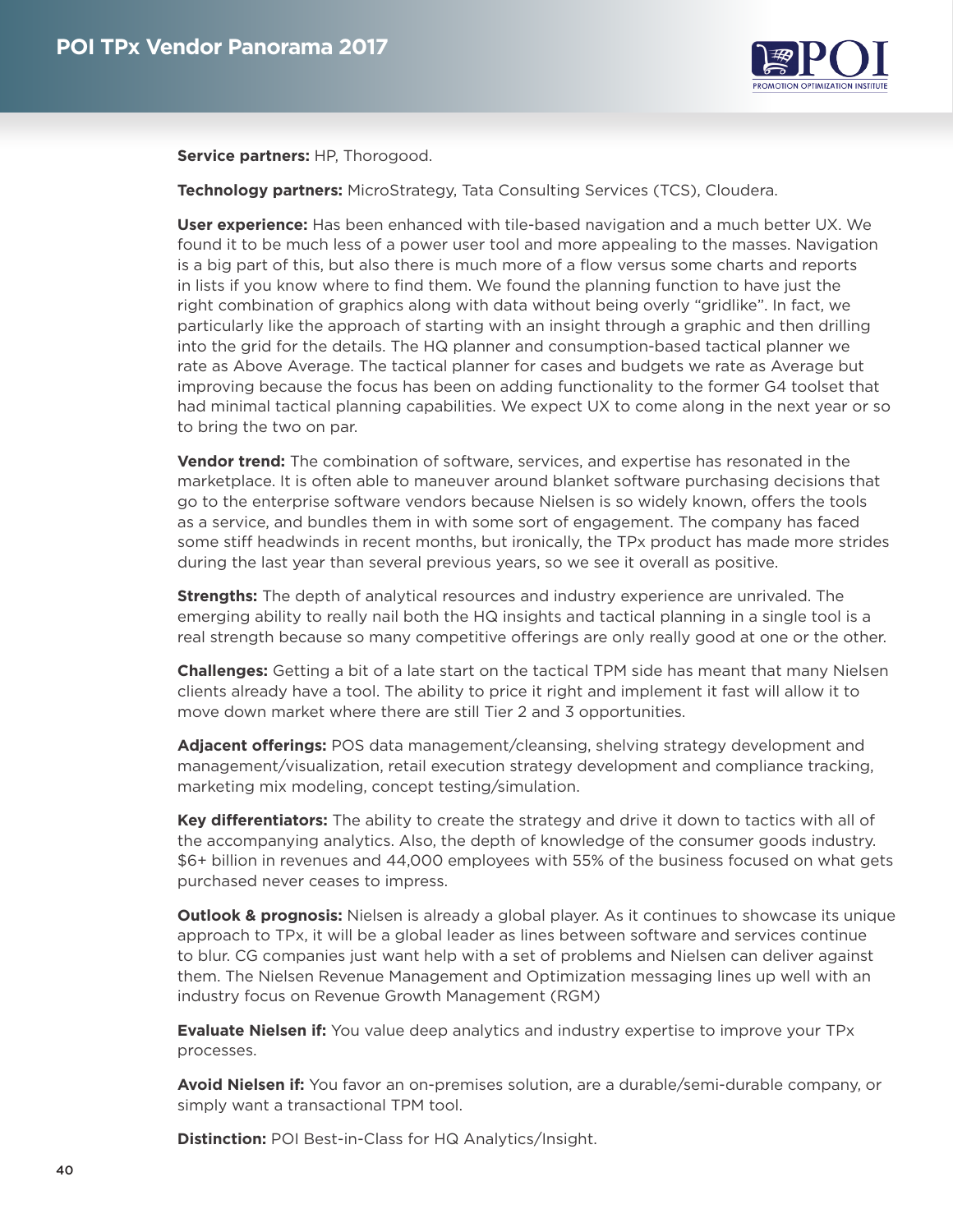**Service partners:** HP, Thorogood.

**Technology partners:** MicroStrategy, Tata Consulting Services (TCS), Cloudera.

**User experience:** Has been enhanced with tile-based navigation and a much better UX. We found it to be much less of a power user tool and more appealing to the masses. Navigation is a big part of this, but also there is much more of a flow versus some charts and reports in lists if you know where to find them. We found the planning function to have just the right combination of graphics along with data without being overly "gridlike". In fact, we particularly like the approach of starting with an insight through a graphic and then drilling into the grid for the details. The HQ planner and consumption-based tactical planner we rate as Above Average. The tactical planner for cases and budgets we rate as Average but improving because the focus has been on adding functionality to the former G4 toolset that had minimal tactical planning capabilities. We expect UX to come along in the next year or so to bring the two on par.

**Vendor trend:** The combination of software, services, and expertise has resonated in the marketplace. It is often able to maneuver around blanket software purchasing decisions that go to the enterprise software vendors because Nielsen is so widely known, offers the tools as a service, and bundles them in with some sort of engagement. The company has faced some stiff headwinds in recent months, but ironically, the TPx product has made more strides during the last year than several previous years, so we see it overall as positive.

**Strengths:** The depth of analytical resources and industry experience are unrivaled. The emerging ability to really nail both the HQ insights and tactical planning in a single tool is a real strength because so many competitive offerings are only really good at one or the other.

**Challenges:** Getting a bit of a late start on the tactical TPM side has meant that many Nielsen clients already have a tool. The ability to price it right and implement it fast will allow it to move down market where there are still Tier 2 and 3 opportunities.

**Adjacent offerings:** POS data management/cleansing, shelving strategy development and management/visualization, retail execution strategy development and compliance tracking, marketing mix modeling, concept testing/simulation.

**Key differentiators:** The ability to create the strategy and drive it down to tactics with all of the accompanying analytics. Also, the depth of knowledge of the consumer goods industry. $6+ billion in revenues and 44,000 employees with 55% of the business focused on what gets purchased never ceases to impress.

**Outlook & prognosis:** Nielsen is already a global player. As it continues to showcase its unique approach to TPx, it will be a global leader as lines between software and services continue to blur. CG companies just want help with a set of problems and Nielsen can deliver against them. The Nielsen Revenue Management and Optimization messaging lines up well with an industry focus on Revenue Growth Management (RGM)

**Evaluate Nielsen if:** You value deep analytics and industry expertise to improve your TPx processes.

**Avoid Nielsen if:** You favor an on-premises solution, are a durable/semi-durable company, or simply want a transactional TPM tool.

**Distinction:** POI Best-in-Class for HQ Analytics/Insight.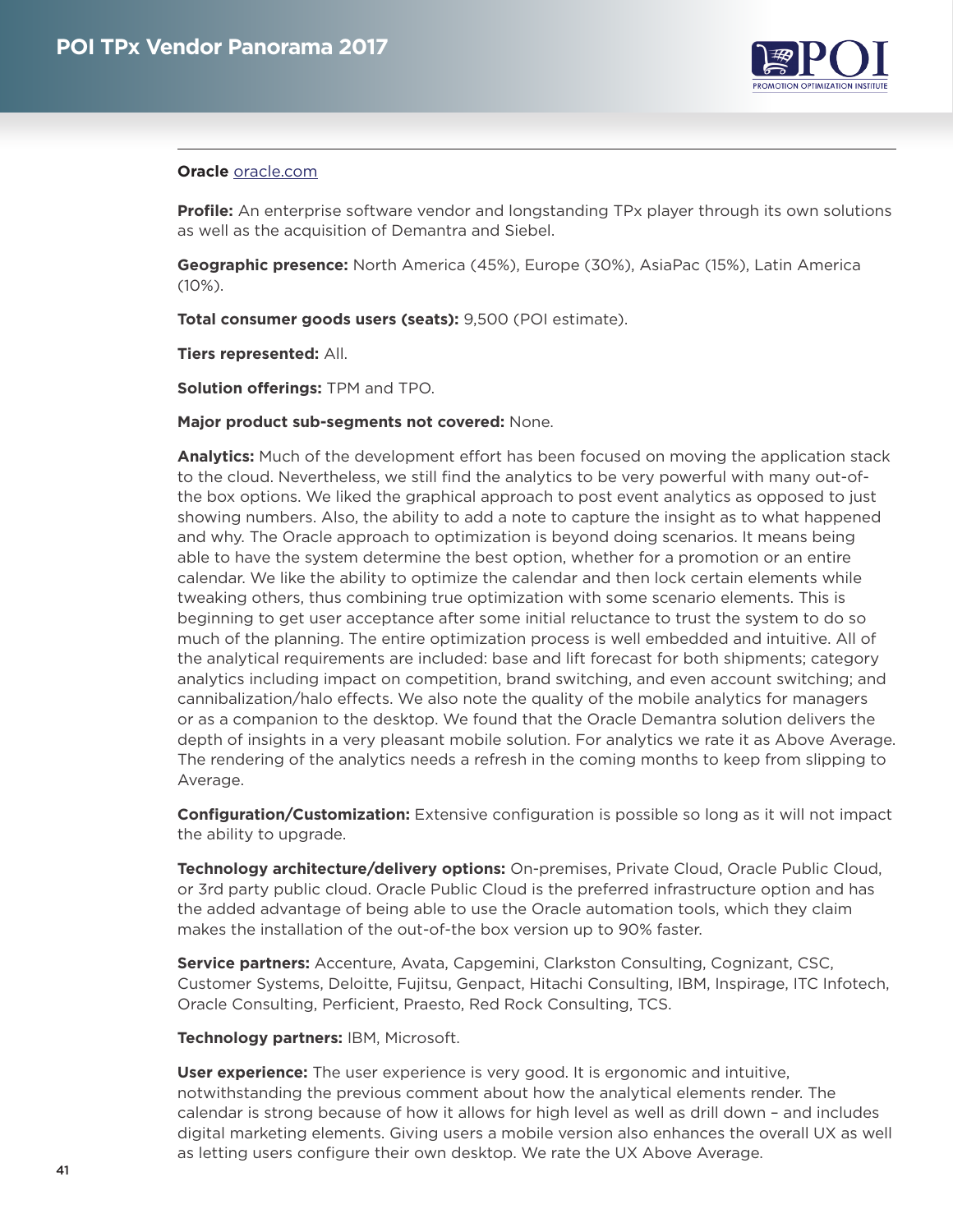**Oracle** [oracle.com](oracle.com)

**Profile:** An enterprise software vendor and longstanding TPx player through its own solutions as well as the acquisition of Demantra and Siebel.

**Geographic presence:** North America (45%), Europe (30%), AsiaPac (15%), Latin America (10%).

**Total consumer goods users (seats):** 9,500 (POI estimate).

**Tiers represented:** All.

**Solution offerings:** TPM and TPO.

**Major product sub-segments not covered:** None.

**Analytics:** Much of the development effort has been focused on moving the application stack to the cloud. Nevertheless, we still find the analytics to be very powerful with many out-of-the box options. We liked the graphical approach to post event analytics as opposed to just showing numbers. Also, the ability to add a note to capture the insight as to what happened and why. The Oracle approach to optimization is beyond doing scenarios. It means being able to have the system determine the best option, whether for a promotion or an entire calendar. We like the ability to optimize the calendar and then lock certain elements while tweaking others, thus combining true optimization with some scenario elements. This is beginning to get user acceptance after some initial reluctance to trust the system to do so much of the planning. The entire optimization process is well embedded and intuitive. All of the analytical requirements are included: base and lift forecast for both shipments; category analytics including impact on competition, brand switching, and even account switching; and cannibalization/halo effects. We also note the quality of the mobile analytics for managers or as a companion to the desktop. We found that the Oracle Demantra solution delivers the depth of insights in a very pleasant mobile solution. For analytics we rate it as Above Average. The rendering of the analytics needs a refresh in the coming months to keep from slipping to Average.

**Configuration/Customization:** Extensive configuration is possible so long as it will not impact the ability to upgrade.

**Technology architecture/delivery options:** On-premises, Private Cloud, Oracle Public Cloud, or 3rd party public cloud. Oracle Public Cloud is the preferred infrastructure option and has the added advantage of being able to use the Oracle automation tools, which they claim makes the installation of the out-of-the box version up to 90% faster.

**Service partners:** Accenture, Avata, Capgemini, Clarkston Consulting, Cognizant, CSC, Customer Systems, Deloitte, Fujitsu, Genpact, Hitachi Consulting, IBM, Inspirage, ITC Infotech, Oracle Consulting, Perficient, Praesto, Red Rock Consulting, TCS.

**Technology partners:** IBM, Microsoft.

**User experience:** The user experience is very good. It is ergonomic and intuitive, notwithstanding the previous comment about how the analytical elements render. The calendar is strong because of how it allows for high level as well as drill down – and includes digital marketing elements. Giving users a mobile version also enhances the overall UX as well as letting users configure their own desktop. We rate the UX Above Average.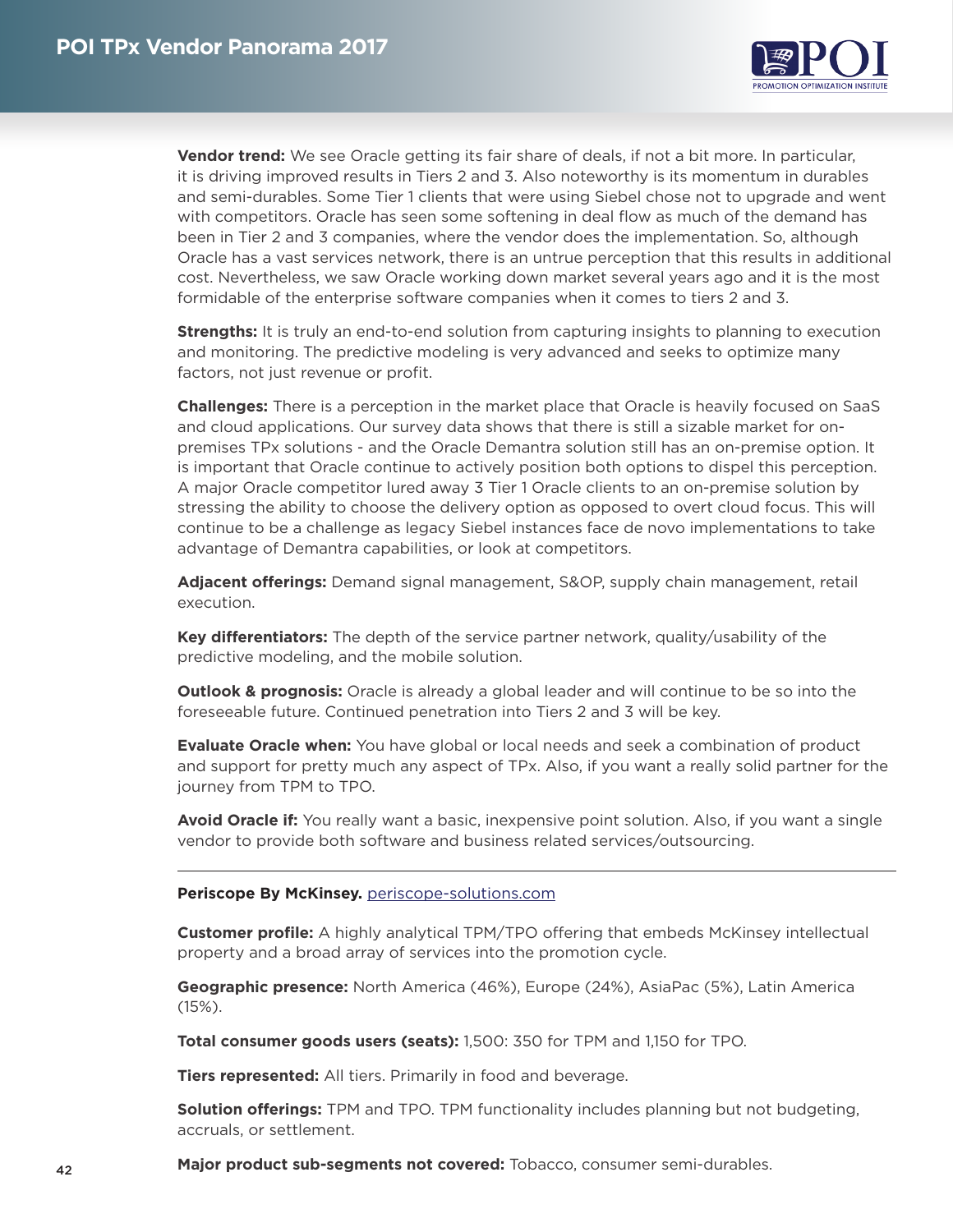**Vendor trend:** We see Oracle getting its fair share of deals, if not a bit more. In particular, it is driving improved results in Tiers 2 and 3. Also noteworthy is its momentum in durables and semi-durables. Some Tier 1 clients that were using Siebel chose not to upgrade and went with competitors. Oracle has seen some softening in deal flow as much of the demand has been in Tier 2 and 3 companies, where the vendor does the implementation. So, although Oracle has a vast services network, there is an untrue perception that this results in additional cost. Nevertheless, we saw Oracle working down market several years ago and it is the most formidable of the enterprise software companies when it comes to tiers 2 and 3.

**Strengths:** It is truly an end-to-end solution from capturing insights to planning to execution and monitoring. The predictive modeling is very advanced and seeks to optimize many factors, not just revenue or profit.

**Challenges:** There is a perception in the market place that Oracle is heavily focused on SaaS and cloud applications. Our survey data shows that there is still a sizable market for on-premises TPx solutions - and the Oracle Demantra solution still has an on-premise option. It is important that Oracle continue to actively position both options to dispel this perception. A major Oracle competitor lured away 3 Tier 1 Oracle clients to an on-premise solution by stressing the ability to choose the delivery option as opposed to overt cloud focus. This will continue to be a challenge as legacy Siebel instances face de novo implementations to take advantage of Demantra capabilities, or look at competitors.

**Adjacent offerings:** Demand signal management, S&OP, supply chain management, retail execution.

**Key differentiators:** The depth of the service partner network, quality/usability of the predictive modeling, and the mobile solution.

**Outlook & prognosis:** Oracle is already a global leader and will continue to be so into the foreseeable future. Continued penetration into Tiers 2 and 3 will be key.

**Evaluate Oracle when:** You have global or local needs and seek a combination of product and support for pretty much any aspect of TPx. Also, if you want a really solid partner for the journey from TPM to TPO.

**Avoid Oracle if:** You really want a basic, inexpensive point solution. Also, if you want a single vendor to provide both software and business related services/outsourcing.

---

**Periscope By McKinsey.** periscope-solutions.com

**Customer profile:** A highly analytical TPM/TPO offering that embeds McKinsey intellectual property and a broad array of services into the promotion cycle.

**Geographic presence:** North America (46%), Europe (24%), AsiaPac (5%), Latin America (15%).

**Total consumer goods users (seats):** 1,500: 350 for TPM and 1,150 for TPO.

**Tiers represented:** All tiers. Primarily in food and beverage.

**Solution offerings:** TPM and TPO. TPM functionality includes planning but not budgeting, accruals, or settlement.

**Major product sub-segments not covered:** Tobacco, consumer semi-durables.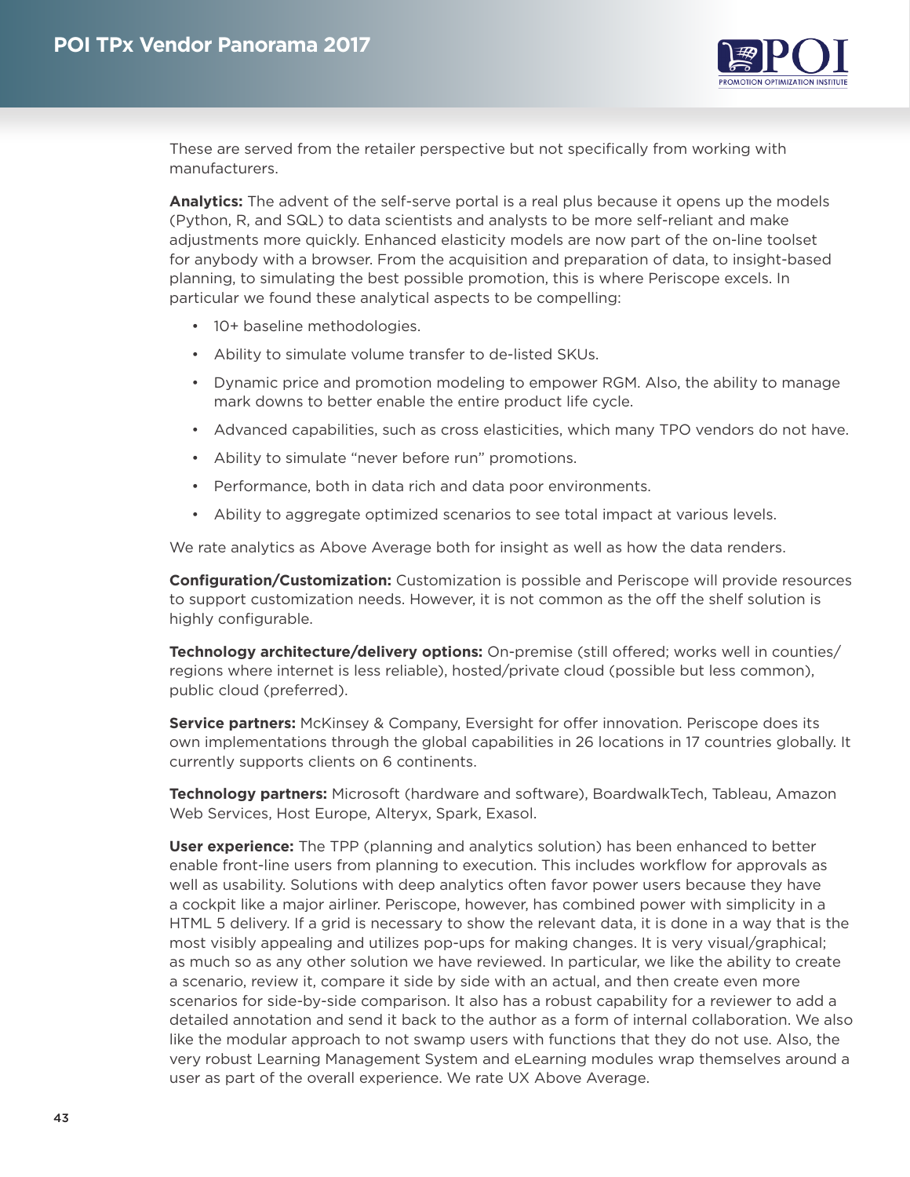These are served from the retailer perspective but not specifically from working with manufacturers.

**Analytics:** The advent of the self-serve portal is a real plus because it opens up the models (Python, R, and SQL) to data scientists and analysts to be more self-reliant and make adjustments more quickly. Enhanced elasticity models are now part of the on-line toolset for anybody with a browser. From the acquisition and preparation of data, to insight-based planning, to simulating the best possible promotion, this is where Periscope excels. In particular we found these analytical aspects to be compelling:

- 10+ baseline methodologies.
- Ability to simulate volume transfer to de-listed SKUs.
- Dynamic price and promotion modeling to empower RGM. Also, the ability to manage mark downs to better enable the entire product life cycle.
- Advanced capabilities, such as cross elasticities, which many TPO vendors do not have.
- Ability to simulate "never before run" promotions.
- Performance, both in data rich and data poor environments.
- Ability to aggregate optimized scenarios to see total impact at various levels.

We rate analytics as Above Average both for insight as well as how the data renders.

**Configuration/Customization:** Customization is possible and Periscope will provide resources to support customization needs. However, it is not common as the off the shelf solution is highly configurable.

**Technology architecture/delivery options:** On-premise (still offered; works well in counties/regions where internet is less reliable), hosted/private cloud (possible but less common), public cloud (preferred).

**Service partners:** McKinsey & Company, Eversight for offer innovation. Periscope does its own implementations through the global capabilities in 26 locations in 17 countries globally. It currently supports clients on 6 continents.

**Technology partners:** Microsoft (hardware and software), BoardwalkTech, Tableau, Amazon Web Services, Host Europe, Alteryx, Spark, Exasol.

**User experience:** The TPP (planning and analytics solution) has been enhanced to better enable front-line users from planning to execution. This includes workflow for approvals as well as usability. Solutions with deep analytics often favor power users because they have a cockpit like a major airliner. Periscope, however, has combined power with simplicity in a HTML 5 delivery. If a grid is necessary to show the relevant data, it is done in a way that is the most visibly appealing and utilizes pop-ups for making changes. It is very visual/graphical; as much so as any other solution we have reviewed. In particular, we like the ability to create a scenario, review it, compare it side by side with an actual, and then create even more scenarios for side-by-side comparison. It also has a robust capability for a reviewer to add a detailed annotation and send it back to the author as a form of internal collaboration. We also like the modular approach to not swamp users with functions that they do not use. Also, the very robust Learning Management System and eLearning modules wrap themselves around a user as part of the overall experience. We rate UX Above Average.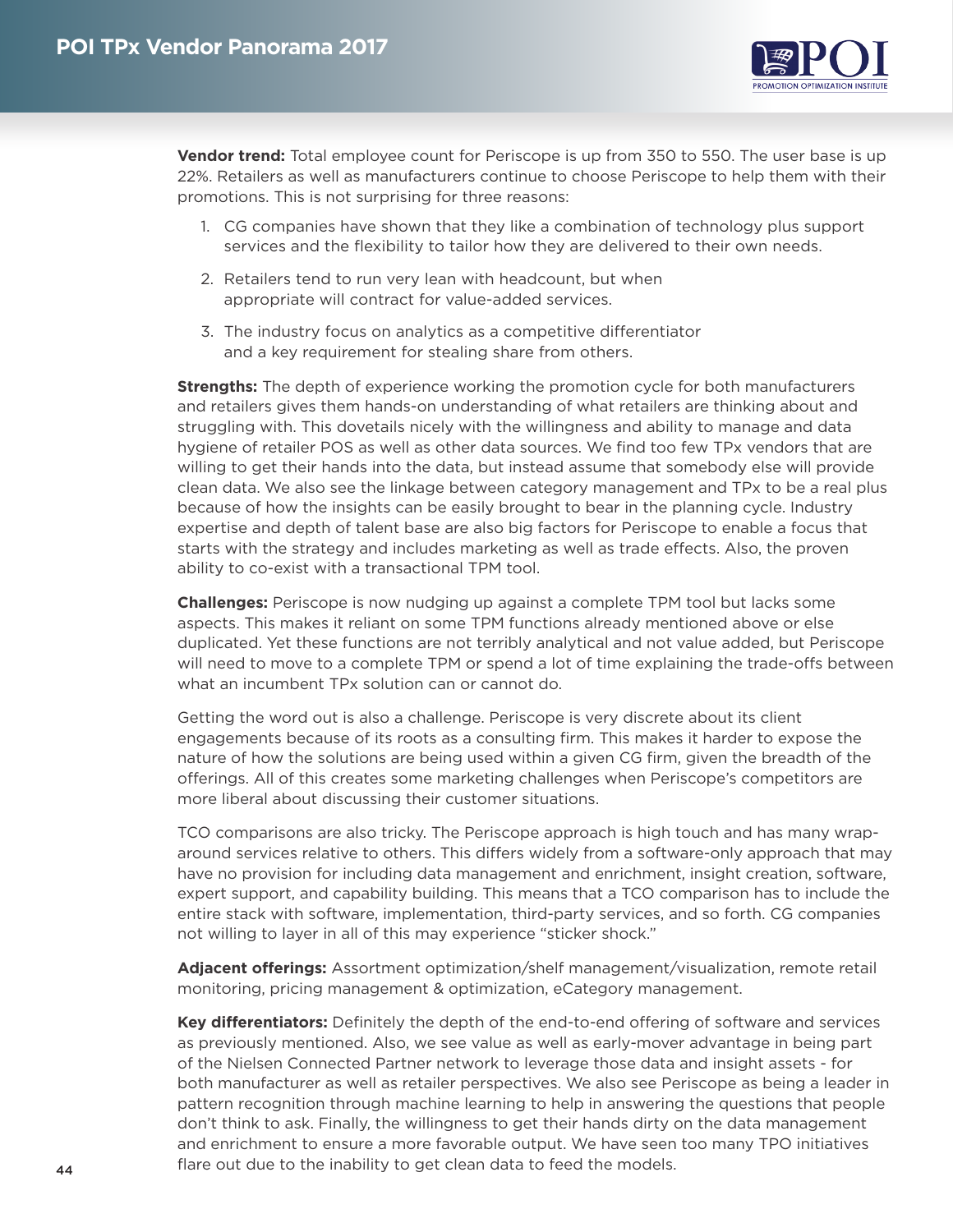**Vendor trend:** Total employee count for Periscope is up from 350 to 550. The user base is up 22%. Retailers as well as manufacturers continue to choose Periscope to help them with their promotions. This is not surprising for three reasons:

1. CG companies have shown that they like a combination of technology plus support services and the flexibility to tailor how they are delivered to their own needs.
2. Retailers tend to run very lean with headcount, but when appropriate will contract for value-added services.
3. The industry focus on analytics as a competitive differentiator and a key requirement for stealing share from others.

**Strengths:** The depth of experience working the promotion cycle for both manufacturers and retailers gives them hands-on understanding of what retailers are thinking about and struggling with. This dovetails nicely with the willingness and ability to manage and data hygiene of retailer POS as well as other data sources. We find too few TPx vendors that are willing to get their hands into the data, but instead assume that somebody else will provide clean data. We also see the linkage between category management and TPx to be a real plus because of how the insights can be easily brought to bear in the planning cycle. Industry expertise and depth of talent base are also big factors for Periscope to enable a focus that starts with the strategy and includes marketing as well as trade effects. Also, the proven ability to co-exist with a transactional TPM tool.

**Challenges:** Periscope is now nudging up against a complete TPM tool but lacks some aspects. This makes it reliant on some TPM functions already mentioned above or else duplicated. Yet these functions are not terribly analytical and not value added, but Periscope will need to move to a complete TPM or spend a lot of time explaining the trade-offs between what an incumbent TPx solution can or cannot do.

Getting the word out is also a challenge. Periscope is very discrete about its client engagements because of its roots as a consulting firm. This makes it harder to expose the nature of how the solutions are being used within a given CG firm, given the breadth of the offerings. All of this creates some marketing challenges when Periscope's competitors are more liberal about discussing their customer situations.

TCO comparisons are also tricky. The Periscope approach is high touch and has many wrap-around services relative to others. This differs widely from a software-only approach that may have no provision for including data management and enrichment, insight creation, software, expert support, and capability building. This means that a TCO comparison has to include the entire stack with software, implementation, third-party services, and so forth. CG companies not willing to layer in all of this may experience "sticker shock."

**Adjacent offerings:** Assortment optimization/shelf management/visualization, remote retail monitoring, pricing management & optimization, eCategory management.

**Key differentiators:** Definitely the depth of the end-to-end offering of software and services as previously mentioned. Also, we see value as well as early-mover advantage in being part of the Nielsen Connected Partner network to leverage those data and insight assets - for both manufacturer as well as retailer perspectives. We also see Periscope as being a leader in pattern recognition through machine learning to help in answering the questions that people don't think to ask. Finally, the willingness to get their hands dirty on the data management and enrichment to ensure a more favorable output. We have seen too many TPO initiatives flare out due to the inability to get clean data to feed the models.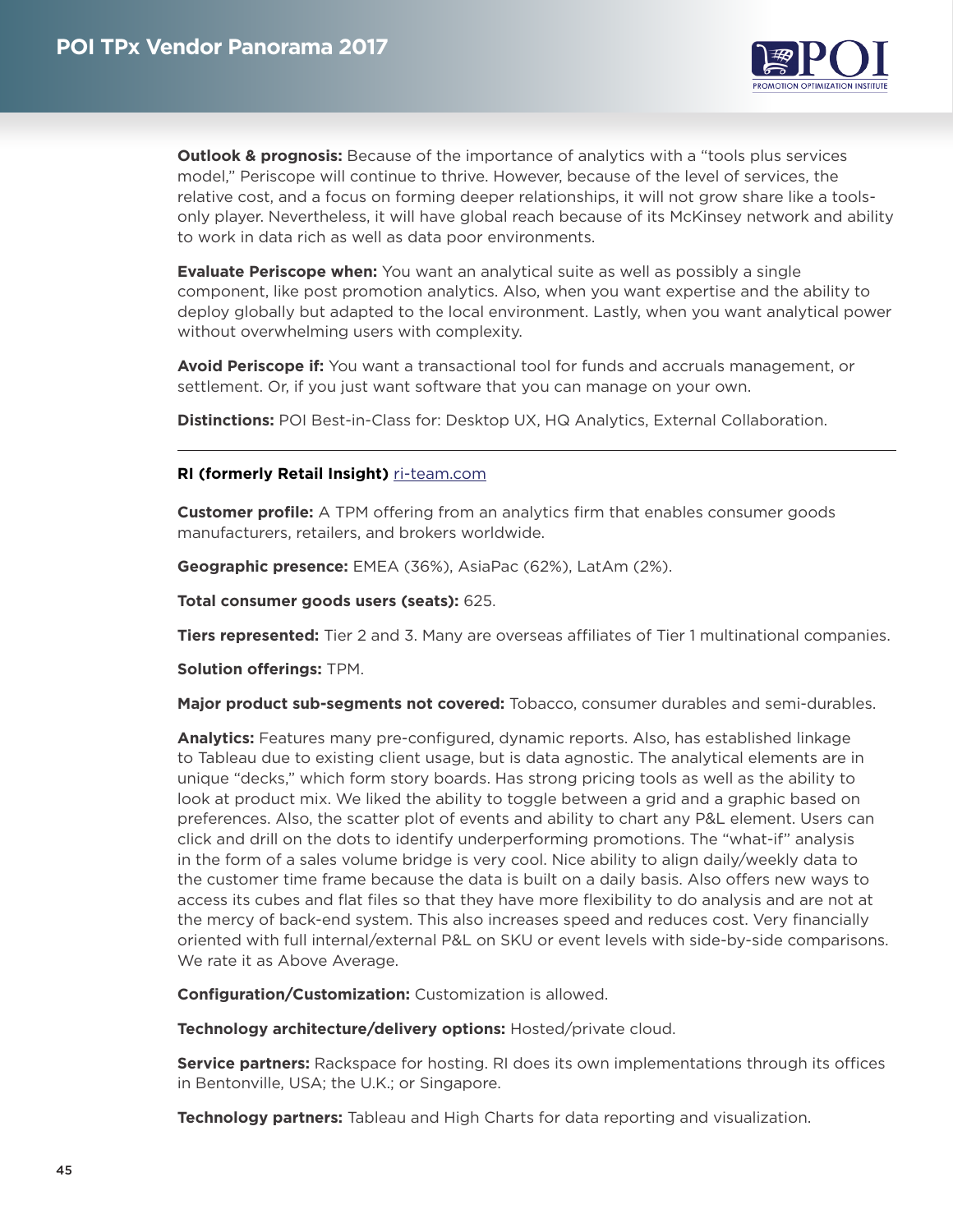**Outlook & prognosis:** Because of the importance of analytics with a "tools plus services model," Periscope will continue to thrive. However, because of the level of services, the relative cost, and a focus on forming deeper relationships, it will not grow share like a tools-only player. Nevertheless, it will have global reach because of its McKinsey network and ability to work in data rich as well as data poor environments.

**Evaluate Periscope when:** You want an analytical suite as well as possibly a single component, like post promotion analytics. Also, when you want expertise and the ability to deploy globally but adapted to the local environment. Lastly, when you want analytical power without overwhelming users with complexity.

**Avoid Periscope if:** You want a transactional tool for funds and accruals management, or settlement. Or, if you just want software that you can manage on your own.

**Distinctions:** POI Best-in-Class for: Desktop UX, HQ Analytics, External Collaboration.

---

**RI (formerly Retail Insight)** ri-team.com

**Customer profile:** A TPM offering from an analytics firm that enables consumer goods manufacturers, retailers, and brokers worldwide.

**Geographic presence:** EMEA (36%), AsiaPac (62%), LatAm (2%).

**Total consumer goods users (seats):** 625.

**Tiers represented:** Tier 2 and 3. Many are overseas affiliates of Tier 1 multinational companies.

**Solution offerings:** TPM.

**Major product sub-segments not covered:** Tobacco, consumer durables and semi-durables.

**Analytics:** Features many pre-configured, dynamic reports. Also, has established linkage to Tableau due to existing client usage, but is data agnostic. The analytical elements are in unique "decks," which form story boards. Has strong pricing tools as well as the ability to look at product mix. We liked the ability to toggle between a grid and a graphic based on preferences. Also, the scatter plot of events and ability to chart any P&L element. Users can click and drill on the dots to identify underperforming promotions. The "what-if" analysis in the form of a sales volume bridge is very cool. Nice ability to align daily/weekly data to the customer time frame because the data is built on a daily basis. Also offers new ways to access its cubes and flat files so that they have more flexibility to do analysis and are not at the mercy of back-end system. This also increases speed and reduces cost. Very financially oriented with full internal/external P&L on SKU or event levels with side-by-side comparisons. We rate it as Above Average.

**Configuration/Customization:** Customization is allowed.

**Technology architecture/delivery options:** Hosted/private cloud.

**Service partners:** Rackspace for hosting. RI does its own implementations through its offices in Bentonville, USA; the U.K.; or Singapore.

**Technology partners:** Tableau and High Charts for data reporting and visualization.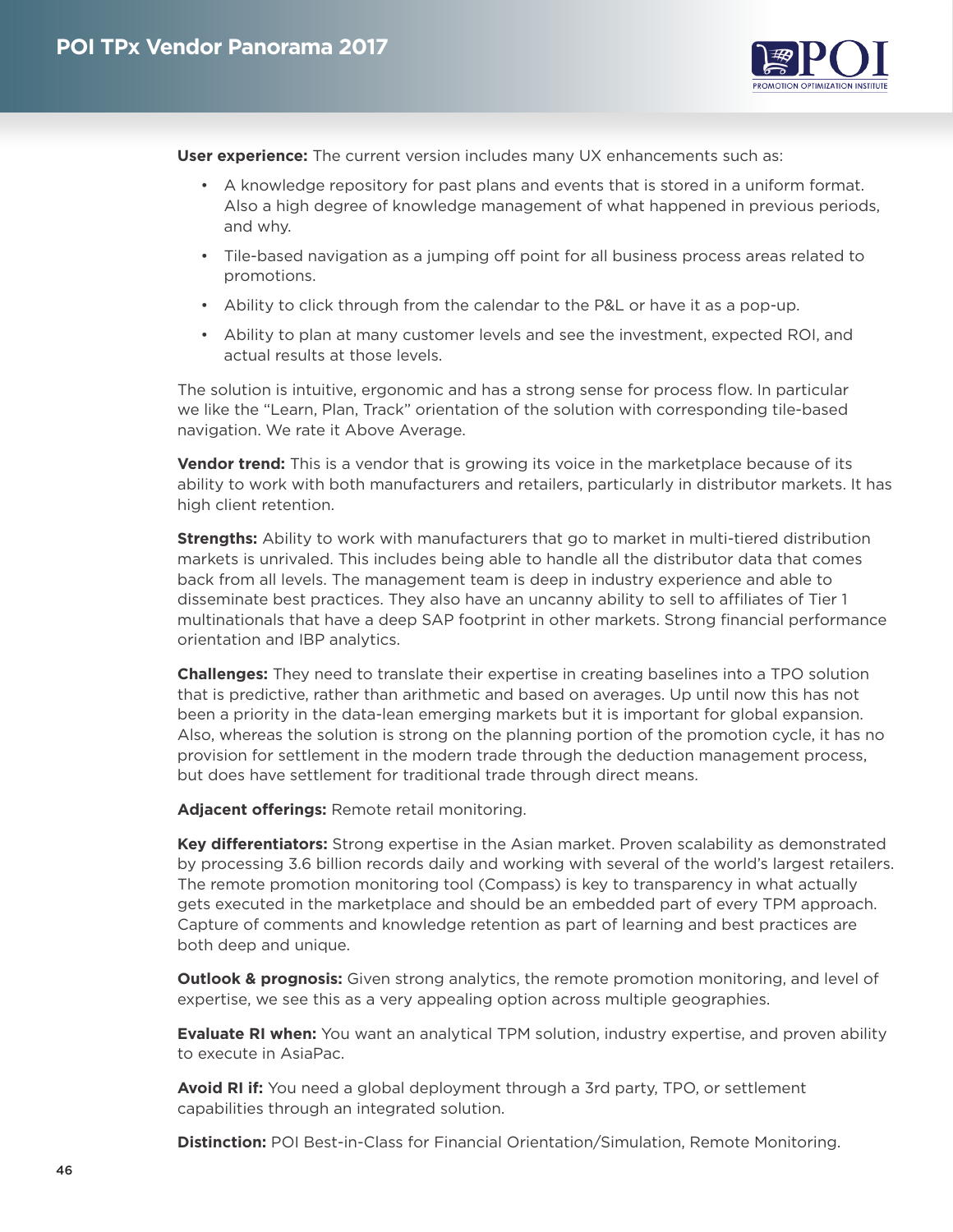**User experience:** The current version includes many UX enhancements such as:

- A knowledge repository for past plans and events that is stored in a uniform format. Also a high degree of knowledge management of what happened in previous periods, and why.
- Tile-based navigation as a jumping off point for all business process areas related to promotions.
- Ability to click through from the calendar to the P&L or have it as a pop-up.
- Ability to plan at many customer levels and see the investment, expected ROI, and actual results at those levels.

The solution is intuitive, ergonomic and has a strong sense for process flow. In particular we like the "Learn, Plan, Track" orientation of the solution with corresponding tile-based navigation. We rate it Above Average.

**Vendor trend:** This is a vendor that is growing its voice in the marketplace because of its ability to work with both manufacturers and retailers, particularly in distributor markets. It has high client retention.

**Strengths:** Ability to work with manufacturers that go to market in multi-tiered distribution markets is unrivaled. This includes being able to handle all the distributor data that comes back from all levels. The management team is deep in industry experience and able to disseminate best practices. They also have an uncanny ability to sell to affiliates of Tier 1 multinationals that have a deep SAP footprint in other markets. Strong financial performance orientation and IBP analytics.

**Challenges:** They need to translate their expertise in creating baselines into a TPO solution that is predictive, rather than arithmetic and based on averages. Up until now this has not been a priority in the data-lean emerging markets but it is important for global expansion. Also, whereas the solution is strong on the planning portion of the promotion cycle, it has no provision for settlement in the modern trade through the deduction management process, but does have settlement for traditional trade through direct means.

**Adjacent offerings:** Remote retail monitoring.

**Key differentiators:** Strong expertise in the Asian market. Proven scalability as demonstrated by processing 3.6 billion records daily and working with several of the world's largest retailers. The remote promotion monitoring tool (Compass) is key to transparency in what actually gets executed in the marketplace and should be an embedded part of every TPM approach. Capture of comments and knowledge retention as part of learning and best practices are both deep and unique.

**Outlook & prognosis:** Given strong analytics, the remote promotion monitoring, and level of expertise, we see this as a very appealing option across multiple geographies.

**Evaluate RI when:** You want an analytical TPM solution, industry expertise, and proven ability to execute in AsiaPac.

**Avoid RI if:** You need a global deployment through a 3rd party, TPO, or settlement capabilities through an integrated solution.

**Distinction:** POI Best-in-Class for Financial Orientation/Simulation, Remote Monitoring.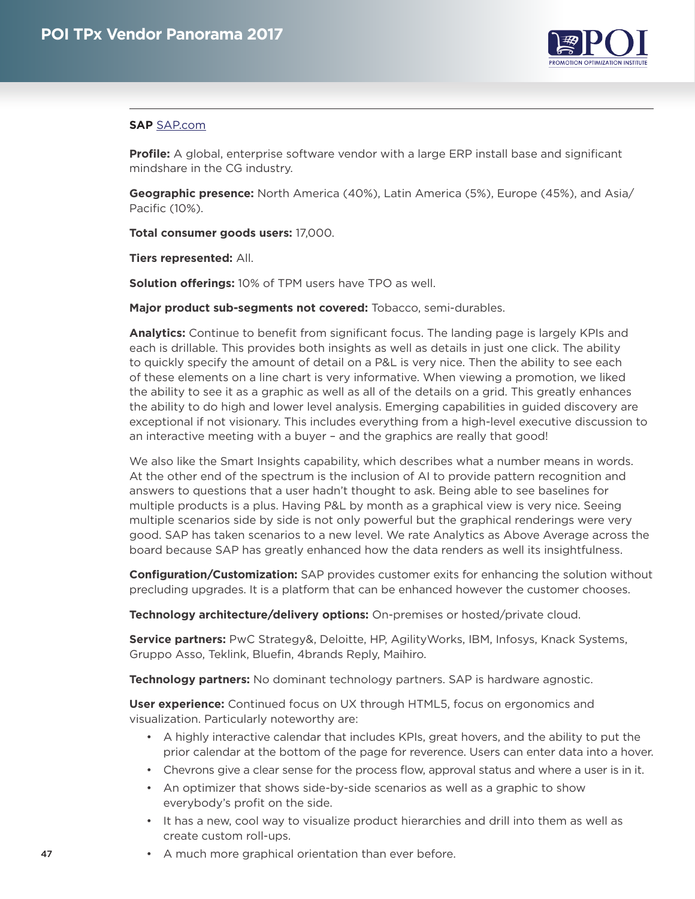**SAP** SAP.com

**Profile:** A global, enterprise software vendor with a large ERP install base and significant mindshare in the CG industry.

**Geographic presence:** North America (40%), Latin America (5%), Europe (45%), and Asia/Pacific (10%).

**Total consumer goods users:** 17,000.

**Tiers represented:** All.

**Solution offerings:** 10% of TPM users have TPO as well.

**Major product sub-segments not covered:** Tobacco, semi-durables.

**Analytics:** Continue to benefit from significant focus. The landing page is largely KPIs and each is drillable. This provides both insights as well as details in just one click. The ability to quickly specify the amount of detail on a P&L is very nice. Then the ability to see each of these elements on a line chart is very informative. When viewing a promotion, we liked the ability to see it as a graphic as well as all of the details on a grid. This greatly enhances the ability to do high and lower level analysis. Emerging capabilities in guided discovery are exceptional if not visionary. This includes everything from a high-level executive discussion to an interactive meeting with a buyer – and the graphics are really that good!

We also like the Smart Insights capability, which describes what a number means in words. At the other end of the spectrum is the inclusion of AI to provide pattern recognition and answers to questions that a user hadn't thought to ask. Being able to see baselines for multiple products is a plus. Having P&L by month as a graphical view is very nice. Seeing multiple scenarios side by side is not only powerful but the graphical renderings were very good. SAP has taken scenarios to a new level. We rate Analytics as Above Average across the board because SAP has greatly enhanced how the data renders as well its insightfulness.

**Configuration/Customization:** SAP provides customer exits for enhancing the solution without precluding upgrades. It is a platform that can be enhanced however the customer chooses.

**Technology architecture/delivery options:** On-premises or hosted/private cloud.

**Service partners:** PwC Strategy&, Deloitte, HP, AgilityWorks, IBM, Infosys, Knack Systems, Gruppo Asso, Teklink, Bluefin, 4brands Reply, Maihiro.

**Technology partners:** No dominant technology partners. SAP is hardware agnostic.

**User experience:** Continued focus on UX through HTML5, focus on ergonomics and visualization. Particularly noteworthy are:

- A highly interactive calendar that includes KPIs, great hovers, and the ability to put the prior calendar at the bottom of the page for reverence. Users can enter data into a hover.
- Chevrons give a clear sense for the process flow, approval status and where a user is in it.
- An optimizer that shows side-by-side scenarios as well as a graphic to show everybody's profit on the side.
- It has a new, cool way to visualize product hierarchies and drill into them as well as create custom roll-ups.
- A much more graphical orientation than ever before.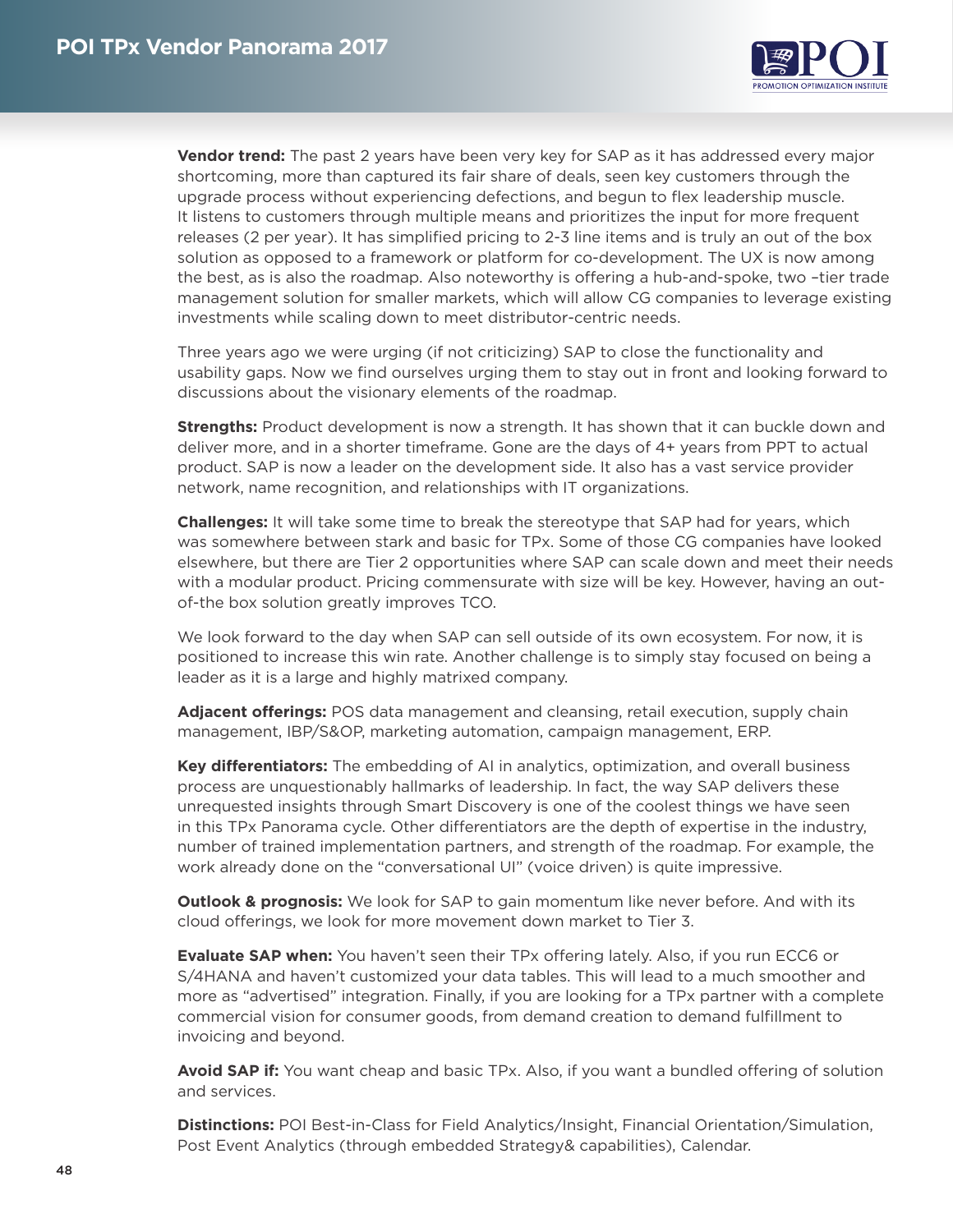**Vendor trend:** The past 2 years have been very key for SAP as it has addressed every major shortcoming, more than captured its fair share of deals, seen key customers through the upgrade process without experiencing defections, and begun to flex leadership muscle. It listens to customers through multiple means and prioritizes the input for more frequent releases (2 per year). It has simplified pricing to 2-3 line items and is truly an out of the box solution as opposed to a framework or platform for co-development. The UX is now among the best, as is also the roadmap. Also noteworthy is offering a hub-and-spoke, two –tier trade management solution for smaller markets, which will allow CG companies to leverage existing investments while scaling down to meet distributor-centric needs.

Three years ago we were urging (if not criticizing) SAP to close the functionality and usability gaps. Now we find ourselves urging them to stay out in front and looking forward to discussions about the visionary elements of the roadmap.

**Strengths:** Product development is now a strength. It has shown that it can buckle down and deliver more, and in a shorter timeframe. Gone are the days of 4+ years from PPT to actual product. SAP is now a leader on the development side. It also has a vast service provider network, name recognition, and relationships with IT organizations.

**Challenges:** It will take some time to break the stereotype that SAP had for years, which was somewhere between stark and basic for TPx. Some of those CG companies have looked elsewhere, but there are Tier 2 opportunities where SAP can scale down and meet their needs with a modular product. Pricing commensurate with size will be key. However, having an out-of-the box solution greatly improves TCO.

We look forward to the day when SAP can sell outside of its own ecosystem. For now, it is positioned to increase this win rate. Another challenge is to simply stay focused on being a leader as it is a large and highly matrixed company.

**Adjacent offerings:** POS data management and cleansing, retail execution, supply chain management, IBP/S&OP, marketing automation, campaign management, ERP.

**Key differentiators:** The embedding of AI in analytics, optimization, and overall business process are unquestionably hallmarks of leadership. In fact, the way SAP delivers these unrequested insights through Smart Discovery is one of the coolest things we have seen in this TPx Panorama cycle. Other differentiators are the depth of expertise in the industry, number of trained implementation partners, and strength of the roadmap. For example, the work already done on the "conversational UI" (voice driven) is quite impressive.

**Outlook & prognosis:** We look for SAP to gain momentum like never before. And with its cloud offerings, we look for more movement down market to Tier 3.

**Evaluate SAP when:** You haven't seen their TPx offering lately. Also, if you run ECC6 or S/4HANA and haven't customized your data tables. This will lead to a much smoother and more as "advertised" integration. Finally, if you are looking for a TPx partner with a complete commercial vision for consumer goods, from demand creation to demand fulfillment to invoicing and beyond.

**Avoid SAP if:** You want cheap and basic TPx. Also, if you want a bundled offering of solution and services.

**Distinctions:** POI Best-in-Class for Field Analytics/Insight, Financial Orientation/Simulation, Post Event Analytics (through embedded Strategy& capabilities), Calendar.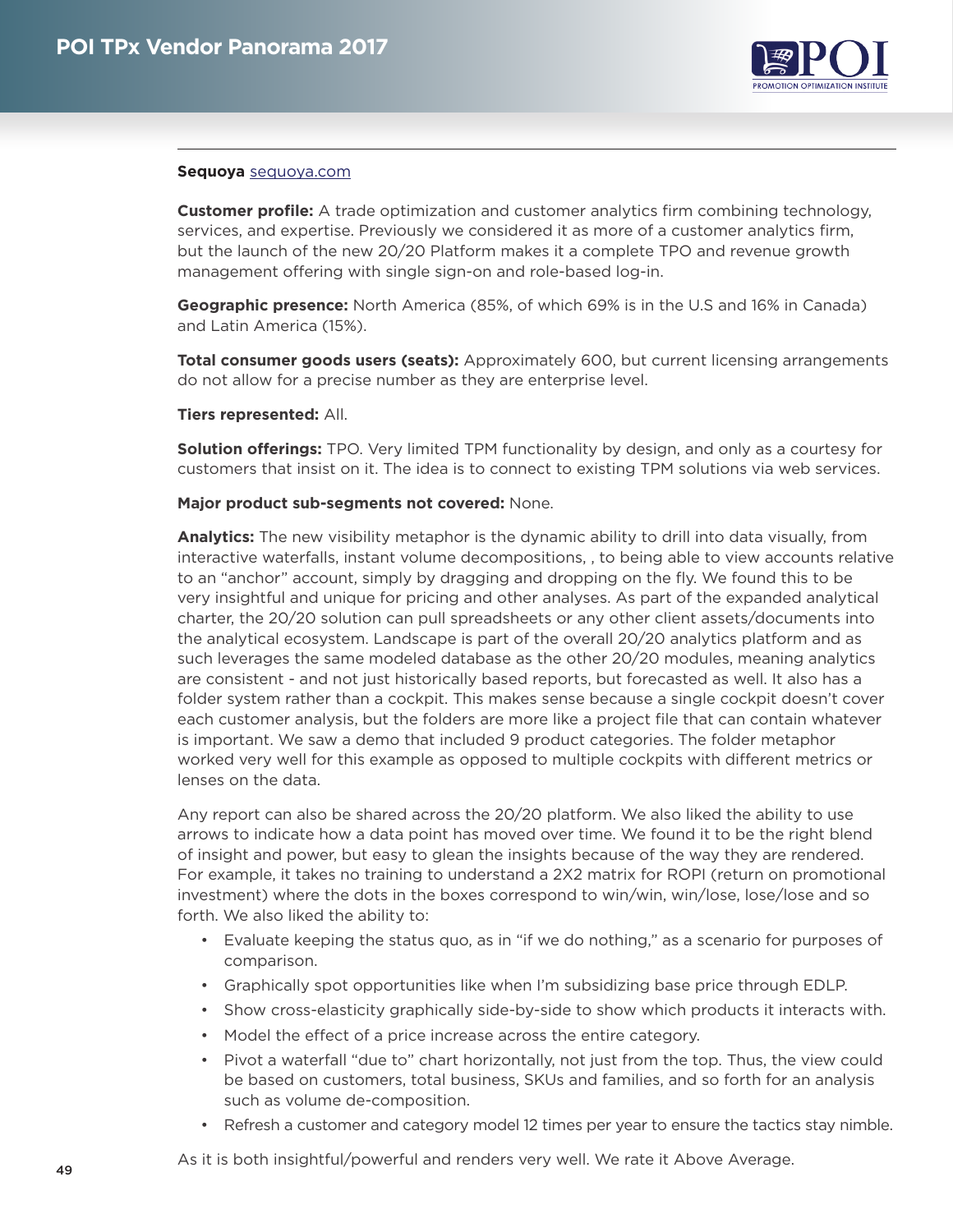**Sequoya** [sequoya.com](sequoya.com)

**Customer profile:** A trade optimization and customer analytics firm combining technology, services, and expertise. Previously we considered it as more of a customer analytics firm, but the launch of the new 20/20 Platform makes it a complete TPO and revenue growth management offering with single sign-on and role-based log-in.

**Geographic presence:** North America (85%, of which 69% is in the U.S and 16% in Canada) and Latin America (15%).

**Total consumer goods users (seats):** Approximately 600, but current licensing arrangements do not allow for a precise number as they are enterprise level.

**Tiers represented:** All.

**Solution offerings:** TPO. Very limited TPM functionality by design, and only as a courtesy for customers that insist on it. The idea is to connect to existing TPM solutions via web services.

**Major product sub-segments not covered:** None.

**Analytics:** The new visibility metaphor is the dynamic ability to drill into data visually, from interactive waterfalls, instant volume decompositions, , to being able to view accounts relative to an "anchor" account, simply by dragging and dropping on the fly. We found this to be very insightful and unique for pricing and other analyses. As part of the expanded analytical charter, the 20/20 solution can pull spreadsheets or any other client assets/documents into the analytical ecosystem. Landscape is part of the overall 20/20 analytics platform and as such leverages the same modeled database as the other 20/20 modules, meaning analytics are consistent - and not just historically based reports, but forecasted as well. It also has a folder system rather than a cockpit. This makes sense because a single cockpit doesn't cover each customer analysis, but the folders are more like a project file that can contain whatever is important. We saw a demo that included 9 product categories. The folder metaphor worked very well for this example as opposed to multiple cockpits with different metrics or lenses on the data.

Any report can also be shared across the 20/20 platform. We also liked the ability to use arrows to indicate how a data point has moved over time. We found it to be the right blend of insight and power, but easy to glean the insights because of the way they are rendered. For example, it takes no training to understand a 2X2 matrix for ROPI (return on promotional investment) where the dots in the boxes correspond to win/win, win/lose, lose/lose and so forth. We also liked the ability to:

- Evaluate keeping the status quo, as in "if we do nothing," as a scenario for purposes of comparison.
- Graphically spot opportunities like when I'm subsidizing base price through EDLP.
- Show cross-elasticity graphically side-by-side to show which products it interacts with.
- Model the effect of a price increase across the entire category.
- Pivot a waterfall "due to" chart horizontally, not just from the top. Thus, the view could be based on customers, total business, SKUs and families, and so forth for an analysis such as volume de-composition.
- Refresh a customer and category model 12 times per year to ensure the tactics stay nimble.

As it is both insightful/powerful and renders very well. We rate it Above Average.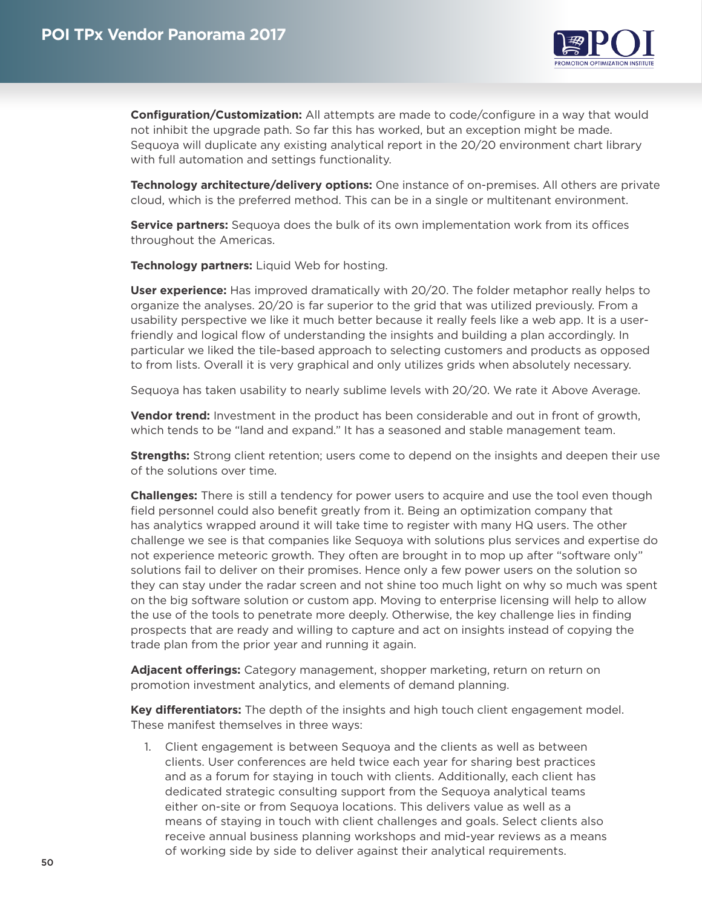**Configuration/Customization:** All attempts are made to code/configure in a way that would not inhibit the upgrade path. So far this has worked, but an exception might be made. Sequoya will duplicate any existing analytical report in the 20/20 environment chart library with full automation and settings functionality.

**Technology architecture/delivery options:** One instance of on-premises. All others are private cloud, which is the preferred method. This can be in a single or multitenant environment.

**Service partners:** Sequoya does the bulk of its own implementation work from its offices throughout the Americas.

**Technology partners:** Liquid Web for hosting.

**User experience:** Has improved dramatically with 20/20. The folder metaphor really helps to organize the analyses. 20/20 is far superior to the grid that was utilized previously. From a usability perspective we like it much better because it really feels like a web app. It is a user-friendly and logical flow of understanding the insights and building a plan accordingly. In particular we liked the tile-based approach to selecting customers and products as opposed to from lists. Overall it is very graphical and only utilizes grids when absolutely necessary.

Sequoya has taken usability to nearly sublime levels with 20/20. We rate it Above Average.

**Vendor trend:** Investment in the product has been considerable and out in front of growth, which tends to be "land and expand." It has a seasoned and stable management team.

**Strengths:** Strong client retention; users come to depend on the insights and deepen their use of the solutions over time.

**Challenges:** There is still a tendency for power users to acquire and use the tool even though field personnel could also benefit greatly from it. Being an optimization company that has analytics wrapped around it will take time to register with many HQ users. The other challenge we see is that companies like Sequoya with solutions plus services and expertise do not experience meteoric growth. They often are brought in to mop up after "software only" solutions fail to deliver on their promises. Hence only a few power users on the solution so they can stay under the radar screen and not shine too much light on why so much was spent on the big software solution or custom app. Moving to enterprise licensing will help to allow the use of the tools to penetrate more deeply. Otherwise, the key challenge lies in finding prospects that are ready and willing to capture and act on insights instead of copying the trade plan from the prior year and running it again.

**Adjacent offerings:** Category management, shopper marketing, return on return on promotion investment analytics, and elements of demand planning.

**Key differentiators:** The depth of the insights and high touch client engagement model. These manifest themselves in three ways:

1. Client engagement is between Sequoya and the clients as well as between clients. User conferences are held twice each year for sharing best practices and as a forum for staying in touch with clients. Additionally, each client has dedicated strategic consulting support from the Sequoya analytical teams either on-site or from Sequoya locations. This delivers value as well as a means of staying in touch with client challenges and goals. Select clients also receive annual business planning workshops and mid-year reviews as a means of working side by side to deliver against their analytical requirements.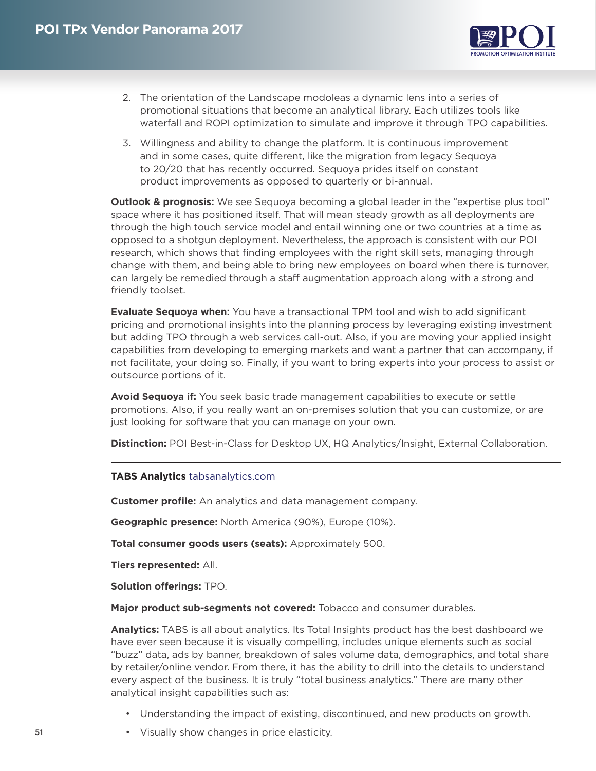2. The orientation of the Landscape modoleas a dynamic lens into a series of promotional situations that become an analytical library. Each utilizes tools like waterfall and ROPI optimization to simulate and improve it through TPO capabilities.

3. Willingness and ability to change the platform. It is continuous improvement and in some cases, quite different, like the migration from legacy Sequoya to 20/20 that has recently occurred. Sequoya prides itself on constant product improvements as opposed to quarterly or bi-annual.

**Outlook & prognosis:** We see Sequoya becoming a global leader in the "expertise plus tool" space where it has positioned itself. That will mean steady growth as all deployments are through the high touch service model and entail winning one or two countries at a time as opposed to a shotgun deployment. Nevertheless, the approach is consistent with our POI research, which shows that finding employees with the right skill sets, managing through change with them, and being able to bring new employees on board when there is turnover, can largely be remedied through a staff augmentation approach along with a strong and friendly toolset.

**Evaluate Sequoya when:** You have a transactional TPM tool and wish to add significant pricing and promotional insights into the planning process by leveraging existing investment but adding TPO through a web services call-out. Also, if you are moving your applied insight capabilities from developing to emerging markets and want a partner that can accompany, if not facilitate, your doing so. Finally, if you want to bring experts into your process to assist or outsource portions of it.

**Avoid Sequoya if:** You seek basic trade management capabilities to execute or settle promotions. Also, if you really want an on-premises solution that you can customize, or are just looking for software that you can manage on your own.

**Distinction:** POI Best-in-Class for Desktop UX, HQ Analytics/Insight, External Collaboration.

---

**TABS Analytics** tabsanalytics.com

**Customer profile:** An analytics and data management company.

**Geographic presence:** North America (90%), Europe (10%).

**Total consumer goods users (seats):** Approximately 500.

**Tiers represented:** All.

**Solution offerings:** TPO.

**Major product sub-segments not covered:** Tobacco and consumer durables.

**Analytics:** TABS is all about analytics. Its Total Insights product has the best dashboard we have ever seen because it is visually compelling, includes unique elements such as social "buzz" data, ads by banner, breakdown of sales volume data, demographics, and total share by retailer/online vendor. From there, it has the ability to drill into the details to understand every aspect of the business. It is truly "total business analytics." There are many other analytical insight capabilities such as:

- Understanding the impact of existing, discontinued, and new products on growth.
- Visually show changes in price elasticity.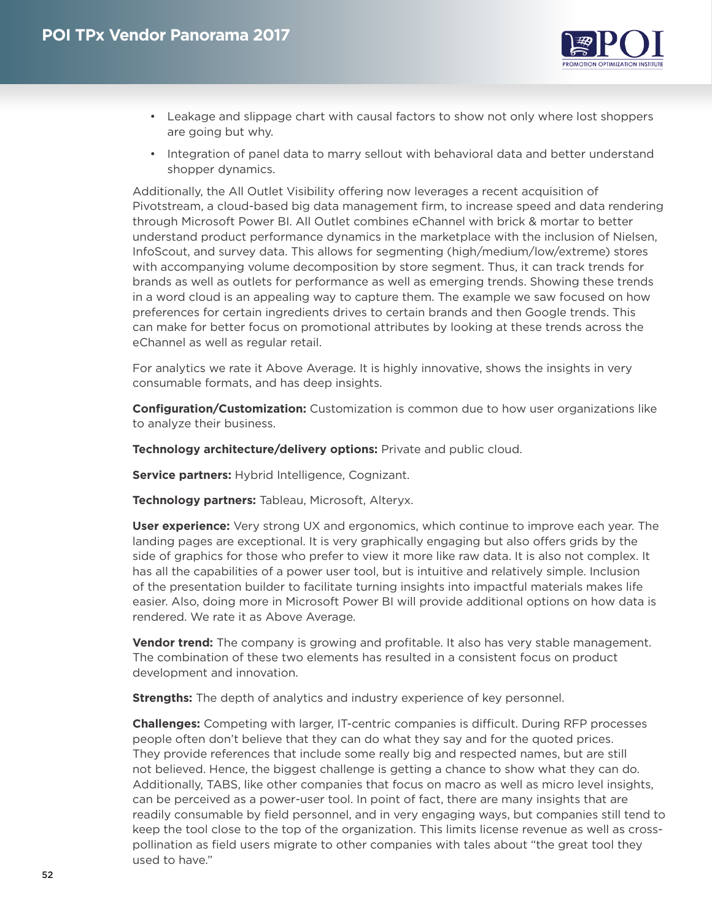- Leakage and slippage chart with causal factors to show not only where lost shoppers are going but why.
- Integration of panel data to marry sellout with behavioral data and better understand shopper dynamics.

Additionally, the All Outlet Visibility offering now leverages a recent acquisition of Pivotstream, a cloud-based big data management firm, to increase speed and data rendering through Microsoft Power BI. All Outlet combines eChannel with brick & mortar to better understand product performance dynamics in the marketplace with the inclusion of Nielsen, InfoScout, and survey data. This allows for segmenting (high/medium/low/extreme) stores with accompanying volume decomposition by store segment. Thus, it can track trends for brands as well as outlets for performance as well as emerging trends. Showing these trends in a word cloud is an appealing way to capture them. The example we saw focused on how preferences for certain ingredients drives to certain brands and then Google trends. This can make for better focus on promotional attributes by looking at these trends across the eChannel as well as regular retail.

For analytics we rate it Above Average. It is highly innovative, shows the insights in very consumable formats, and has deep insights.

**Configuration/Customization:** Customization is common due to how user organizations like to analyze their business.

**Technology architecture/delivery options:** Private and public cloud.

**Service partners:** Hybrid Intelligence, Cognizant.

**Technology partners:** Tableau, Microsoft, Alteryx.

**User experience:** Very strong UX and ergonomics, which continue to improve each year. The landing pages are exceptional. It is very graphically engaging but also offers grids by the side of graphics for those who prefer to view it more like raw data. It is also not complex. It has all the capabilities of a power user tool, but is intuitive and relatively simple. Inclusion of the presentation builder to facilitate turning insights into impactful materials makes life easier. Also, doing more in Microsoft Power BI will provide additional options on how data is rendered. We rate it as Above Average.

**Vendor trend:** The company is growing and profitable. It also has very stable management. The combination of these two elements has resulted in a consistent focus on product development and innovation.

**Strengths:** The depth of analytics and industry experience of key personnel.

**Challenges:** Competing with larger, IT-centric companies is difficult. During RFP processes people often don't believe that they can do what they say and for the quoted prices. They provide references that include some really big and respected names, but are still not believed. Hence, the biggest challenge is getting a chance to show what they can do. Additionally, TABS, like other companies that focus on macro as well as micro level insights, can be perceived as a power-user tool. In point of fact, there are many insights that are readily consumable by field personnel, and in very engaging ways, but companies still tend to keep the tool close to the top of the organization. This limits license revenue as well as cross-pollination as field users migrate to other companies with tales about "the great tool they used to have."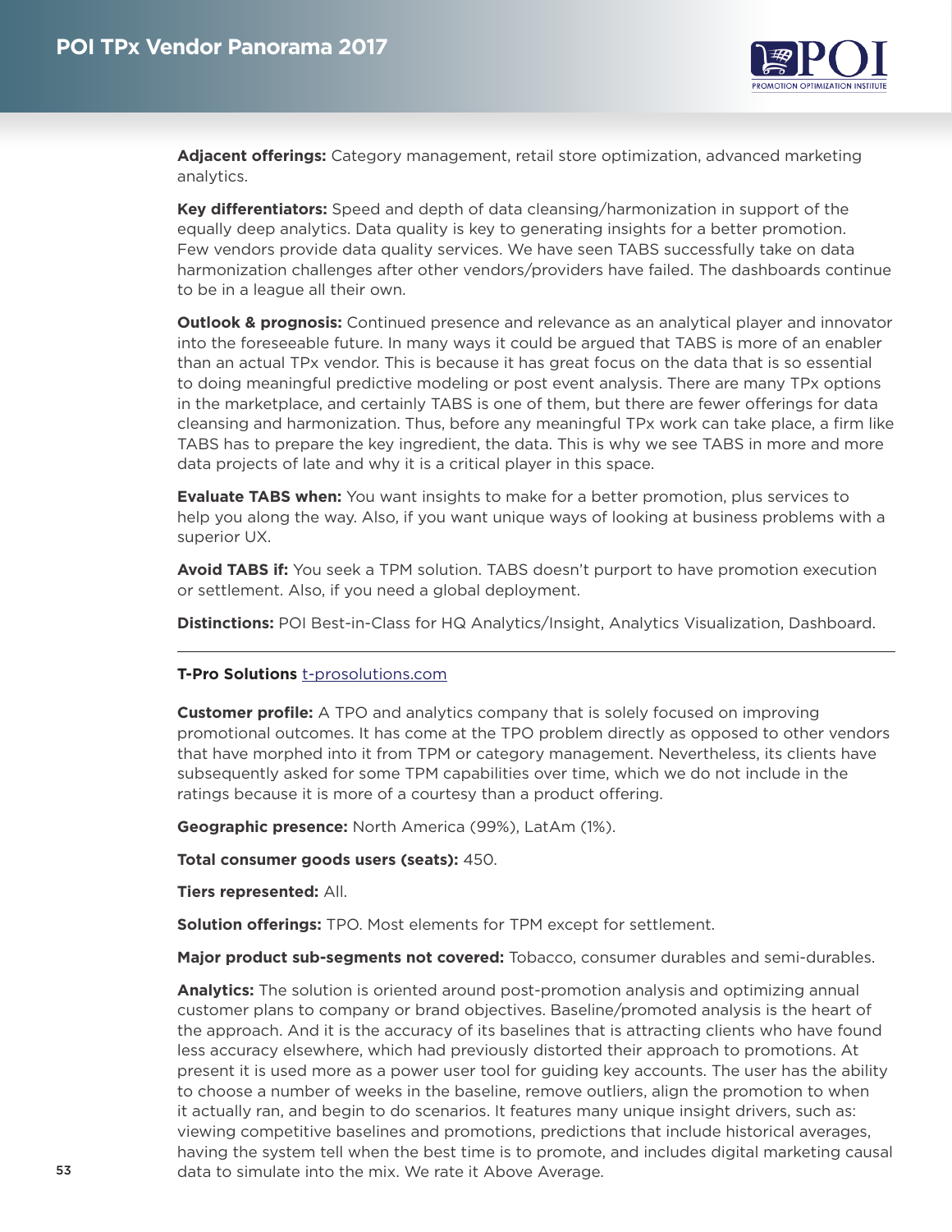**Adjacent offerings:** Category management, retail store optimization, advanced marketing analytics.

**Key differentiators:** Speed and depth of data cleansing/harmonization in support of the equally deep analytics. Data quality is key to generating insights for a better promotion. Few vendors provide data quality services. We have seen TABS successfully take on data harmonization challenges after other vendors/providers have failed. The dashboards continue to be in a league all their own.

**Outlook & prognosis:** Continued presence and relevance as an analytical player and innovator into the foreseeable future. In many ways it could be argued that TABS is more of an enabler than an actual TPx vendor. This is because it has great focus on the data that is so essential to doing meaningful predictive modeling or post event analysis. There are many TPx options in the marketplace, and certainly TABS is one of them, but there are fewer offerings for data cleansing and harmonization. Thus, before any meaningful TPx work can take place, a firm like TABS has to prepare the key ingredient, the data. This is why we see TABS in more and more data projects of late and why it is a critical player in this space.

**Evaluate TABS when:** You want insights to make for a better promotion, plus services to help you along the way. Also, if you want unique ways of looking at business problems with a superior UX.

**Avoid TABS if:** You seek a TPM solution. TABS doesn't purport to have promotion execution or settlement. Also, if you need a global deployment.

**Distinctions:** POI Best-in-Class for HQ Analytics/Insight, Analytics Visualization, Dashboard.

---

**T-Pro Solutions** t-prosolutions.com

**Customer profile:** A TPO and analytics company that is solely focused on improving promotional outcomes. It has come at the TPO problem directly as opposed to other vendors that have morphed into it from TPM or category management. Nevertheless, its clients have subsequently asked for some TPM capabilities over time, which we do not include in the ratings because it is more of a courtesy than a product offering.

**Geographic presence:** North America (99%), LatAm (1%).

**Total consumer goods users (seats):** 450.

**Tiers represented:** All.

**Solution offerings:** TPO. Most elements for TPM except for settlement.

**Major product sub-segments not covered:** Tobacco, consumer durables and semi-durables.

**Analytics:** The solution is oriented around post-promotion analysis and optimizing annual customer plans to company or brand objectives. Baseline/promoted analysis is the heart of the approach. And it is the accuracy of its baselines that is attracting clients who have found less accuracy elsewhere, which had previously distorted their approach to promotions. At present it is used more as a power user tool for guiding key accounts. The user has the ability to choose a number of weeks in the baseline, remove outliers, align the promotion to when it actually ran, and begin to do scenarios. It features many unique insight drivers, such as: viewing competitive baselines and promotions, predictions that include historical averages, having the system tell when the best time is to promote, and includes digital marketing causal data to simulate into the mix. We rate it Above Average.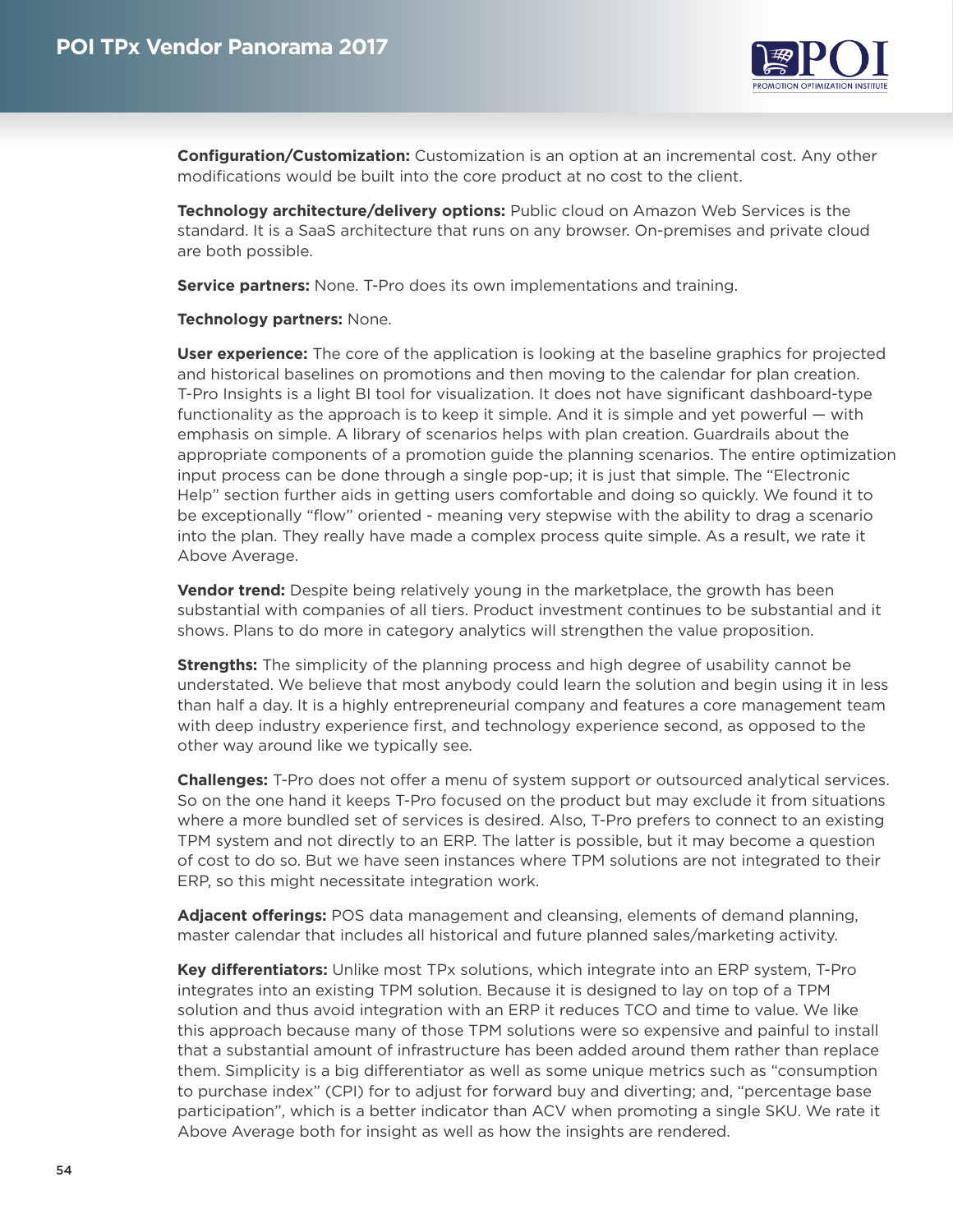**Configuration/Customization:** Customization is an option at an incremental cost. Any other modifications would be built into the core product at no cost to the client.

**Technology architecture/delivery options:** Public cloud on Amazon Web Services is the standard. It is a SaaS architecture that runs on any browser. On-premises and private cloud are both possible.

**Service partners:** None. T-Pro does its own implementations and training.

**Technology partners:** None.

**User experience:** The core of the application is looking at the baseline graphics for projected and historical baselines on promotions and then moving to the calendar for plan creation. T-Pro Insights is a light BI tool for visualization. It does not have significant dashboard-type functionality as the approach is to keep it simple. And it is simple and yet powerful — with emphasis on simple. A library of scenarios helps with plan creation. Guardrails about the appropriate components of a promotion guide the planning scenarios. The entire optimization input process can be done through a single pop-up; it is just that simple. The "Electronic Help" section further aids in getting users comfortable and doing so quickly. We found it to be exceptionally "flow" oriented - meaning very stepwise with the ability to drag a scenario into the plan. They really have made a complex process quite simple. As a result, we rate it Above Average.

**Vendor trend:** Despite being relatively young in the marketplace, the growth has been substantial with companies of all tiers. Product investment continues to be substantial and it shows. Plans to do more in category analytics will strengthen the value proposition.

**Strengths:** The simplicity of the planning process and high degree of usability cannot be understated. We believe that most anybody could learn the solution and begin using it in less than half a day. It is a highly entrepreneurial company and features a core management team with deep industry experience first, and technology experience second, as opposed to the other way around like we typically see.

**Challenges:** T-Pro does not offer a menu of system support or outsourced analytical services. So on the one hand it keeps T-Pro focused on the product but may exclude it from situations where a more bundled set of services is desired. Also, T-Pro prefers to connect to an existing TPM system and not directly to an ERP. The latter is possible, but it may become a question of cost to do so. But we have seen instances where TPM solutions are not integrated to their ERP, so this might necessitate integration work.

**Adjacent offerings:** POS data management and cleansing, elements of demand planning, master calendar that includes all historical and future planned sales/marketing activity.

**Key differentiators:** Unlike most TPx solutions, which integrate into an ERP system, T-Pro integrates into an existing TPM solution. Because it is designed to lay on top of a TPM solution and thus avoid integration with an ERP it reduces TCO and time to value. We like this approach because many of those TPM solutions were so expensive and painful to install that a substantial amount of infrastructure has been added around them rather than replace them. Simplicity is a big differentiator as well as some unique metrics such as "consumption to purchase index" (CPI) for to adjust for forward buy and diverting; and, "percentage base participation", which is a better indicator than ACV when promoting a single SKU. We rate it Above Average both for insight as well as how the insights are rendered.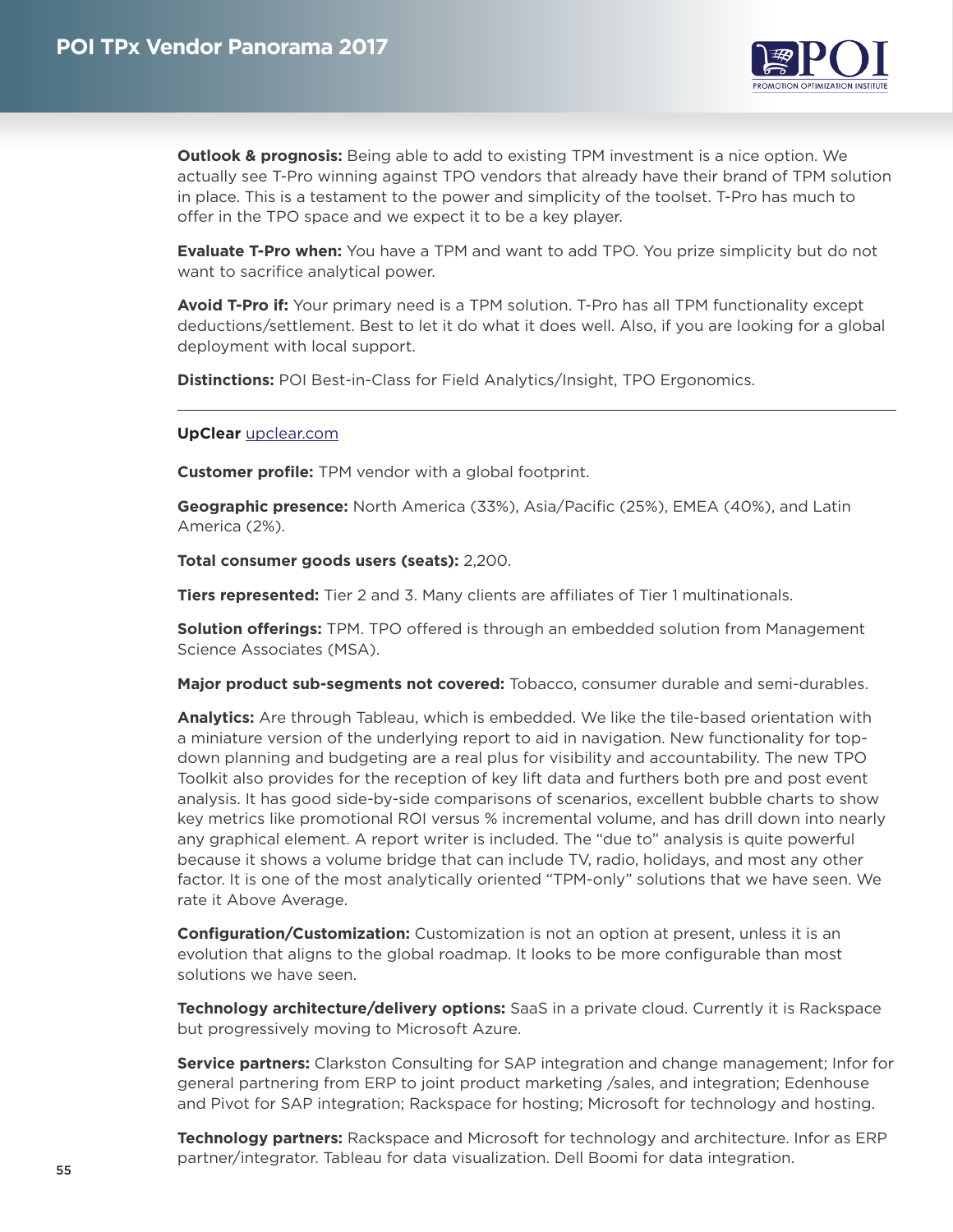**Outlook & prognosis:** Being able to add to existing TPM investment is a nice option. We actually see T-Pro winning against TPO vendors that already have their brand of TPM solution in place. This is a testament to the power and simplicity of the toolset. T-Pro has much to offer in the TPO space and we expect it to be a key player.

**Evaluate T-Pro when:** You have a TPM and want to add TPO. You prize simplicity but do not want to sacrifice analytical power.

**Avoid T-Pro if:** Your primary need is a TPM solution. T-Pro has all TPM functionality except deductions/settlement. Best to let it do what it does well. Also, if you are looking for a global deployment with local support.

**Distinctions:** POI Best-in-Class for Field Analytics/Insight, TPO Ergonomics.

---

**UpClear** [upclear.com](upclear.com)

**Customer profile:** TPM vendor with a global footprint.

**Geographic presence:** North America (33%), Asia/Pacific (25%), EMEA (40%), and Latin America (2%).

**Total consumer goods users (seats):** 2,200.

**Tiers represented:** Tier 2 and 3. Many clients are affiliates of Tier 1 multinationals.

**Solution offerings:** TPM. TPO offered is through an embedded solution from Management Science Associates (MSA).

**Major product sub-segments not covered:** Tobacco, consumer durable and semi-durables.

**Analytics:** Are through Tableau, which is embedded. We like the tile-based orientation with a miniature version of the underlying report to aid in navigation. New functionality for top-down planning and budgeting are a real plus for visibility and accountability. The new TPO Toolkit also provides for the reception of key lift data and furthers both pre and post event analysis. It has good side-by-side comparisons of scenarios, excellent bubble charts to show key metrics like promotional ROI versus % incremental volume, and has drill down into nearly any graphical element. A report writer is included. The "due to" analysis is quite powerful because it shows a volume bridge that can include TV, radio, holidays, and most any other factor. It is one of the most analytically oriented "TPM-only" solutions that we have seen. We rate it Above Average.

**Configuration/Customization:** Customization is not an option at present, unless it is an evolution that aligns to the global roadmap. It looks to be more configurable than most solutions we have seen.

**Technology architecture/delivery options:** SaaS in a private cloud. Currently it is Rackspace but progressively moving to Microsoft Azure.

**Service partners:** Clarkston Consulting for SAP integration and change management; Infor for general partnering from ERP to joint product marketing /sales, and integration; Edenhouse and Pivot for SAP integration; Rackspace for hosting; Microsoft for technology and hosting.

**Technology partners:** Rackspace and Microsoft for technology and architecture. Infor as ERP partner/integrator. Tableau for data visualization. Dell Boomi for data integration.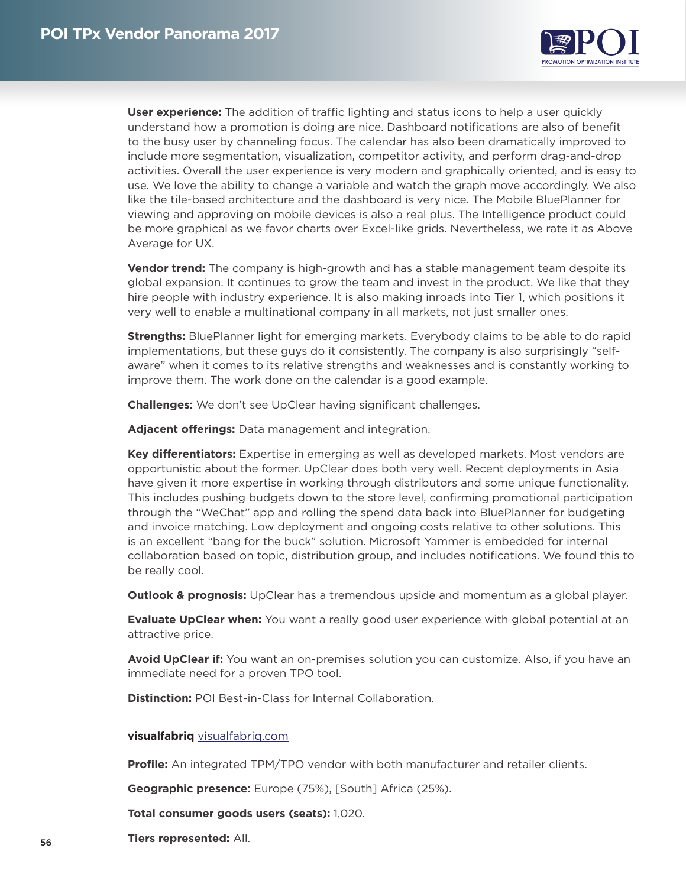**User experience:** The addition of traffic lighting and status icons to help a user quickly understand how a promotion is doing are nice. Dashboard notifications are also of benefit to the busy user by channeling focus. The calendar has also been dramatically improved to include more segmentation, visualization, competitor activity, and perform drag-and-drop activities. Overall the user experience is very modern and graphically oriented, and is easy to use. We love the ability to change a variable and watch the graph move accordingly. We also like the tile-based architecture and the dashboard is very nice. The Mobile BluePlanner for viewing and approving on mobile devices is also a real plus. The Intelligence product could be more graphical as we favor charts over Excel-like grids. Nevertheless, we rate it as Above Average for UX.

**Vendor trend:** The company is high-growth and has a stable management team despite its global expansion. It continues to grow the team and invest in the product. We like that they hire people with industry experience. It is also making inroads into Tier 1, which positions it very well to enable a multinational company in all markets, not just smaller ones.

**Strengths:** BluePlanner light for emerging markets. Everybody claims to be able to do rapid implementations, but these guys do it consistently. The company is also surprisingly "self-aware" when it comes to its relative strengths and weaknesses and is constantly working to improve them. The work done on the calendar is a good example.

**Challenges:** We don't see UpClear having significant challenges.

**Adjacent offerings:** Data management and integration.

**Key differentiators:** Expertise in emerging as well as developed markets. Most vendors are opportunistic about the former. UpClear does both very well. Recent deployments in Asia have given it more expertise in working through distributors and some unique functionality. This includes pushing budgets down to the store level, confirming promotional participation through the "WeChat" app and rolling the spend data back into BluePlanner for budgeting and invoice matching. Low deployment and ongoing costs relative to other solutions. This is an excellent "bang for the buck" solution. Microsoft Yammer is embedded for internal collaboration based on topic, distribution group, and includes notifications. We found this to be really cool.

**Outlook & prognosis:** UpClear has a tremendous upside and momentum as a global player.

**Evaluate UpClear when:** You want a really good user experience with global potential at an attractive price.

**Avoid UpClear if:** You want an on-premises solution you can customize. Also, if you have an immediate need for a proven TPO tool.

**Distinction:** POI Best-in-Class for Internal Collaboration.

---

**visualfabriq** visualfabriq.com

**Profile:** An integrated TPM/TPO vendor with both manufacturer and retailer clients.

**Geographic presence:** Europe (75%), [South] Africa (25%).

**Total consumer goods users (seats):** 1,020.

**Tiers represented:** All.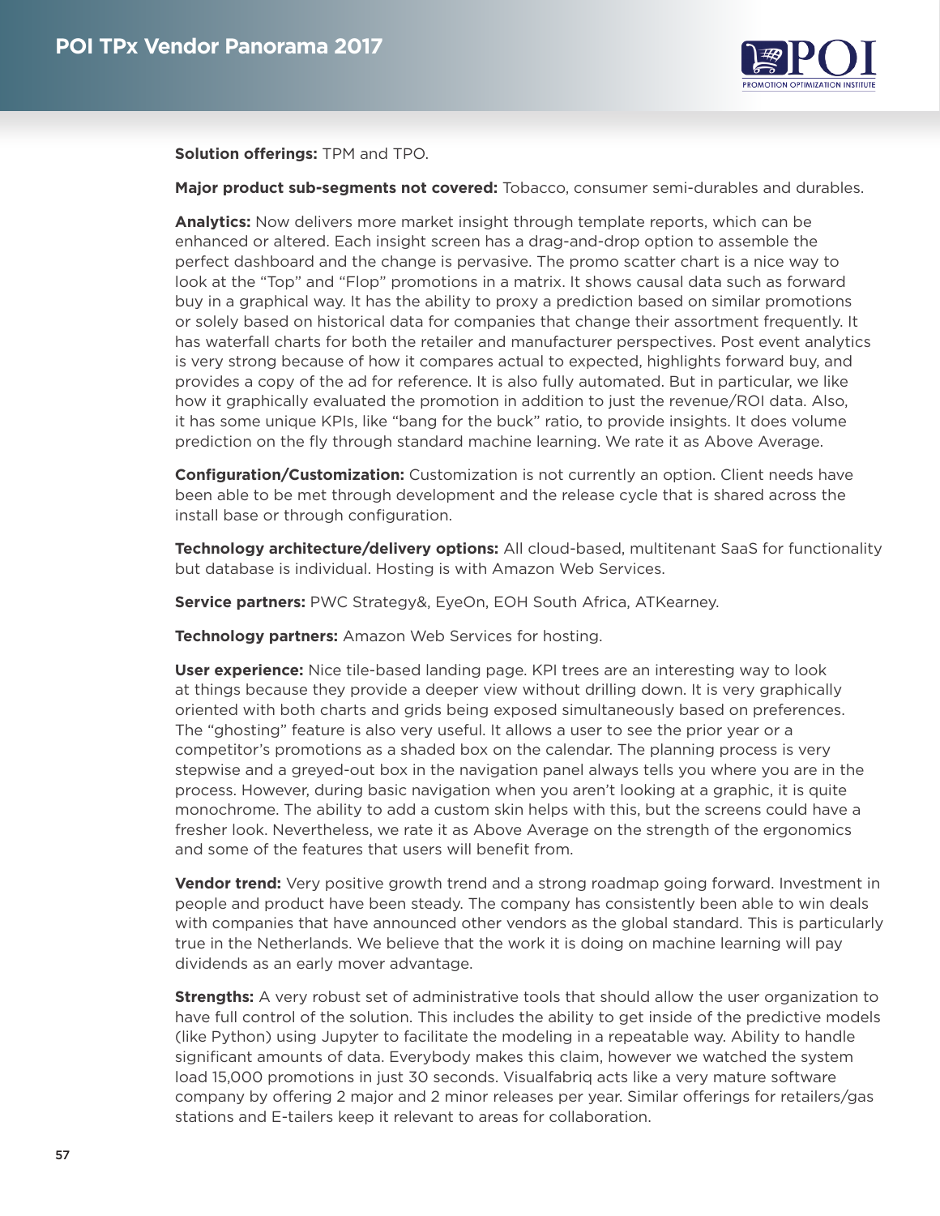**Solution offerings:** TPM and TPO.

**Major product sub-segments not covered:** Tobacco, consumer semi-durables and durables.

**Analytics:** Now delivers more market insight through template reports, which can be enhanced or altered. Each insight screen has a drag-and-drop option to assemble the perfect dashboard and the change is pervasive. The promo scatter chart is a nice way to look at the "Top" and "Flop" promotions in a matrix. It shows causal data such as forward buy in a graphical way. It has the ability to proxy a prediction based on similar promotions or solely based on historical data for companies that change their assortment frequently. It has waterfall charts for both the retailer and manufacturer perspectives. Post event analytics is very strong because of how it compares actual to expected, highlights forward buy, and provides a copy of the ad for reference. It is also fully automated. But in particular, we like how it graphically evaluated the promotion in addition to just the revenue/ROI data. Also, it has some unique KPIs, like "bang for the buck" ratio, to provide insights. It does volume prediction on the fly through standard machine learning. We rate it as Above Average.

**Configuration/Customization:** Customization is not currently an option. Client needs have been able to be met through development and the release cycle that is shared across the install base or through configuration.

**Technology architecture/delivery options:** All cloud-based, multitenant SaaS for functionality but database is individual. Hosting is with Amazon Web Services.

**Service partners:** PWC Strategy&, EyeOn, EOH South Africa, ATKearney.

**Technology partners:** Amazon Web Services for hosting.

**User experience:** Nice tile-based landing page. KPI trees are an interesting way to look at things because they provide a deeper view without drilling down. It is very graphically oriented with both charts and grids being exposed simultaneously based on preferences. The "ghosting" feature is also very useful. It allows a user to see the prior year or a competitor's promotions as a shaded box on the calendar. The planning process is very stepwise and a greyed-out box in the navigation panel always tells you where you are in the process. However, during basic navigation when you aren't looking at a graphic, it is quite monochrome. The ability to add a custom skin helps with this, but the screens could have a fresher look. Nevertheless, we rate it as Above Average on the strength of the ergonomics and some of the features that users will benefit from.

**Vendor trend:** Very positive growth trend and a strong roadmap going forward. Investment in people and product have been steady. The company has consistently been able to win deals with companies that have announced other vendors as the global standard. This is particularly true in the Netherlands. We believe that the work it is doing on machine learning will pay dividends as an early mover advantage.

**Strengths:** A very robust set of administrative tools that should allow the user organization to have full control of the solution. This includes the ability to get inside of the predictive models (like Python) using Jupyter to facilitate the modeling in a repeatable way. Ability to handle significant amounts of data. Everybody makes this claim, however we watched the system load 15,000 promotions in just 30 seconds. Visualfabriq acts like a very mature software company by offering 2 major and 2 minor releases per year. Similar offerings for retailers/gas stations and E-tailers keep it relevant to areas for collaboration.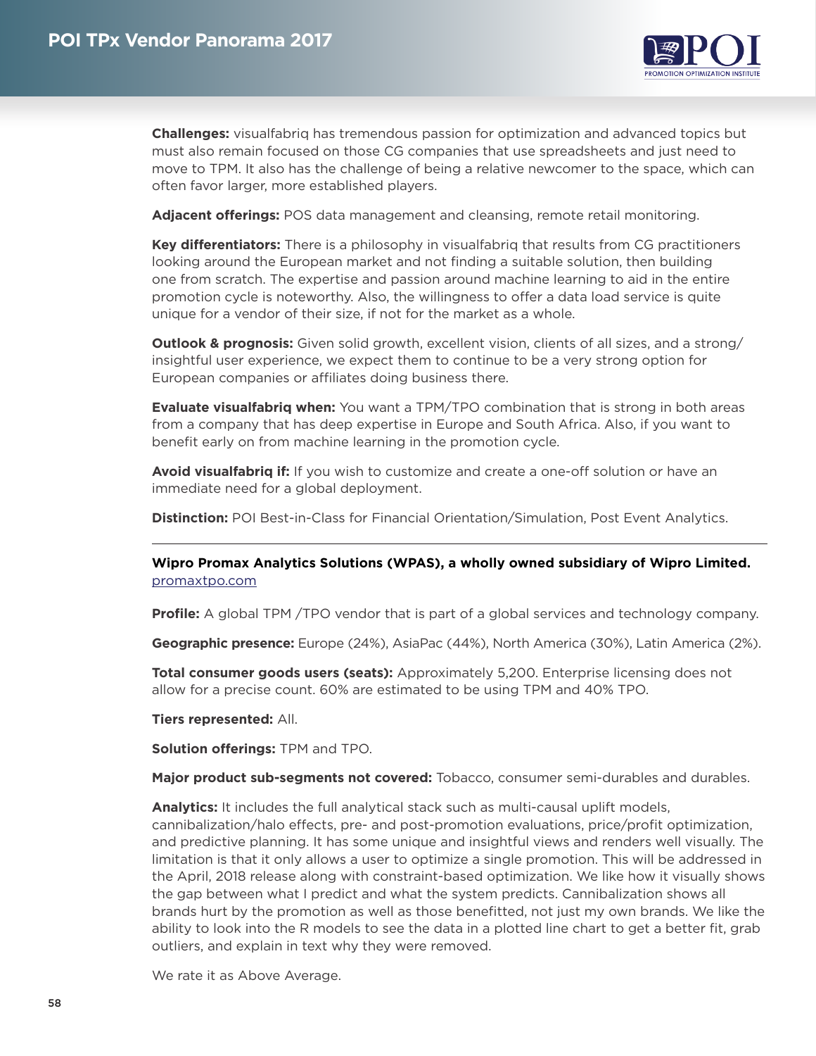**Challenges:** visualfabriq has tremendous passion for optimization and advanced topics but must also remain focused on those CG companies that use spreadsheets and just need to move to TPM. It also has the challenge of being a relative newcomer to the space, which can often favor larger, more established players.

**Adjacent offerings:** POS data management and cleansing, remote retail monitoring.

**Key differentiators:** There is a philosophy in visualfabriq that results from CG practitioners looking around the European market and not finding a suitable solution, then building one from scratch. The expertise and passion around machine learning to aid in the entire promotion cycle is noteworthy. Also, the willingness to offer a data load service is quite unique for a vendor of their size, if not for the market as a whole.

**Outlook & prognosis:** Given solid growth, excellent vision, clients of all sizes, and a strong/insightful user experience, we expect them to continue to be a very strong option for European companies or affiliates doing business there.

**Evaluate visualfabriq when:** You want a TPM/TPO combination that is strong in both areas from a company that has deep expertise in Europe and South Africa. Also, if you want to benefit early on from machine learning in the promotion cycle.

**Avoid visualfabriq if:** If you wish to customize and create a one-off solution or have an immediate need for a global deployment.

**Distinction:** POI Best-in-Class for Financial Orientation/Simulation, Post Event Analytics.

---

**Wipro Promax Analytics Solutions (WPAS), a wholly owned subsidiary of Wipro Limited.**
promaxtpo.com

**Profile:** A global TPM /TPO vendor that is part of a global services and technology company.

**Geographic presence:** Europe (24%), AsiaPac (44%), North America (30%), Latin America (2%).

**Total consumer goods users (seats):** Approximately 5,200. Enterprise licensing does not allow for a precise count. 60% are estimated to be using TPM and 40% TPO.

**Tiers represented:** All.

**Solution offerings:** TPM and TPO.

**Major product sub-segments not covered:** Tobacco, consumer semi-durables and durables.

**Analytics:** It includes the full analytical stack such as multi-causal uplift models, cannibalization/halo effects, pre- and post-promotion evaluations, price/profit optimization, and predictive planning. It has some unique and insightful views and renders well visually. The limitation is that it only allows a user to optimize a single promotion. This will be addressed in the April, 2018 release along with constraint-based optimization. We like how it visually shows the gap between what I predict and what the system predicts. Cannibalization shows all brands hurt by the promotion as well as those benefitted, not just my own brands. We like the ability to look into the R models to see the data in a plotted line chart to get a better fit, grab outliers, and explain in text why they were removed.

We rate it as Above Average.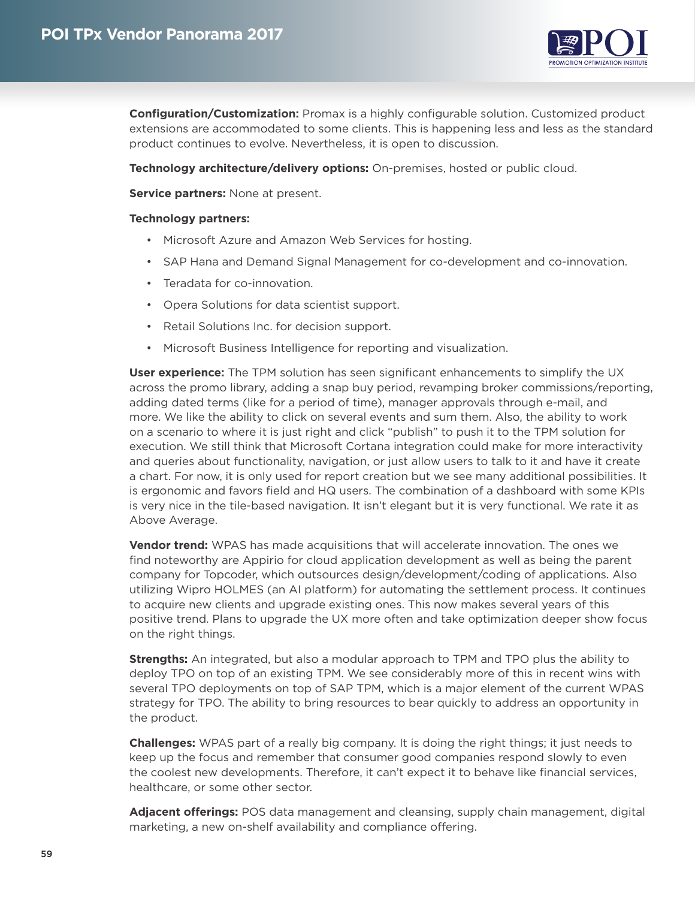**Configuration/Customization:** Promax is a highly configurable solution. Customized product extensions are accommodated to some clients. This is happening less and less as the standard product continues to evolve. Nevertheless, it is open to discussion.

**Technology architecture/delivery options:** On-premises, hosted or public cloud.

**Service partners:** None at present.

**Technology partners:**

- Microsoft Azure and Amazon Web Services for hosting.
- SAP Hana and Demand Signal Management for co-development and co-innovation.
- Teradata for co-innovation.
- Opera Solutions for data scientist support.
- Retail Solutions Inc. for decision support.
- Microsoft Business Intelligence for reporting and visualization.

**User experience:** The TPM solution has seen significant enhancements to simplify the UX across the promo library, adding a snap buy period, revamping broker commissions/reporting, adding dated terms (like for a period of time), manager approvals through e-mail, and more. We like the ability to click on several events and sum them. Also, the ability to work on a scenario to where it is just right and click "publish" to push it to the TPM solution for execution. We still think that Microsoft Cortana integration could make for more interactivity and queries about functionality, navigation, or just allow users to talk to it and have it create a chart. For now, it is only used for report creation but we see many additional possibilities. It is ergonomic and favors field and HQ users. The combination of a dashboard with some KPIs is very nice in the tile-based navigation. It isn't elegant but it is very functional. We rate it as Above Average.

**Vendor trend:** WPAS has made acquisitions that will accelerate innovation. The ones we find noteworthy are Appirio for cloud application development as well as being the parent company for Topcoder, which outsources design/development/coding of applications. Also utilizing Wipro HOLMES (an AI platform) for automating the settlement process. It continues to acquire new clients and upgrade existing ones. This now makes several years of this positive trend. Plans to upgrade the UX more often and take optimization deeper show focus on the right things.

**Strengths:** An integrated, but also a modular approach to TPM and TPO plus the ability to deploy TPO on top of an existing TPM. We see considerably more of this in recent wins with several TPO deployments on top of SAP TPM, which is a major element of the current WPAS strategy for TPO. The ability to bring resources to bear quickly to address an opportunity in the product.

**Challenges:** WPAS part of a really big company. It is doing the right things; it just needs to keep up the focus and remember that consumer good companies respond slowly to even the coolest new developments. Therefore, it can't expect it to behave like financial services, healthcare, or some other sector.

**Adjacent offerings:** POS data management and cleansing, supply chain management, digital marketing, a new on-shelf availability and compliance offering.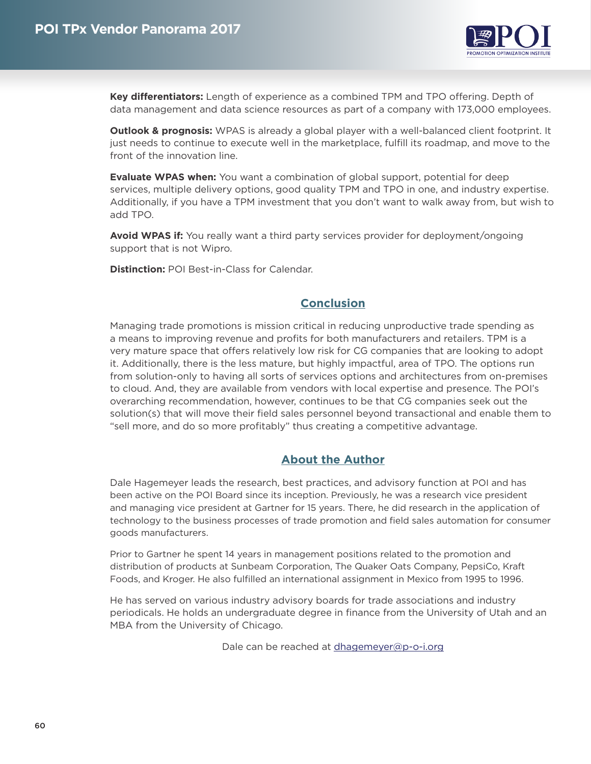**Key differentiators:** Length of experience as a combined TPM and TPO offering. Depth of data management and data science resources as part of a company with 173,000 employees.

**Outlook & prognosis:** WPAS is already a global player with a well-balanced client footprint. It just needs to continue to execute well in the marketplace, fulfill its roadmap, and move to the front of the innovation line.

**Evaluate WPAS when:** You want a combination of global support, potential for deep services, multiple delivery options, good quality TPM and TPO in one, and industry expertise. Additionally, if you have a TPM investment that you don't want to walk away from, but wish to add TPO.

**Avoid WPAS if:** You really want a third party services provider for deployment/ongoing support that is not Wipro.

**Distinction:** POI Best-in-Class for Calendar.

## Conclusion

Managing trade promotions is mission critical in reducing unproductive trade spending as a means to improving revenue and profits for both manufacturers and retailers. TPM is a very mature space that offers relatively low risk for CG companies that are looking to adopt it. Additionally, there is the less mature, but highly impactful, area of TPO. The options run from solution-only to having all sorts of services options and architectures from on-premises to cloud. And, they are available from vendors with local expertise and presence. The POI's overarching recommendation, however, continues to be that CG companies seek out the solution(s) that will move their field sales personnel beyond transactional and enable them to "sell more, and do so more profitably" thus creating a competitive advantage.

## About the Author

Dale Hagemeyer leads the research, best practices, and advisory function at POI and has been active on the POI Board since its inception. Previously, he was a research vice president and managing vice president at Gartner for 15 years. There, he did research in the application of technology to the business processes of trade promotion and field sales automation for consumer goods manufacturers.

Prior to Gartner he spent 14 years in management positions related to the promotion and distribution of products at Sunbeam Corporation, The Quaker Oats Company, PepsiCo, Kraft Foods, and Kroger. He also fulfilled an international assignment in Mexico from 1995 to 1996.

He has served on various industry advisory boards for trade associations and industry periodicals. He holds an undergraduate degree in finance from the University of Utah and an MBA from the University of Chicago.

Dale can be reached at dhagemeyer@p-o-i.org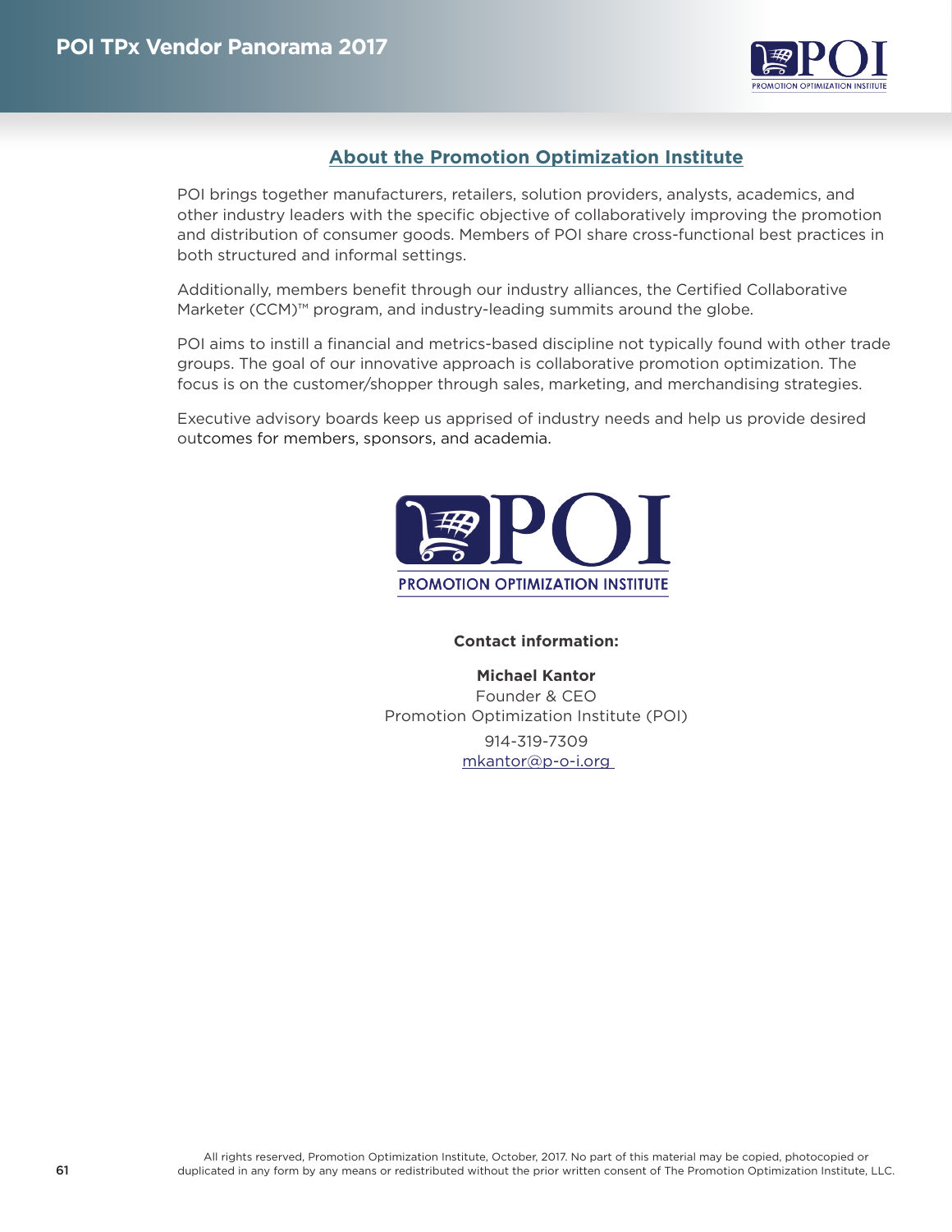## About the Promotion Optimization Institute

POI brings together manufacturers, retailers, solution providers, analysts, academics, and other industry leaders with the specific objective of collaboratively improving the promotion and distribution of consumer goods. Members of POI share cross-functional best practices in both structured and informal settings.

Additionally, members benefit through our industry alliances, the Certified Collaborative Marketer (CCM)™ program, and industry-leading summits around the globe.

POI aims to instill a financial and metrics-based discipline not typically found with other trade groups. The goal of our innovative approach is collaborative promotion optimization. The focus is on the customer/shopper through sales, marketing, and merchandising strategies.

Executive advisory boards keep us apprised of industry needs and help us provide desired outcomes for members, sponsors, and academia.

POI
PROMOTION OPTIMIZATION INSTITUTE

**Contact information:**

**Michael Kantor**
Founder & CEO
Promotion Optimization Institute (POI)
914-319-7309
mkantor@p-o-i.org

All rights reserved, Promotion Optimization Institute, October, 2017. No part of this material may be copied, photocopied or duplicated in any form by any means or redistributed without the prior written consent of The Promotion Optimization Institute, LLC.